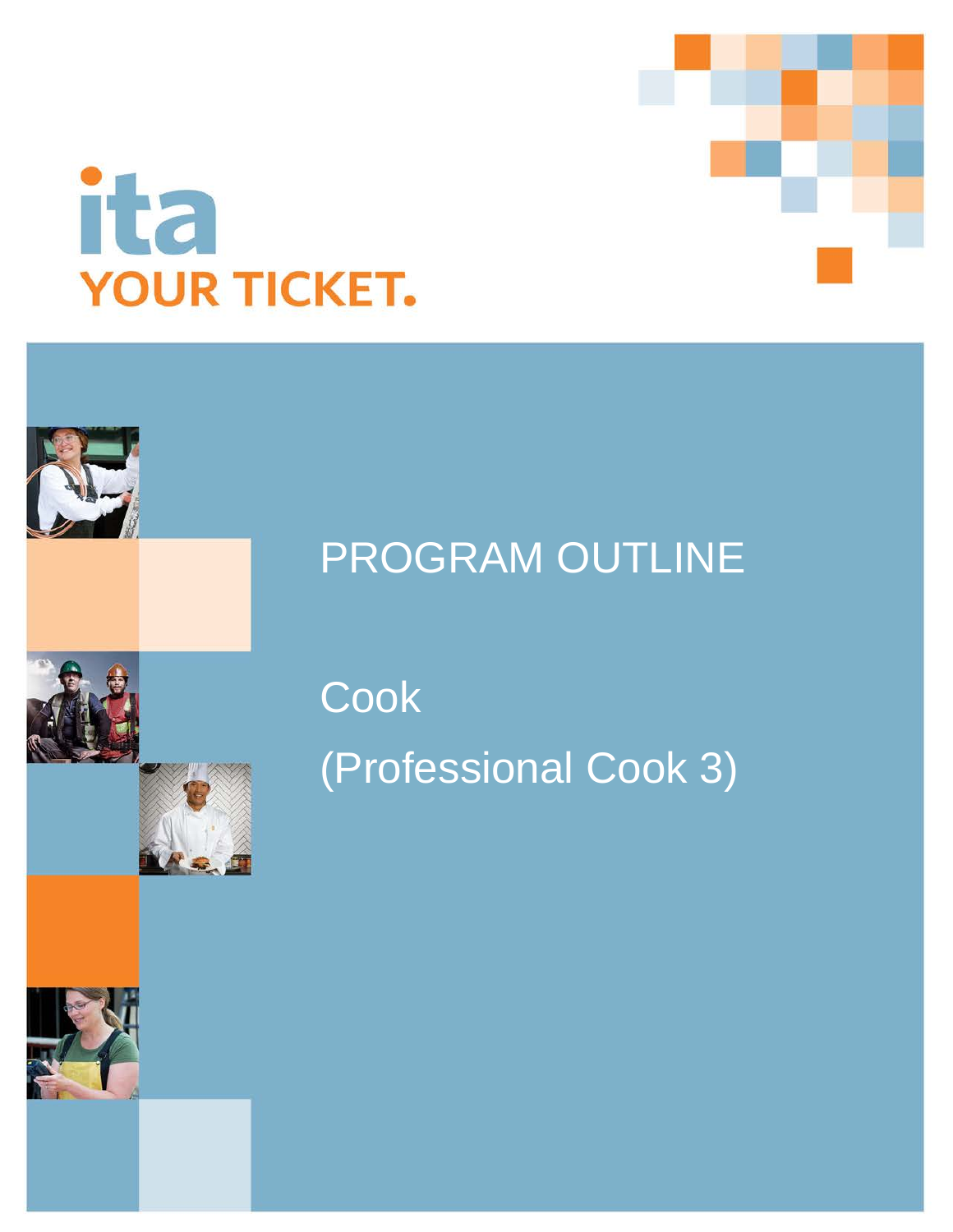ita
YOUR TICKET.

# PROGRAM OUTLINE

## Cook

## (Professional Cook 3)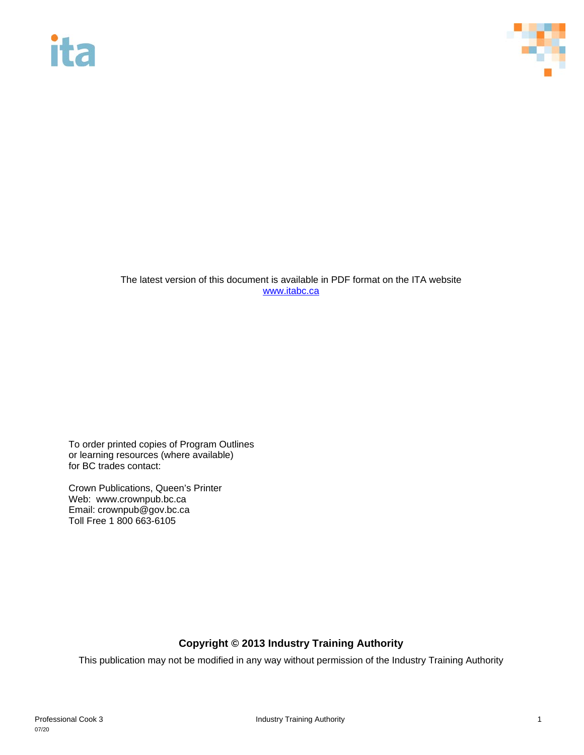The latest version of this document is available in PDF format on the ITA website
[www.itabc.ca](http://www.itabc.ca)

To order printed copies of Program Outlines
or learning resources (where available)
for BC trades contact:

Crown Publications, Queen's Printer
Web: www.crownpub.bc.ca
Email: crownpub@gov.bc.ca
Toll Free 1 800 663-6105

**Copyright © 2013 Industry Training Authority**

This publication may not be modified in any way without permission of the Industry Training Authority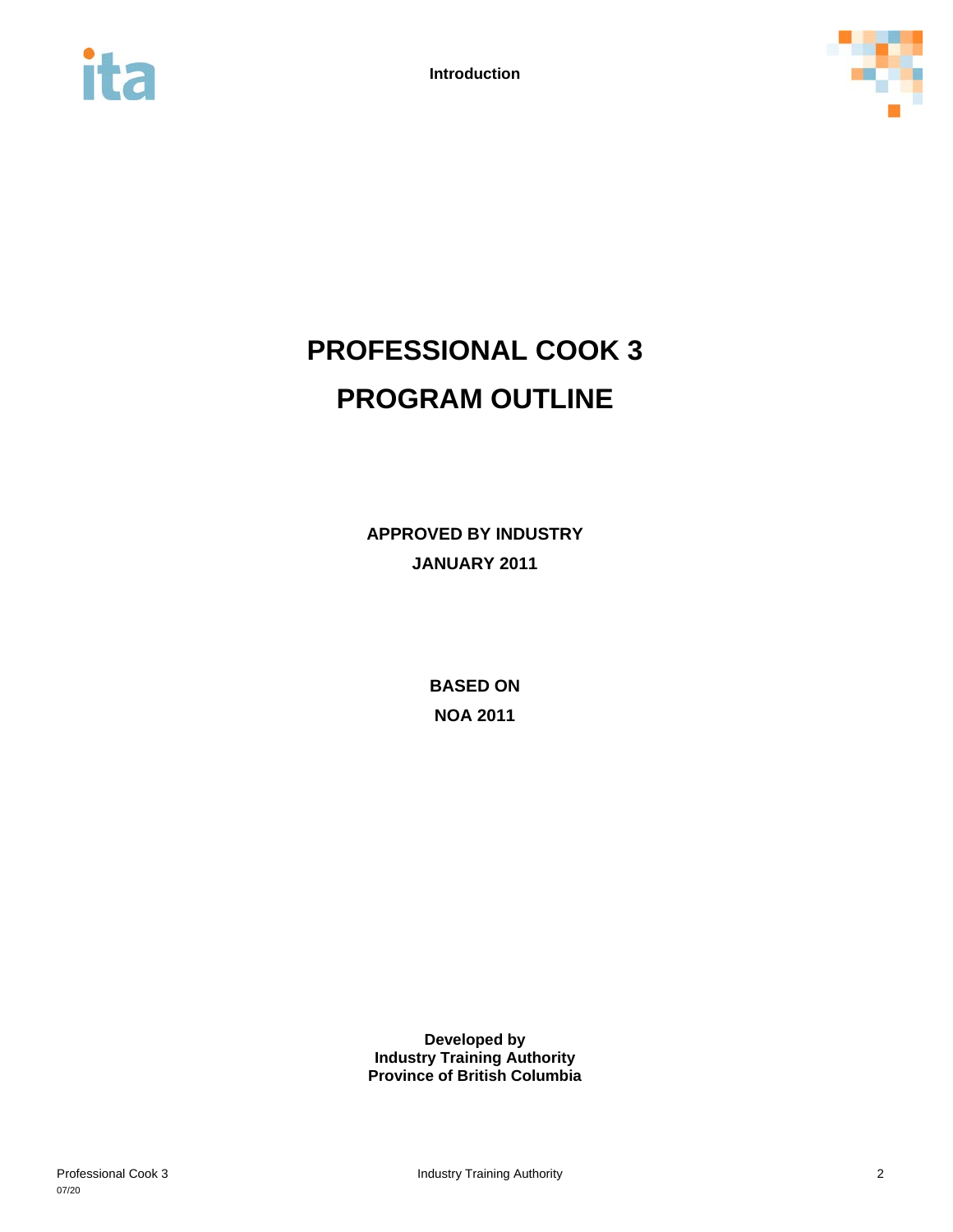# PROFESSIONAL COOK 3
# PROGRAM OUTLINE

**APPROVED BY INDUSTRY**
**JANUARY 2011**

**BASED ON**
**NOA 2011**

**Developed by**
**Industry Training Authority**
**Province of British Columbia**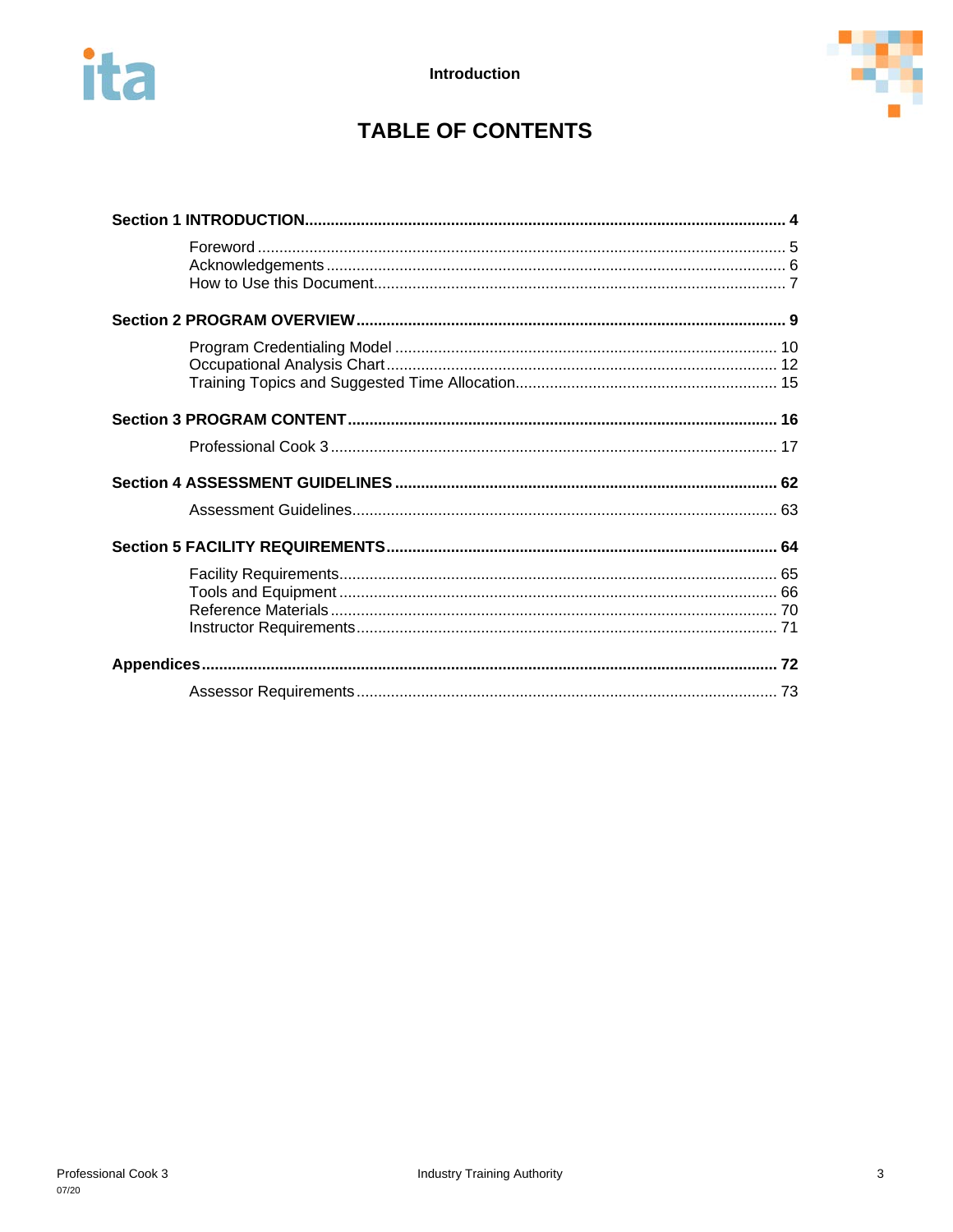# TABLE OF CONTENTS

**Section 1 INTRODUCTION** ..... **4**

- Foreword ..... 5
- Acknowledgements ..... 6
- How to Use this Document ..... 7

**Section 2 PROGRAM OVERVIEW** ..... **9**

- Program Credentialing Model ..... 10
- Occupational Analysis Chart ..... 12
- Training Topics and Suggested Time Allocation ..... 15

**Section 3 PROGRAM CONTENT** ..... **16**

- Professional Cook 3 ..... 17

**Section 4 ASSESSMENT GUIDELINES** ..... **62**

- Assessment Guidelines ..... 63

**Section 5 FACILITY REQUIREMENTS** ..... **64**

- Facility Requirements ..... 65
- Tools and Equipment ..... 66
- Reference Materials ..... 70
- Instructor Requirements ..... 71

**Appendices** ..... **72**

- Assessor Requirements ..... 73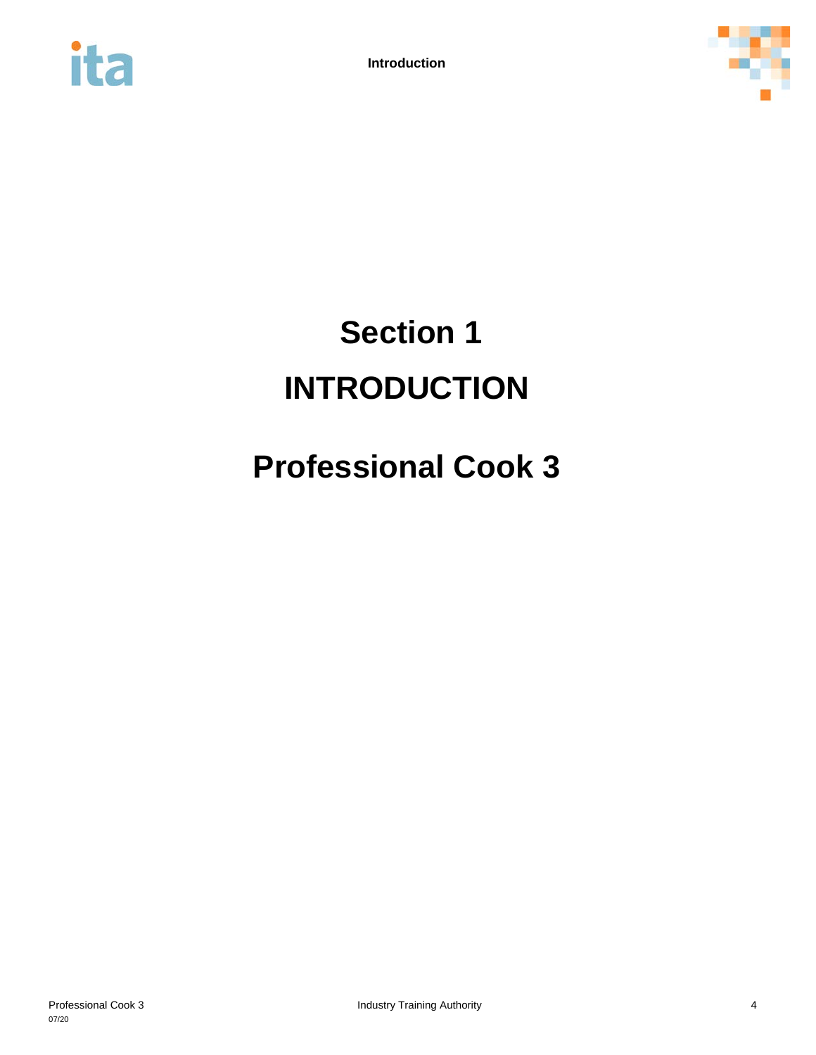# Section 1

# INTRODUCTION

# Professional Cook 3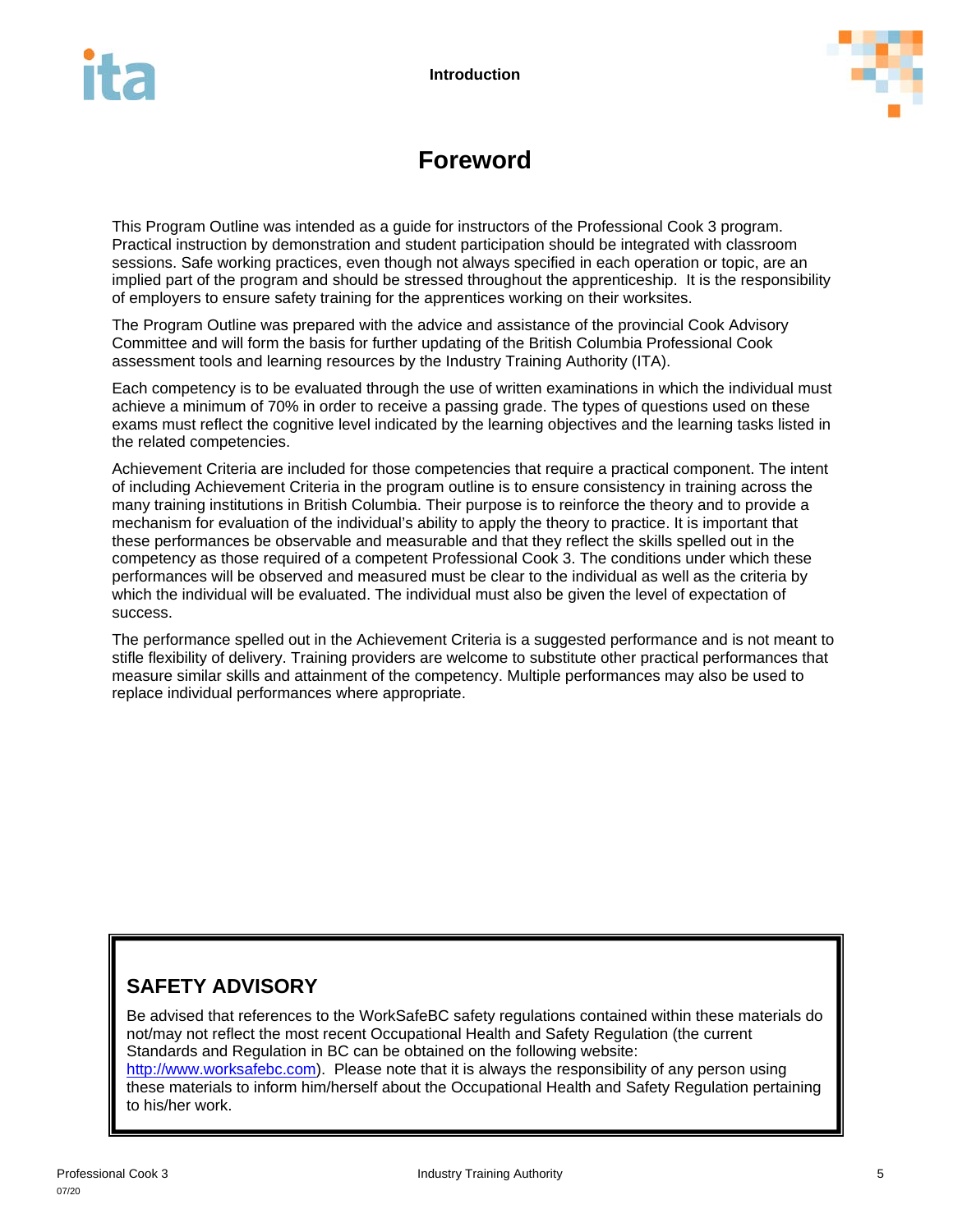# Foreword

This Program Outline was intended as a guide for instructors of the Professional Cook 3 program. Practical instruction by demonstration and student participation should be integrated with classroom sessions. Safe working practices, even though not always specified in each operation or topic, are an implied part of the program and should be stressed throughout the apprenticeship. It is the responsibility of employers to ensure safety training for the apprentices working on their worksites.

The Program Outline was prepared with the advice and assistance of the provincial Cook Advisory Committee and will form the basis for further updating of the British Columbia Professional Cook assessment tools and learning resources by the Industry Training Authority (ITA).

Each competency is to be evaluated through the use of written examinations in which the individual must achieve a minimum of 70% in order to receive a passing grade. The types of questions used on these exams must reflect the cognitive level indicated by the learning objectives and the learning tasks listed in the related competencies.

Achievement Criteria are included for those competencies that require a practical component. The intent of including Achievement Criteria in the program outline is to ensure consistency in training across the many training institutions in British Columbia. Their purpose is to reinforce the theory and to provide a mechanism for evaluation of the individual's ability to apply the theory to practice. It is important that these performances be observable and measurable and that they reflect the skills spelled out in the competency as those required of a competent Professional Cook 3. The conditions under which these performances will be observed and measured must be clear to the individual as well as the criteria by which the individual will be evaluated. The individual must also be given the level of expectation of success.

The performance spelled out in the Achievement Criteria is a suggested performance and is not meant to stifle flexibility of delivery. Training providers are welcome to substitute other practical performances that measure similar skills and attainment of the competency. Multiple performances may also be used to replace individual performances where appropriate.

## SAFETY ADVISORY

Be advised that references to the WorkSafeBC safety regulations contained within these materials do not/may not reflect the most recent Occupational Health and Safety Regulation (the current Standards and Regulation in BC can be obtained on the following website: http://www.worksafebc.com). Please note that it is always the responsibility of any person using these materials to inform him/herself about the Occupational Health and Safety Regulation pertaining to his/her work.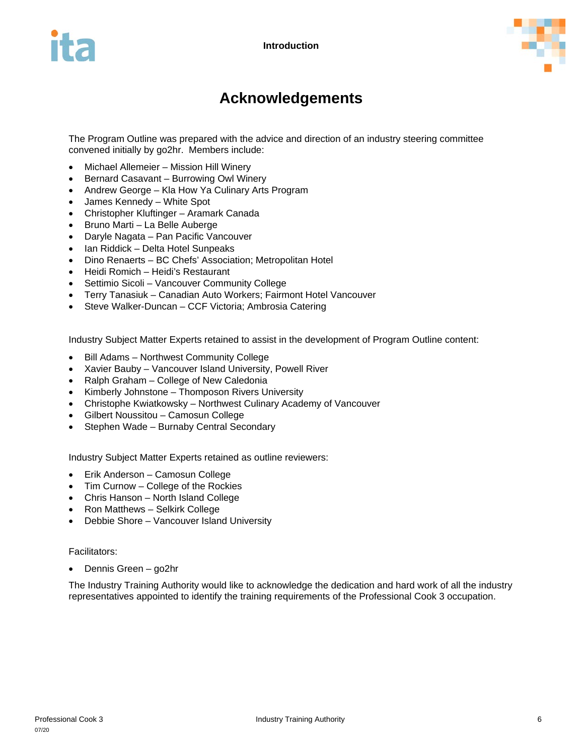# Acknowledgements

The Program Outline was prepared with the advice and direction of an industry steering committee convened initially by go2hr. Members include:

- Michael Allemeier – Mission Hill Winery
- Bernard Casavant – Burrowing Owl Winery
- Andrew George – Kla How Ya Culinary Arts Program
- James Kennedy – White Spot
- Christopher Kluftinger – Aramark Canada
- Bruno Marti – La Belle Auberge
- Daryle Nagata – Pan Pacific Vancouver
- Ian Riddick – Delta Hotel Sunpeaks
- Dino Renaerts – BC Chefs' Association; Metropolitan Hotel
- Heidi Romich – Heidi's Restaurant
- Settimio Sicoli – Vancouver Community College
- Terry Tanasiuk – Canadian Auto Workers; Fairmont Hotel Vancouver
- Steve Walker-Duncan – CCF Victoria; Ambrosia Catering

Industry Subject Matter Experts retained to assist in the development of Program Outline content:

- Bill Adams – Northwest Community College
- Xavier Bauby – Vancouver Island University, Powell River
- Ralph Graham – College of New Caledonia
- Kimberly Johnstone – Thomposon Rivers University
- Christophe Kwiatkowsky – Northwest Culinary Academy of Vancouver
- Gilbert Noussitou – Camosun College
- Stephen Wade – Burnaby Central Secondary

Industry Subject Matter Experts retained as outline reviewers:

- Erik Anderson – Camosun College
- Tim Curnow – College of the Rockies
- Chris Hanson – North Island College
- Ron Matthews – Selkirk College
- Debbie Shore – Vancouver Island University

Facilitators:

- Dennis Green – go2hr

The Industry Training Authority would like to acknowledge the dedication and hard work of all the industry representatives appointed to identify the training requirements of the Professional Cook 3 occupation.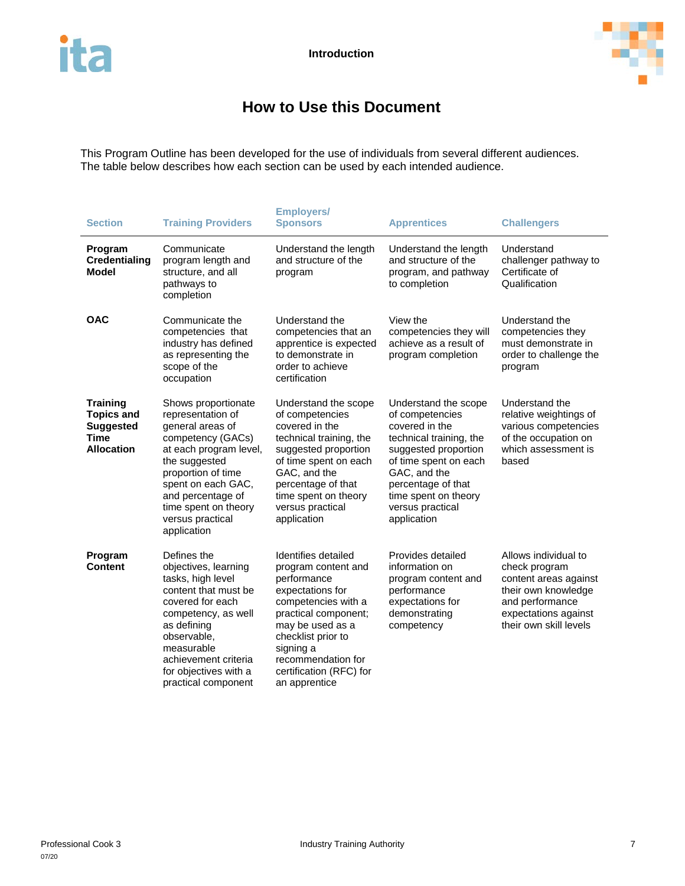## How to Use this Document

This Program Outline has been developed for the use of individuals from several different audiences. The table below describes how each section can be used by each intended audience.

| Section | Training Providers | Employers/ Sponsors | Apprentices | Challengers |
|---|---|---|---|---|
| **Program Credentialing Model** | Communicate program length and structure, and all pathways to completion | Understand the length and structure of the program | Understand the length and structure of the program, and pathway to completion | Understand challenger pathway to Certificate of Qualification |
| **OAC** | Communicate the competencies that industry has defined as representing the scope of the occupation | Understand the competencies that an apprentice is expected to demonstrate in order to achieve certification | View the competencies they will achieve as a result of program completion | Understand the competencies they must demonstrate in order to challenge the program |
| **Training Topics and Suggested Time Allocation** | Shows proportionate representation of general areas of competency (GACs) at each program level, the suggested proportion of time spent on each GAC, and percentage of time spent on theory versus practical application | Understand the scope of competencies covered in the technical training, the suggested proportion of time spent on each GAC, and the percentage of that time spent on theory versus practical application | Understand the scope of competencies covered in the technical training, the suggested proportion of time spent on each GAC, and the percentage of that time spent on theory versus practical application | Understand the relative weightings of various competencies of the occupation on which assessment is based |
| **Program Content** | Defines the objectives, learning tasks, high level content that must be covered for each competency, as well as defining observable, measurable achievement criteria for objectives with a practical component | Identifies detailed program content and performance expectations for competencies with a practical component; may be used as a checklist prior to signing a recommendation for certification (RFC) for an apprentice | Provides detailed information on program content and performance expectations for demonstrating competency | Allows individual to check program content areas against their own knowledge and performance expectations against their own skill levels |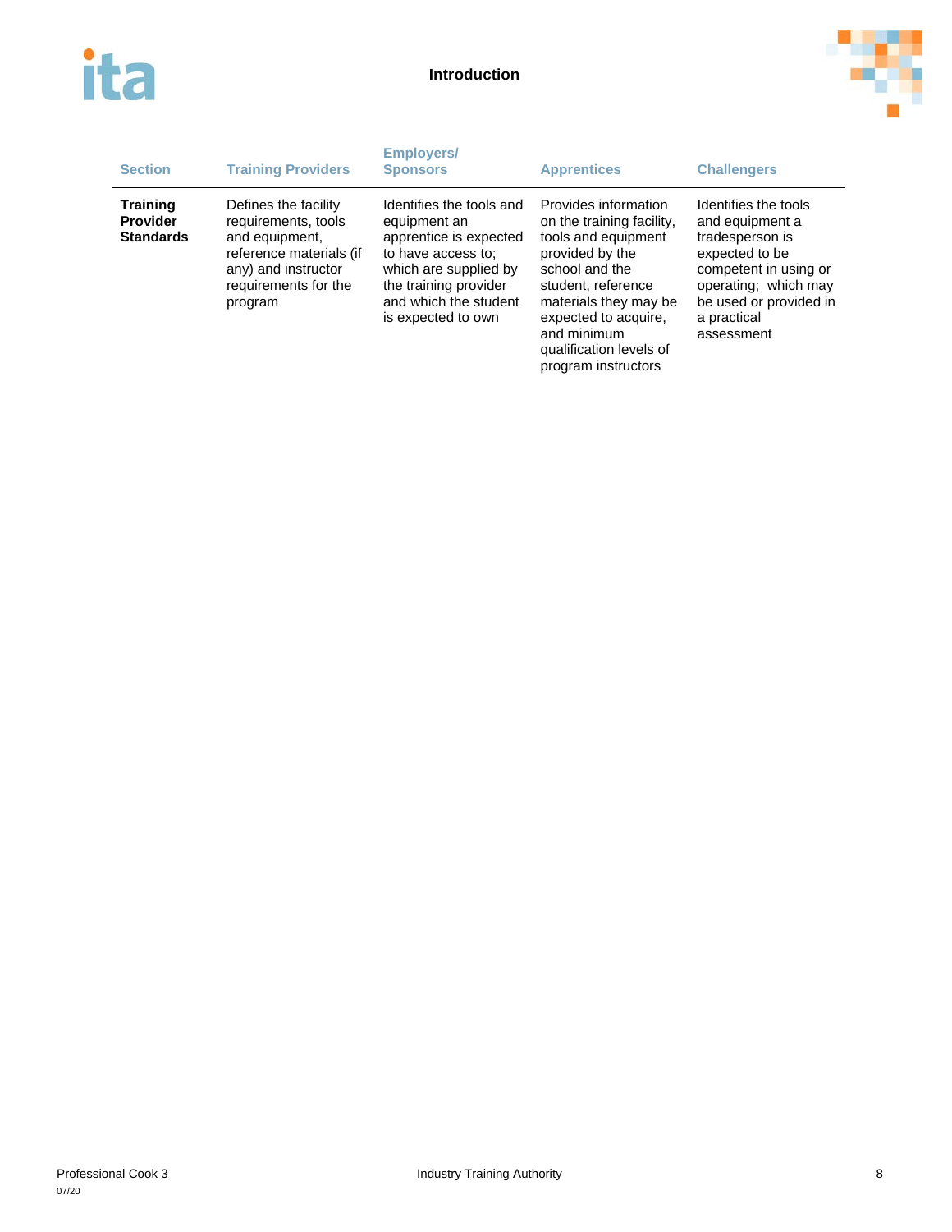| Section | Training Providers | Employers/ Sponsors | Apprentices | Challengers |
|---|---|---|---|---|
| **Training Provider Standards** | Defines the facility requirements, tools and equipment, reference materials (if any) and instructor requirements for the program | Identifies the tools and equipment an apprentice is expected to have access to; which are supplied by the training provider and which the student is expected to own | Provides information on the training facility, tools and equipment provided by the school and the student, reference materials they may be expected to acquire, and minimum qualification levels of program instructors | Identifies the tools and equipment a tradesperson is expected to be competent in using or operating; which may be used or provided in a practical assessment |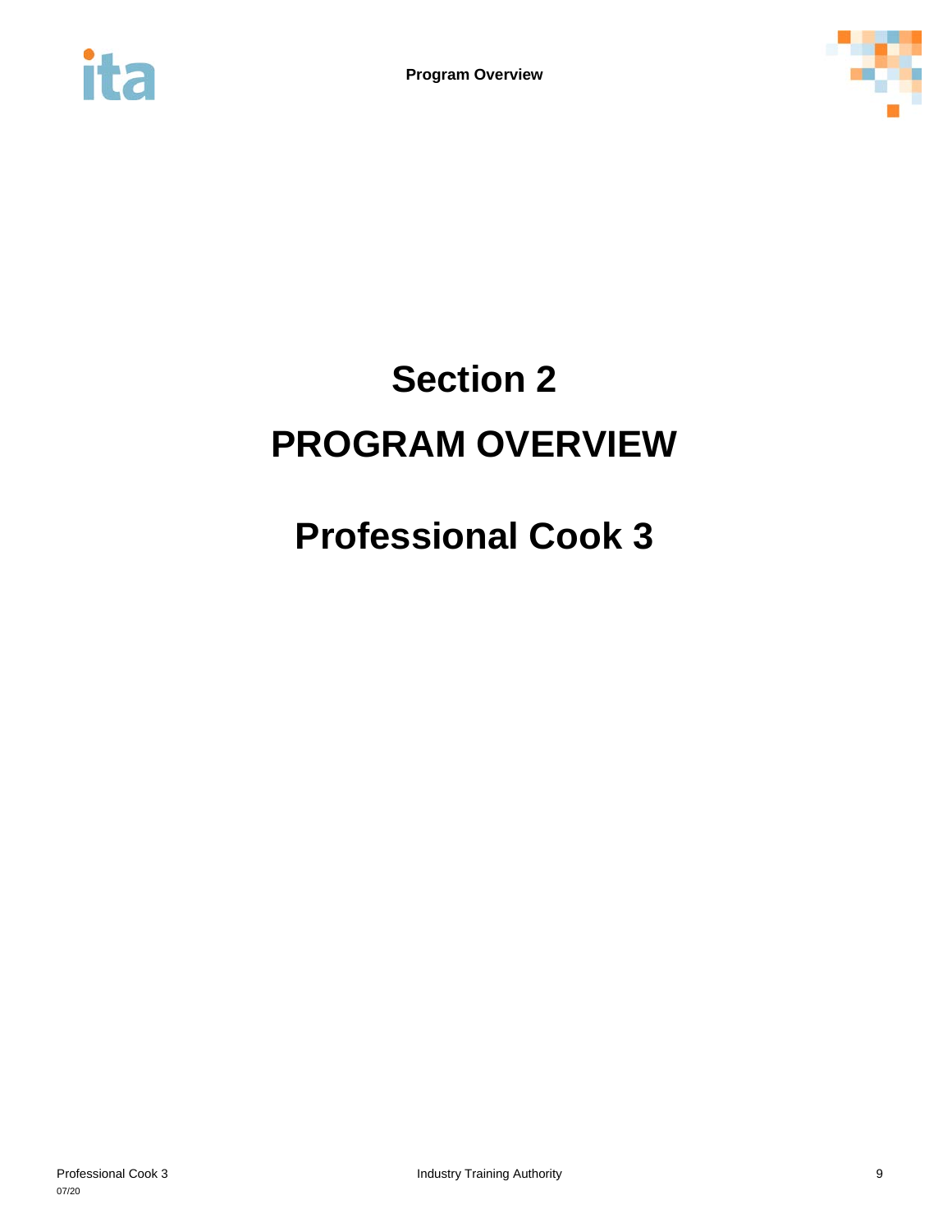# Section 2

# PROGRAM OVERVIEW

# Professional Cook 3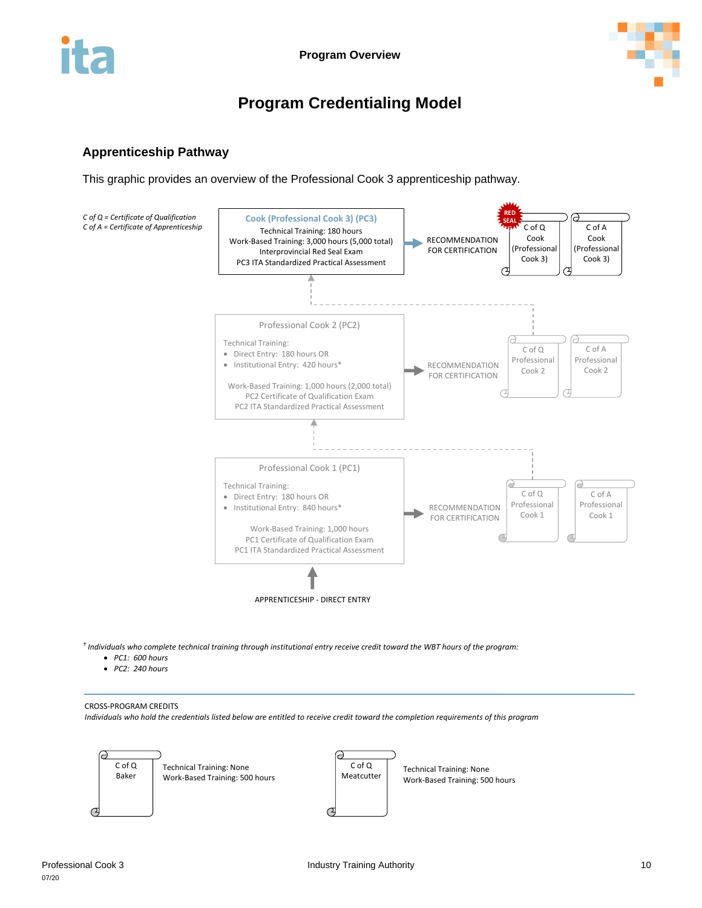# Program Credentialing Model

## Apprenticeship Pathway

This graphic provides an overview of the Professional Cook 3 apprenticeship pathway.

*C of Q = Certificate of Qualification*
*C of A = Certificate of Apprenticeship*

**Cook (Professional Cook 3) (PC3)**
Technical Training: 180 hours
Work-Based Training: 3,000 hours (5,000 total)
Interprovincial Red Seal Exam
PC3 ITA Standardized Practical Assessment

RECOMMENDATION FOR CERTIFICATION → RED SEAL C of Q Cook (Professional Cook 3) | C of A Cook (Professional Cook 3)

**Professional Cook 2 (PC2)**
Technical Training:
- Direct Entry: 180 hours OR
- Institutional Entry: 420 hours*

Work-Based Training: 1,000 hours (2,000 total)
PC2 Certificate of Qualification Exam
PC2 ITA Standardized Practical Assessment

RECOMMENDATION FOR CERTIFICATION → C of Q Professional Cook 2 | C of A Professional Cook 2

**Professional Cook 1 (PC1)**
Technical Training:
- Direct Entry: 180 hours OR
- Institutional Entry: 840 hours*

Work-Based Training: 1,000 hours
PC1 Certificate of Qualification Exam
PC1 ITA Standardized Practical Assessment

RECOMMENDATION FOR CERTIFICATION → C of Q Professional Cook 1 | C of A Professional Cook 1

APPRENTICESHIP - DIRECT ENTRY

† *Individuals who complete technical training through institutional entry receive credit toward the WBT hours of the program:*
- *PC1: 600 hours*
- *PC2: 240 hours*

---

CROSS-PROGRAM CREDITS
*Individuals who hold the credentials listed below are entitled to receive credit toward the completion requirements of this program*

| Credential | Credit |
|---|---|
| C of Q Baker | Technical Training: None<br>Work-Based Training: 500 hours |
| C of Q Meatcutter | Technical Training: None<br>Work-Based Training: 500 hours |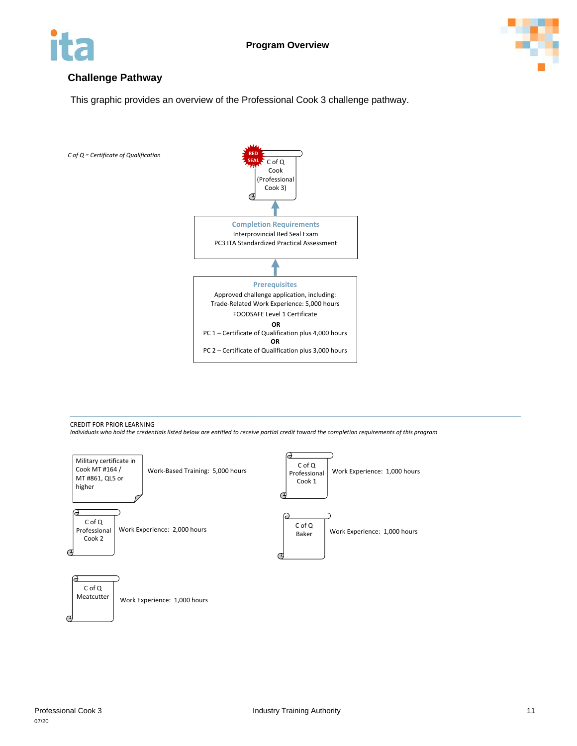## Challenge Pathway

This graphic provides an overview of the Professional Cook 3 challenge pathway.

*C of Q = Certificate of Qualification*

RED SEAL

C of Q Cook (Professional Cook 3)

**Completion Requirements**

Interprovincial Red Seal Exam

PC3 ITA Standardized Practical Assessment

**Prerequisites**

Approved challenge application, including:

Trade-Related Work Experience: 5,000 hours

FOODSAFE Level 1 Certificate

**OR**

PC 1 – Certificate of Qualification plus 4,000 hours

**OR**

PC 2 – Certificate of Qualification plus 3,000 hours

CREDIT FOR PRIOR LEARNING

*Individuals who hold the credentials listed below are entitled to receive partial credit toward the completion requirements of this program*

| Credential | Credit |
| --- | --- |
| Military certificate in Cook MT #164 / MT #861, QL5 or higher | Work-Based Training: 5,000 hours |
| C of Q Professional Cook 1 | Work Experience: 1,000 hours |
| C of Q Professional Cook 2 | Work Experience: 2,000 hours |
| C of Q Baker | Work Experience: 1,000 hours |
| C of Q Meatcutter | Work Experience: 1,000 hours |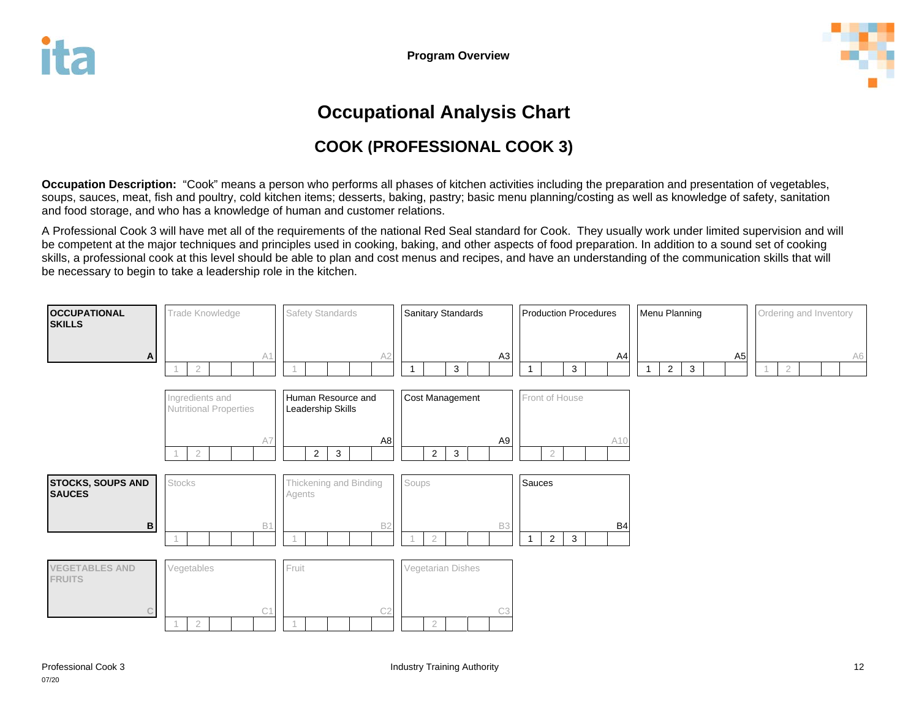# Occupational Analysis Chart

## COOK (PROFESSIONAL COOK 3)

**Occupation Description:** "Cook" means a person who performs all phases of kitchen activities including the preparation and presentation of vegetables, soups, sauces, meat, fish and poultry, cold kitchen items; desserts, baking, pastry; basic menu planning/costing as well as knowledge of safety, sanitation and food storage, and who has a knowledge of human and customer relations.

A Professional Cook 3 will have met all of the requirements of the national Red Seal standard for Cook. They usually work under limited supervision and will be competent at the major techniques and principles used in cooking, baking, and other aspects of food preparation. In addition to a sound set of cooking skills, a professional cook at this level should be able to plan and cost menus and recipes, and have an understanding of the communication skills that will be necessary to begin to take a leadership role in the kitchen.

| Category | Competency | Code | Levels |
|---|---|---|---|
| **OCCUPATIONAL SKILLS (A)** | Trade Knowledge | A1 | 1, 2 |
| | Safety Standards | A2 | 1 |
| | Sanitary Standards | A3 | 1, 3 |
| | Production Procedures | A4 | 1, 3 |
| | Menu Planning | A5 | 1, 2, 3 |
| | Ordering and Inventory | A6 | 1, 2 |
| | Ingredients and Nutritional Properties | A7 | 1, 2 |
| | Human Resource and Leadership Skills | A8 | 2, 3 |
| | Cost Management | A9 | 2, 3 |
| | Front of House | A10 | 2 |
| **STOCKS, SOUPS AND SAUCES (B)** | Stocks | B1 | 1 |
| | Thickening and Binding Agents | B2 | 1 |
| | Soups | B3 | 1, 2 |
| | Sauces | B4 | 1, 2, 3 |
| **VEGETABLES AND FRUITS (C)** | Vegetables | C1 | 1, 2 |
| | Fruit | C2 | 1 |
| | Vegetarian Dishes | C3 | 2 |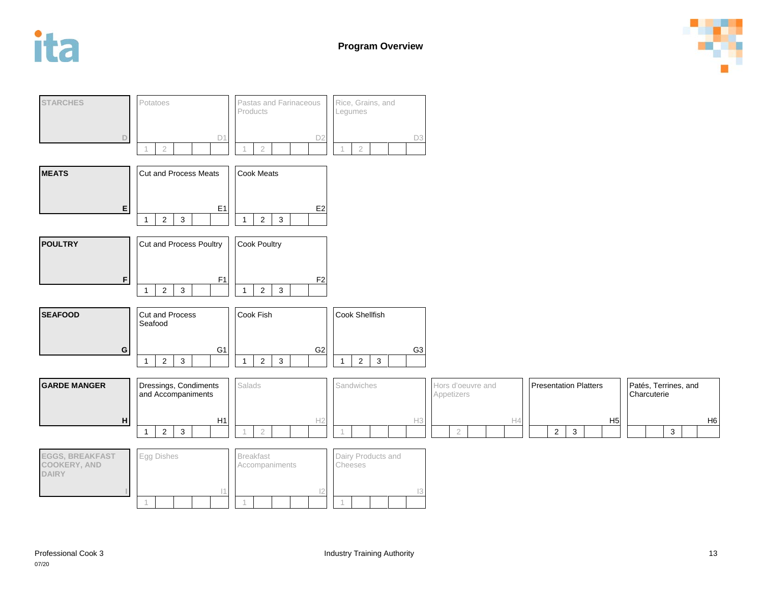## Program Overview

| Line | Competency | Code | Levels |
|---|---|---|---|
| **STARCHES** (D) | Potatoes | D1 | 1, 2 |
| | Pastas and Farinaceous Products | D2 | 1, 2 |
| | Rice, Grains, and Legumes | D3 | 1, 2 |
| **MEATS** (E) | Cut and Process Meats | E1 | 1, 2, 3 |
| | Cook Meats | E2 | 1, 2, 3 |
| **POULTRY** (F) | Cut and Process Poultry | F1 | 1, 2, 3 |
| | Cook Poultry | F2 | 1, 2, 3 |
| **SEAFOOD** (G) | Cut and Process Seafood | G1 | 1, 2, 3 |
| | Cook Fish | G2 | 1, 2, 3 |
| | Cook Shellfish | G3 | 1, 2, 3 |
| **GARDE MANGER** (H) | Dressings, Condiments and Accompaniments | H1 | 1, 2, 3 |
| | Salads | H2 | 1, 2 |
| | Sandwiches | H3 | 1 |
| | Hors d'oeuvre and Appetizers | H4 | 2 |
| | Presentation Platters | H5 | 2, 3 |
| | Patés, Terrines, and Charcuterie | H6 | 3 |
| **EGGS, BREAKFAST COOKERY, AND DAIRY** (I) | Egg Dishes | I1 | 1 |
| | Breakfast Accompaniments | I2 | 1 |
| | Dairy Products and Cheeses | I3 | 1 |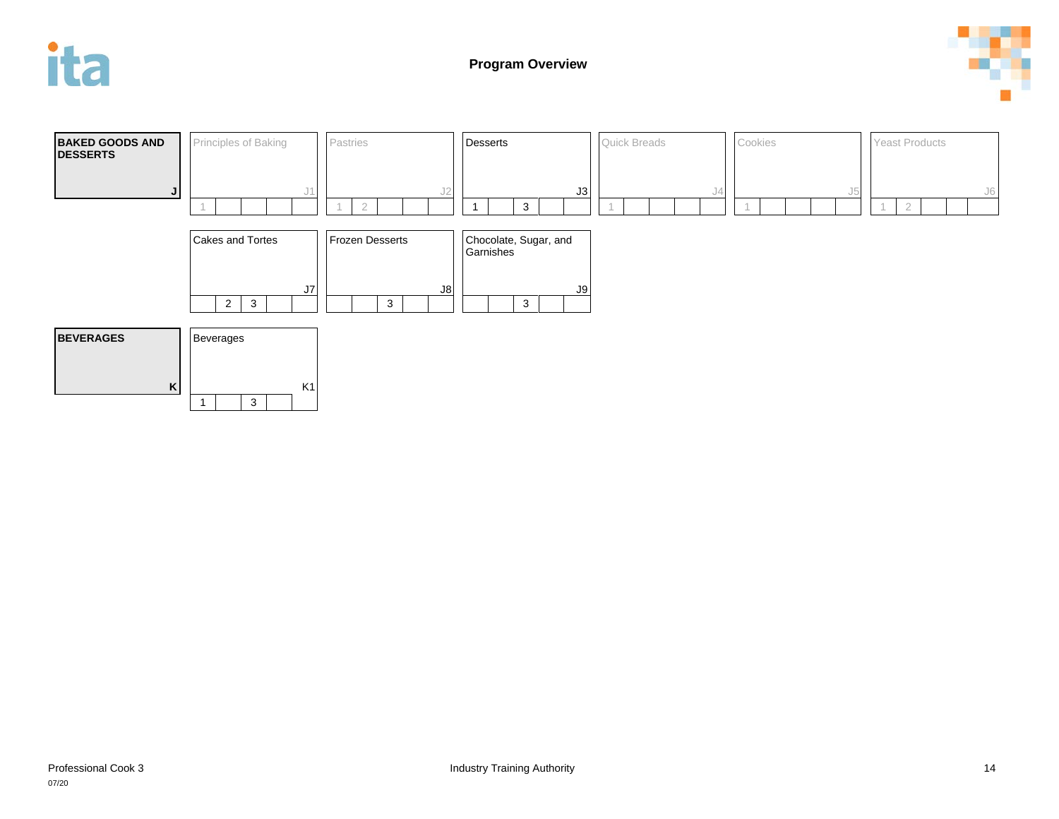# Program Overview

| Line | Competency | Code | Levels |
|---|---|---|---|
| **BAKED GOODS AND DESSERTS** (J) | Principles of Baking | J1 | 1 |
| | Pastries | J2 | 1, 2 |
| | Desserts | J3 | 1, 3 |
| | Quick Breads | J4 | 1 |
| | Cookies | J5 | 1 |
| | Yeast Products | J6 | 1, 2 |
| | Cakes and Tortes | J7 | 2, 3 |
| | Frozen Desserts | J8 | 3 |
| | Chocolate, Sugar, and Garnishes | J9 | 3 |
| **BEVERAGES** (K) | Beverages | K1 | 1, 3 |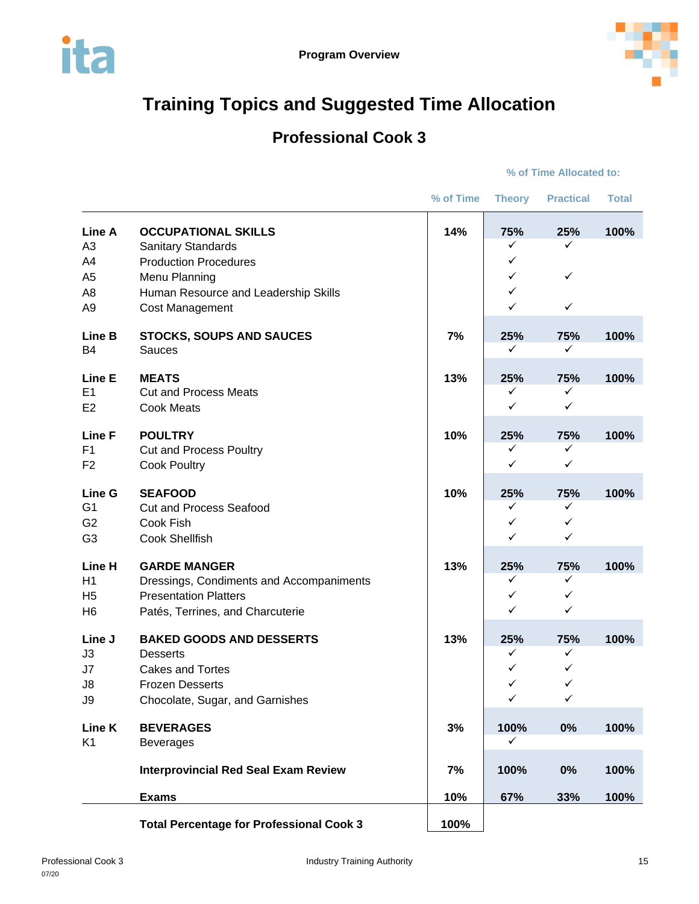# Training Topics and Suggested Time Allocation

## Professional Cook 3

| | | % of Time | % of Time Allocated to: Theory | Practical | Total |
|---|---|---|---|---|---|
| **Line A** | **OCCUPATIONAL SKILLS** | **14%** | **75%** | **25%** | **100%** |
| A3 | Sanitary Standards | | ✓ | ✓ | |
| A4 | Production Procedures | | ✓ | | |
| A5 | Menu Planning | | ✓ | ✓ | |
| A8 | Human Resource and Leadership Skills | | ✓ | | |
| A9 | Cost Management | | ✓ | ✓ | |
| **Line B** | **STOCKS, SOUPS AND SAUCES** | **7%** | **25%** | **75%** | **100%** |
| B4 | Sauces | | ✓ | ✓ | |
| **Line E** | **MEATS** | **13%** | **25%** | **75%** | **100%** |
| E1 | Cut and Process Meats | | ✓ | ✓ | |
| E2 | Cook Meats | | ✓ | ✓ | |
| **Line F** | **POULTRY** | **10%** | **25%** | **75%** | **100%** |
| F1 | Cut and Process Poultry | | ✓ | ✓ | |
| F2 | Cook Poultry | | ✓ | ✓ | |
| **Line G** | **SEAFOOD** | **10%** | **25%** | **75%** | **100%** |
| G1 | Cut and Process Seafood | | ✓ | ✓ | |
| G2 | Cook Fish | | ✓ | ✓ | |
| G3 | Cook Shellfish | | ✓ | ✓ | |
| **Line H** | **GARDE MANGER** | **13%** | **25%** | **75%** | **100%** |
| H1 | Dressings, Condiments and Accompaniments | | ✓ | ✓ | |
| H5 | Presentation Platters | | ✓ | ✓ | |
| H6 | Patés, Terrines, and Charcuterie | | ✓ | ✓ | |
| **Line J** | **BAKED GOODS AND DESSERTS** | **13%** | **25%** | **75%** | **100%** |
| J3 | Desserts | | ✓ | ✓ | |
| J7 | Cakes and Tortes | | ✓ | ✓ | |
| J8 | Frozen Desserts | | ✓ | ✓ | |
| J9 | Chocolate, Sugar, and Garnishes | | ✓ | ✓ | |
| **Line K** | **BEVERAGES** | **3%** | **100%** | **0%** | **100%** |
| K1 | Beverages | | ✓ | | |
| | **Interprovincial Red Seal Exam Review** | **7%** | **100%** | **0%** | **100%** |
| | **Exams** | **10%** | **67%** | **33%** | **100%** |
| | **Total Percentage for Professional Cook 3** | **100%** | | | |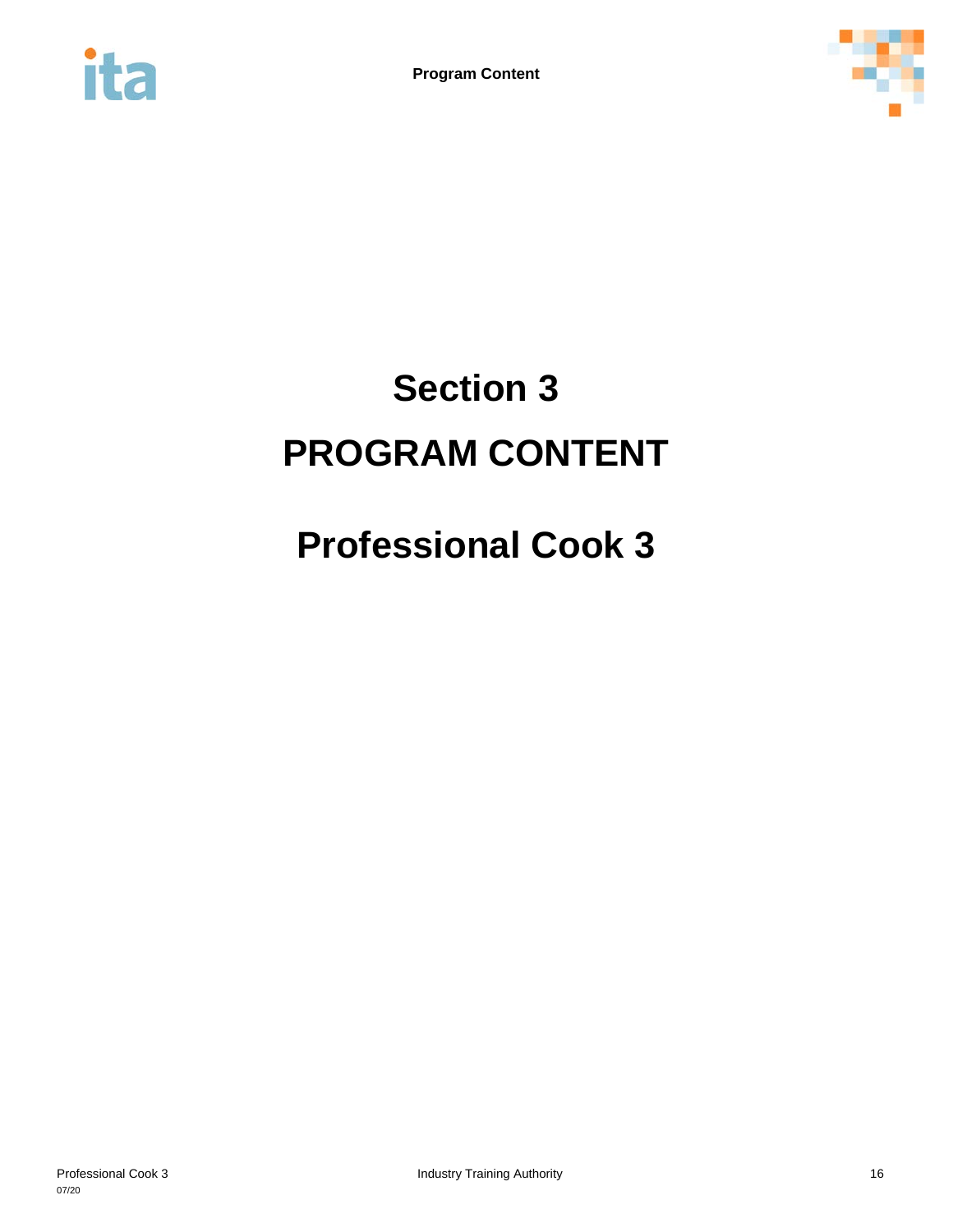# Section 3

# PROGRAM CONTENT

# Professional Cook 3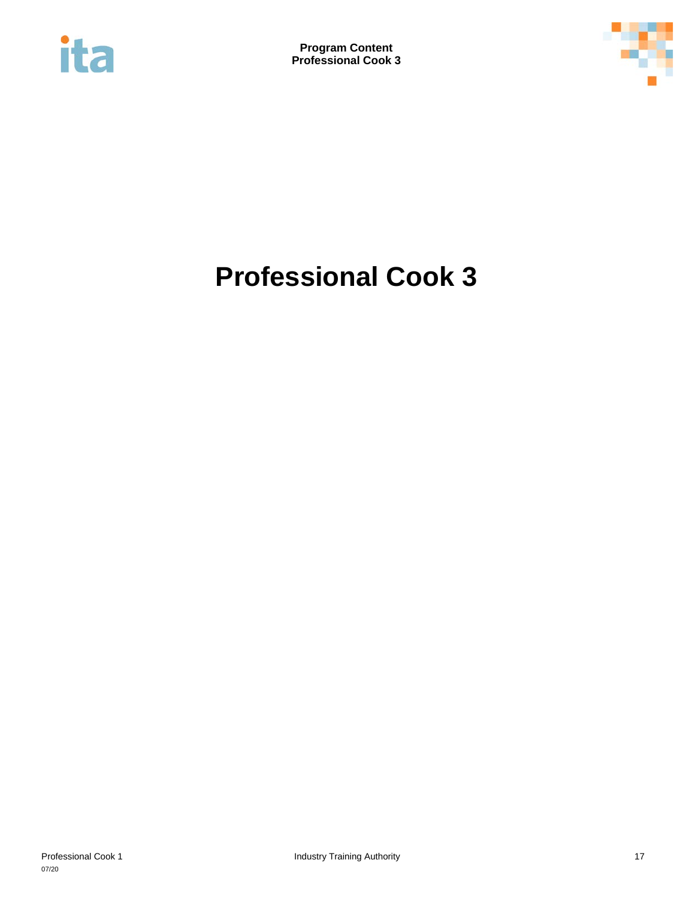# Professional Cook 3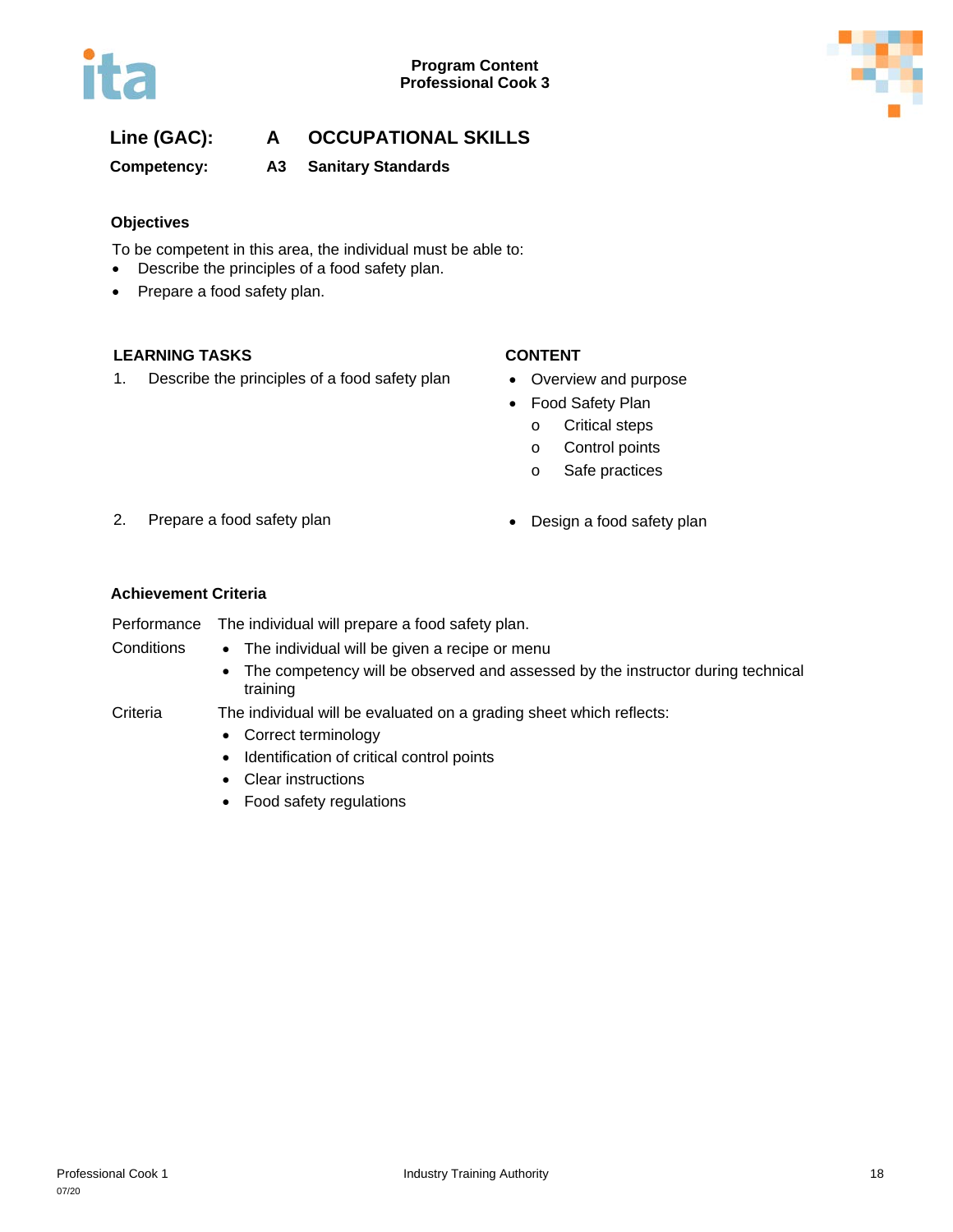**Line (GAC):** A OCCUPATIONAL SKILLS

**Competency:** A3 Sanitary Standards

### Objectives

To be competent in this area, the individual must be able to:

- Describe the principles of a food safety plan.
- Prepare a food safety plan.

| LEARNING TASKS | CONTENT |
|---|---|
| 1. Describe the principles of a food safety plan | • Overview and purpose<br>• Food Safety Plan<br>  o Critical steps<br>  o Control points<br>  o Safe practices |
| 2. Prepare a food safety plan | • Design a food safety plan |

### Achievement Criteria

**Performance** The individual will prepare a food safety plan.

**Conditions**

- The individual will be given a recipe or menu
- The competency will be observed and assessed by the instructor during technical training

**Criteria** The individual will be evaluated on a grading sheet which reflects:

- Correct terminology
- Identification of critical control points
- Clear instructions
- Food safety regulations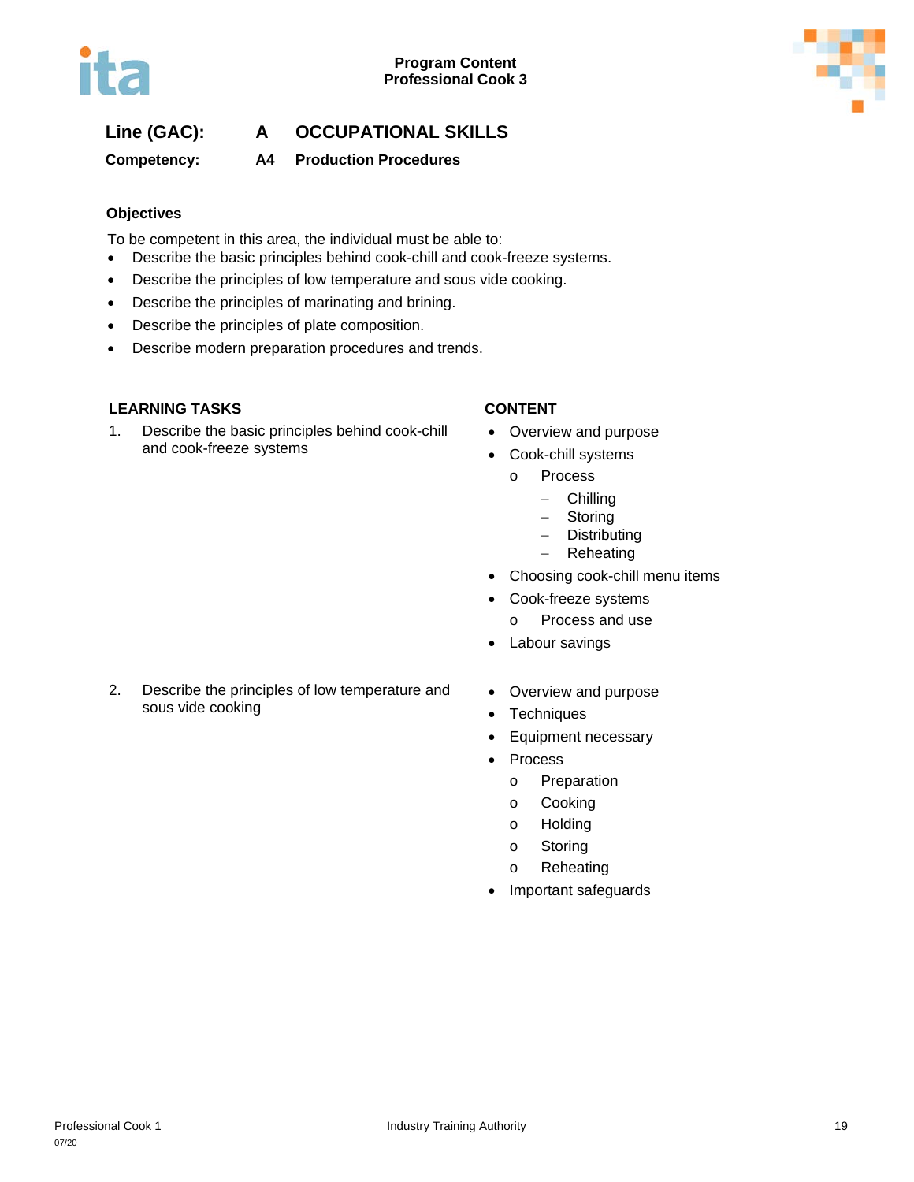**Line (GAC):** A OCCUPATIONAL SKILLS

**Competency:** A4 Production Procedures

### Objectives

To be competent in this area, the individual must be able to:

- Describe the basic principles behind cook-chill and cook-freeze systems.
- Describe the principles of low temperature and sous vide cooking.
- Describe the principles of marinating and brining.
- Describe the principles of plate composition.
- Describe modern preparation procedures and trends.

| LEARNING TASKS | CONTENT |
|---|---|
| 1. Describe the basic principles behind cook-chill and cook-freeze systems | • Overview and purpose<br>• Cook-chill systems<br>&nbsp;&nbsp;o Process<br>&nbsp;&nbsp;&nbsp;&nbsp;– Chilling<br>&nbsp;&nbsp;&nbsp;&nbsp;– Storing<br>&nbsp;&nbsp;&nbsp;&nbsp;– Distributing<br>&nbsp;&nbsp;&nbsp;&nbsp;– Reheating<br>• Choosing cook-chill menu items<br>• Cook-freeze systems<br>&nbsp;&nbsp;o Process and use<br>• Labour savings |
| 2. Describe the principles of low temperature and sous vide cooking | • Overview and purpose<br>• Techniques<br>• Equipment necessary<br>• Process<br>&nbsp;&nbsp;o Preparation<br>&nbsp;&nbsp;o Cooking<br>&nbsp;&nbsp;o Holding<br>&nbsp;&nbsp;o Storing<br>&nbsp;&nbsp;o Reheating<br>• Important safeguards |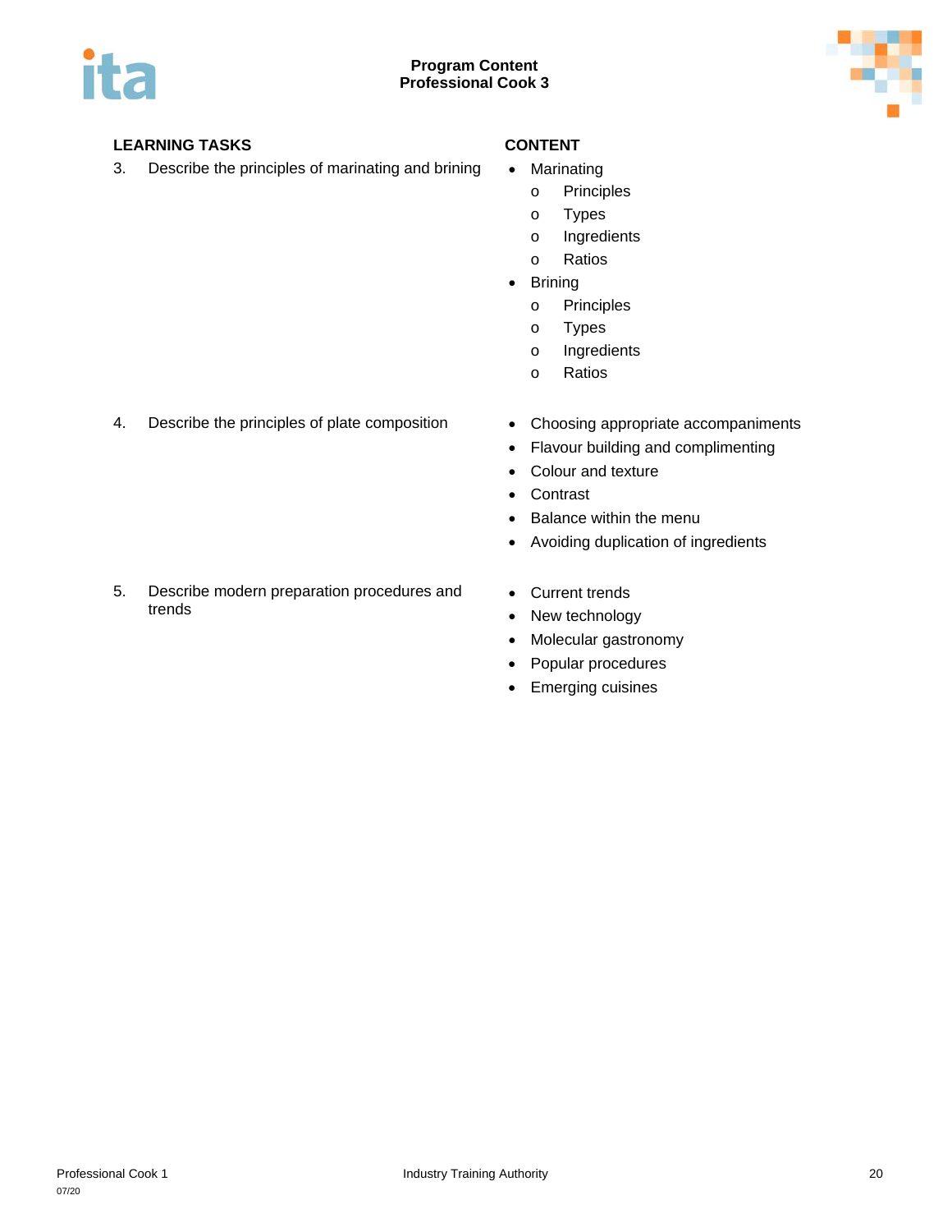| LEARNING TASKS | CONTENT |
| --- | --- |
| 3. Describe the principles of marinating and brining | • Marinating<br>o Principles<br>o Types<br>o Ingredients<br>o Ratios<br>• Brining<br>o Principles<br>o Types<br>o Ingredients<br>o Ratios |
| 4. Describe the principles of plate composition | • Choosing appropriate accompaniments<br>• Flavour building and complimenting<br>• Colour and texture<br>• Contrast<br>• Balance within the menu<br>• Avoiding duplication of ingredients |
| 5. Describe modern preparation procedures and trends | • Current trends<br>• New technology<br>• Molecular gastronomy<br>• Popular procedures<br>• Emerging cuisines |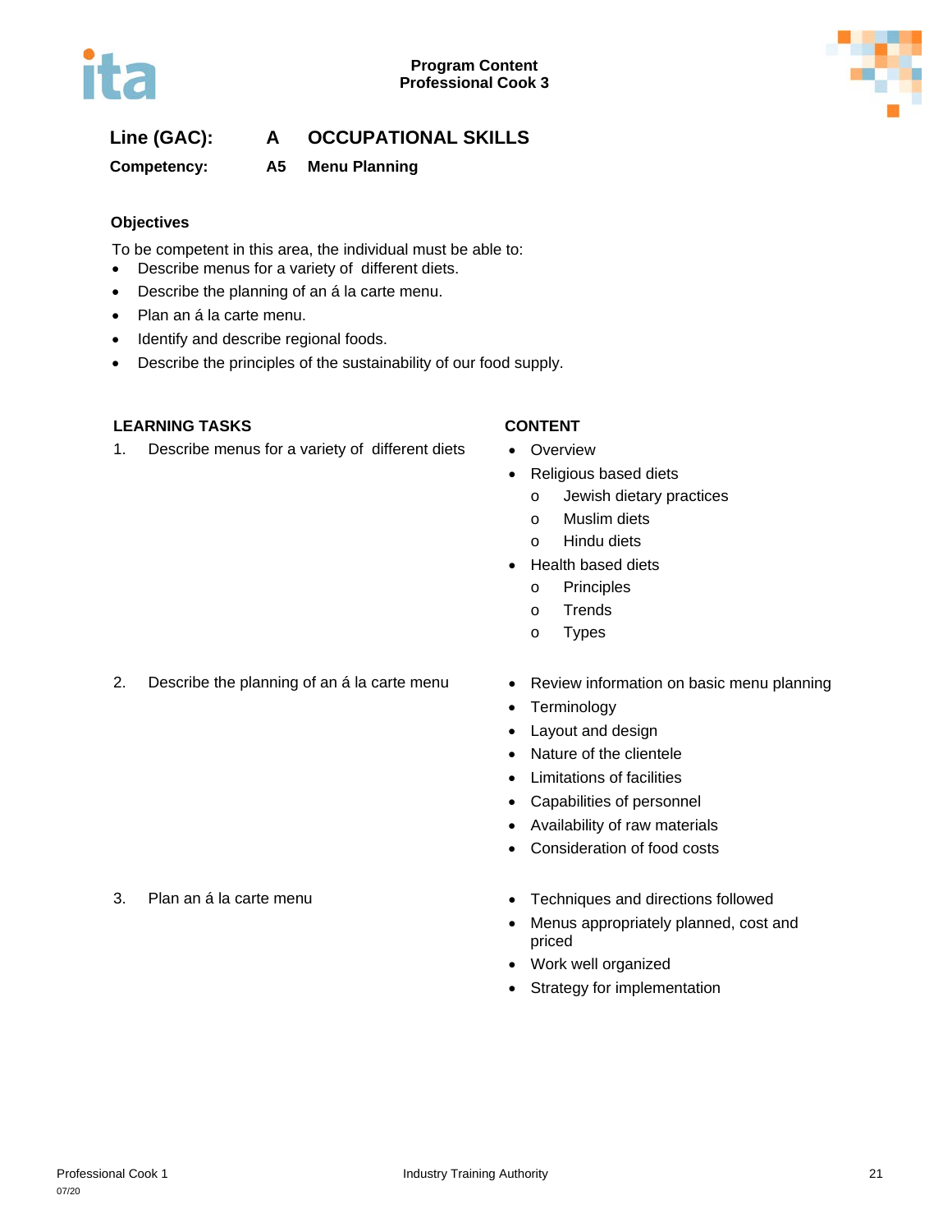**Line (GAC):** A OCCUPATIONAL SKILLS

**Competency:** A5 Menu Planning

### Objectives

To be competent in this area, the individual must be able to:

- Describe menus for a variety of different diets.
- Describe the planning of an á la carte menu.
- Plan an á la carte menu.
- Identify and describe regional foods.
- Describe the principles of the sustainability of our food supply.

| LEARNING TASKS | CONTENT |
|---|---|
| 1. Describe menus for a variety of different diets | • Overview<br>• Religious based diets<br>  o Jewish dietary practices<br>  o Muslim diets<br>  o Hindu diets<br>• Health based diets<br>  o Principles<br>  o Trends<br>  o Types |
| 2. Describe the planning of an á la carte menu | • Review information on basic menu planning<br>• Terminology<br>• Layout and design<br>• Nature of the clientele<br>• Limitations of facilities<br>• Capabilities of personnel<br>• Availability of raw materials<br>• Consideration of food costs |
| 3. Plan an á la carte menu | • Techniques and directions followed<br>• Menus appropriately planned, cost and priced<br>• Work well organized<br>• Strategy for implementation |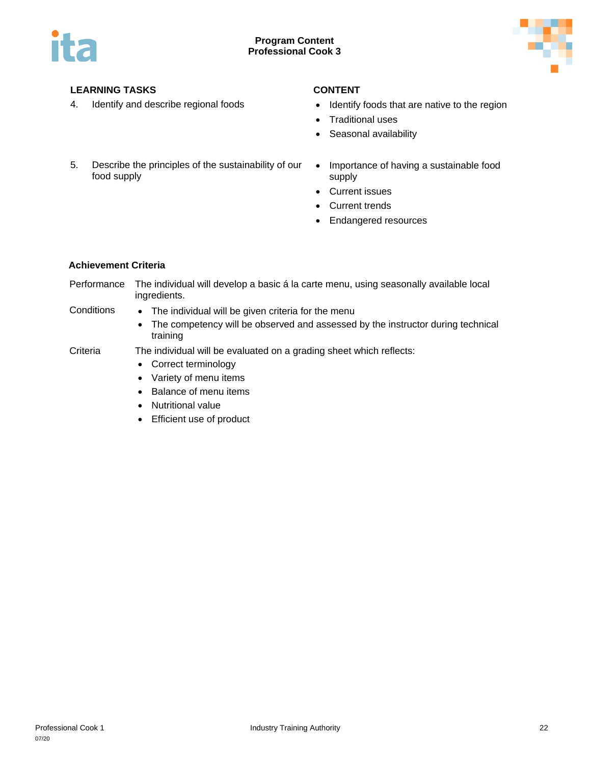| LEARNING TASKS | CONTENT |
| --- | --- |
| 4. Identify and describe regional foods | • Identify foods that are native to the region<br>• Traditional uses<br>• Seasonal availability |
| 5. Describe the principles of the sustainability of our food supply | • Importance of having a sustainable food supply<br>• Current issues<br>• Current trends<br>• Endangered resources |

**Achievement Criteria**

| | |
| --- | --- |
| Performance | The individual will develop a basic á la carte menu, using seasonally available local ingredients. |
| Conditions | • The individual will be given criteria for the menu<br>• The competency will be observed and assessed by the instructor during technical training |
| Criteria | The individual will be evaluated on a grading sheet which reflects:<br>• Correct terminology<br>• Variety of menu items<br>• Balance of menu items<br>• Nutritional value<br>• Efficient use of product |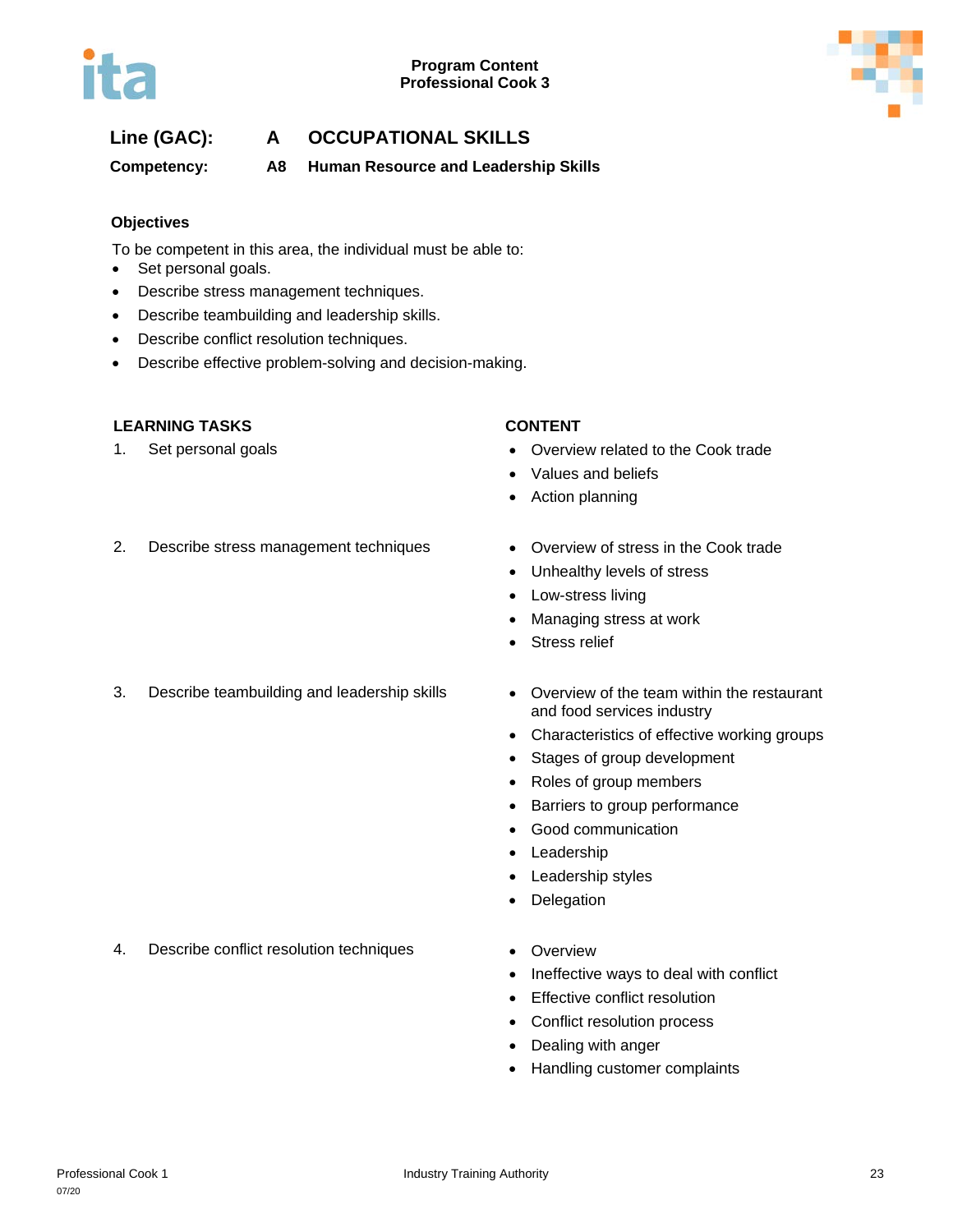**Line (GAC):** A **OCCUPATIONAL SKILLS**

**Competency:** A8 **Human Resource and Leadership Skills**

### Objectives

To be competent in this area, the individual must be able to:

- Set personal goals.
- Describe stress management techniques.
- Describe teambuilding and leadership skills.
- Describe conflict resolution techniques.
- Describe effective problem-solving and decision-making.

| LEARNING TASKS | CONTENT |
|---|---|
| 1. Set personal goals | • Overview related to the Cook trade<br>• Values and beliefs<br>• Action planning |
| 2. Describe stress management techniques | • Overview of stress in the Cook trade<br>• Unhealthy levels of stress<br>• Low-stress living<br>• Managing stress at work<br>• Stress relief |
| 3. Describe teambuilding and leadership skills | • Overview of the team within the restaurant and food services industry<br>• Characteristics of effective working groups<br>• Stages of group development<br>• Roles of group members<br>• Barriers to group performance<br>• Good communication<br>• Leadership<br>• Leadership styles<br>• Delegation |
| 4. Describe conflict resolution techniques | • Overview<br>• Ineffective ways to deal with conflict<br>• Effective conflict resolution<br>• Conflict resolution process<br>• Dealing with anger<br>• Handling customer complaints |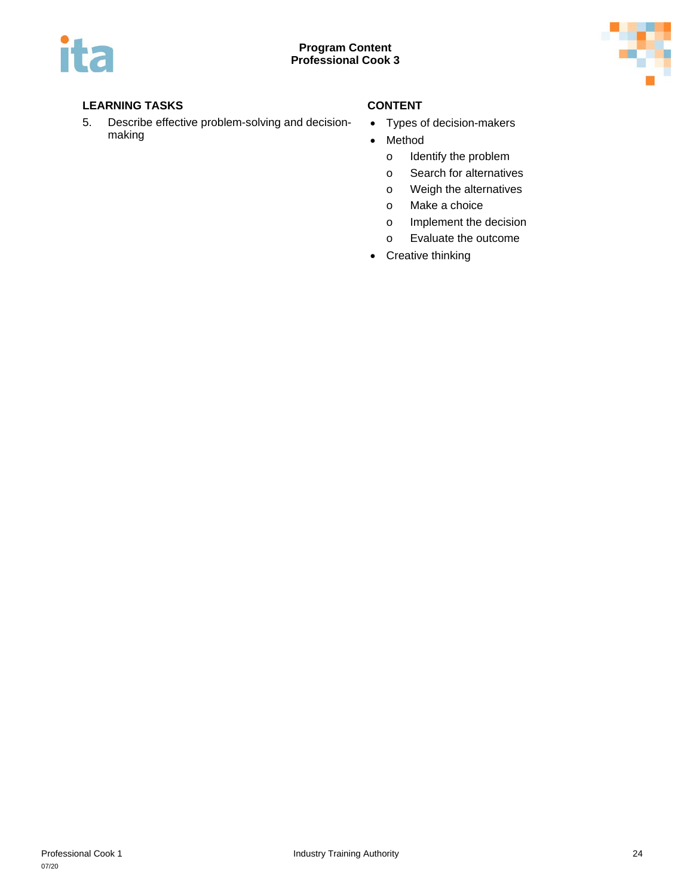| LEARNING TASKS | CONTENT |
| --- | --- |
| 5. Describe effective problem-solving and decision-making | • Types of decision-makers<br>• Method<br>  o Identify the problem<br>  o Search for alternatives<br>  o Weigh the alternatives<br>  o Make a choice<br>  o Implement the decision<br>  o Evaluate the outcome<br>• Creative thinking |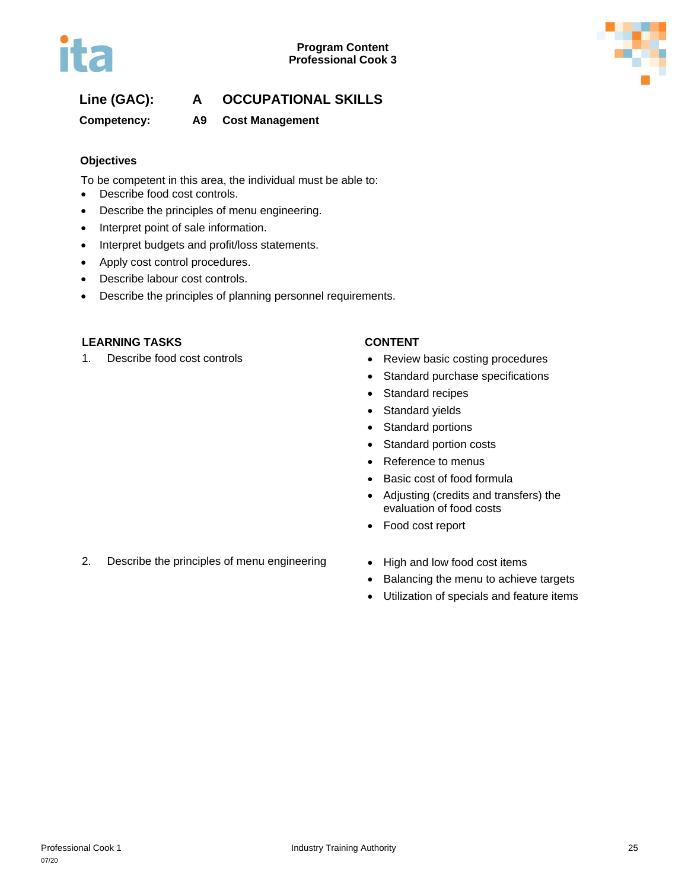**Line (GAC):** A OCCUPATIONAL SKILLS

**Competency:** A9 Cost Management

### Objectives

To be competent in this area, the individual must be able to:

- Describe food cost controls.
- Describe the principles of menu engineering.
- Interpret point of sale information.
- Interpret budgets and profit/loss statements.
- Apply cost control procedures.
- Describe labour cost controls.
- Describe the principles of planning personnel requirements.

| LEARNING TASKS | CONTENT |
|---|---|
| 1. Describe food cost controls | • Review basic costing procedures<br>• Standard purchase specifications<br>• Standard recipes<br>• Standard yields<br>• Standard portions<br>• Standard portion costs<br>• Reference to menus<br>• Basic cost of food formula<br>• Adjusting (credits and transfers) the evaluation of food costs<br>• Food cost report |
| 2. Describe the principles of menu engineering | • High and low food cost items<br>• Balancing the menu to achieve targets<br>• Utilization of specials and feature items |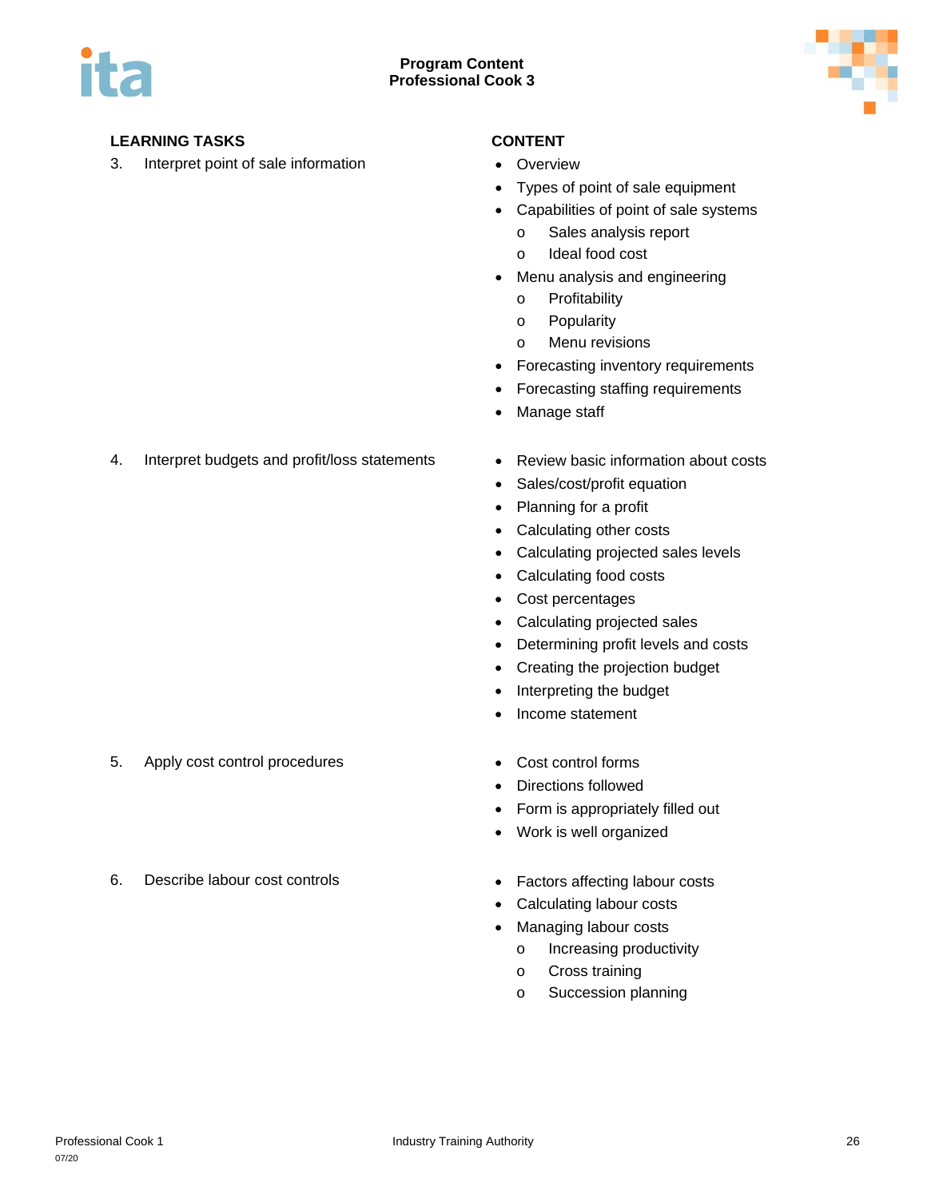| LEARNING TASKS | CONTENT |
|---|---|
| 3. Interpret point of sale information | • Overview<br>• Types of point of sale equipment<br>• Capabilities of point of sale systems<br>  o Sales analysis report<br>  o Ideal food cost<br>• Menu analysis and engineering<br>  o Profitability<br>  o Popularity<br>  o Menu revisions<br>• Forecasting inventory requirements<br>• Forecasting staffing requirements<br>• Manage staff |
| 4. Interpret budgets and profit/loss statements | • Review basic information about costs<br>• Sales/cost/profit equation<br>• Planning for a profit<br>• Calculating other costs<br>• Calculating projected sales levels<br>• Calculating food costs<br>• Cost percentages<br>• Calculating projected sales<br>• Determining profit levels and costs<br>• Creating the projection budget<br>• Interpreting the budget<br>• Income statement |
| 5. Apply cost control procedures | • Cost control forms<br>• Directions followed<br>• Form is appropriately filled out<br>• Work is well organized |
| 6. Describe labour cost controls | • Factors affecting labour costs<br>• Calculating labour costs<br>• Managing labour costs<br>  o Increasing productivity<br>  o Cross training<br>  o Succession planning |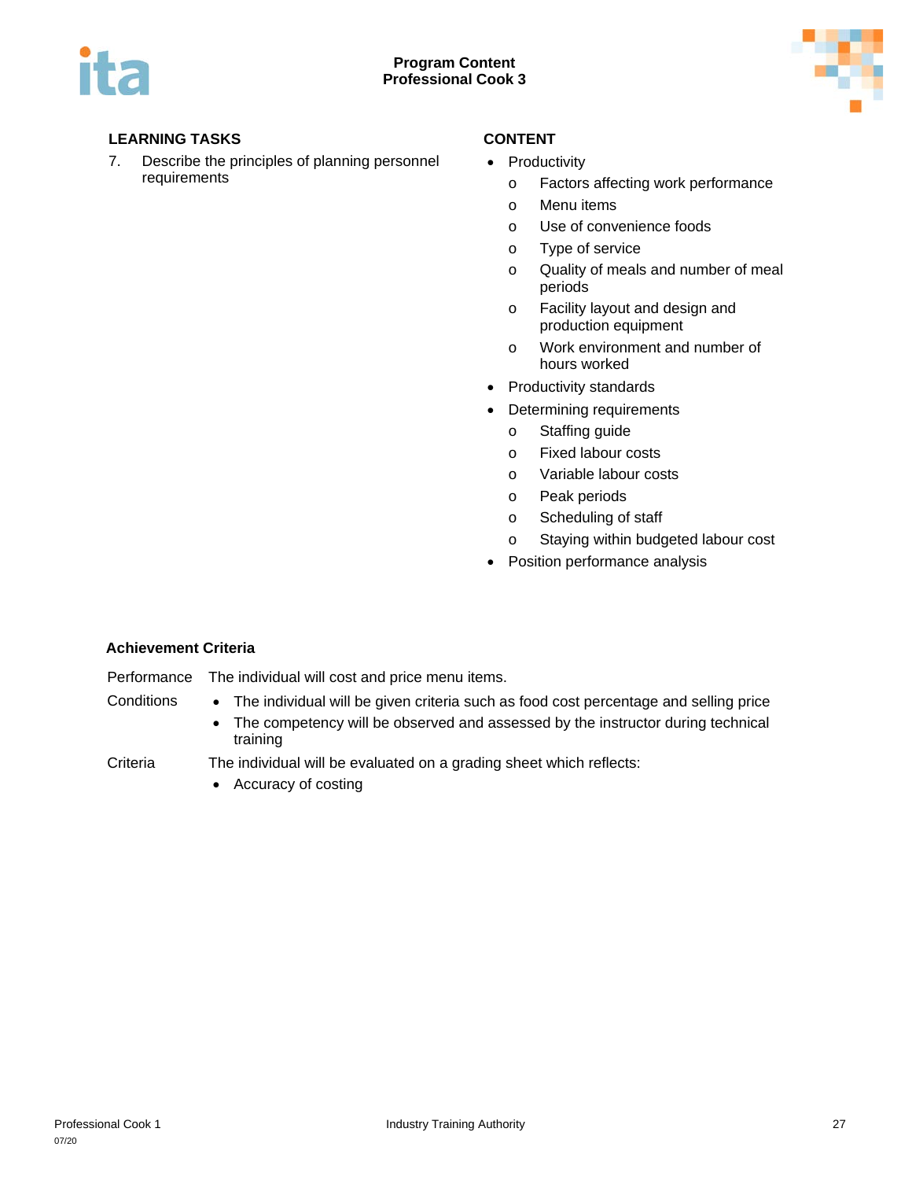| LEARNING TASKS | CONTENT |
| --- | --- |
| 7. Describe the principles of planning personnel requirements | • Productivity<br>  o Factors affecting work performance<br>  o Menu items<br>  o Use of convenience foods<br>  o Type of service<br>  o Quality of meals and number of meal periods<br>  o Facility layout and design and production equipment<br>  o Work environment and number of hours worked<br>• Productivity standards<br>• Determining requirements<br>  o Staffing guide<br>  o Fixed labour costs<br>  o Variable labour costs<br>  o Peak periods<br>  o Scheduling of staff<br>  o Staying within budgeted labour cost<br>• Position performance analysis |

**Achievement Criteria**

Performance: The individual will cost and price menu items.

Conditions:

- The individual will be given criteria such as food cost percentage and selling price
- The competency will be observed and assessed by the instructor during technical training

Criteria: The individual will be evaluated on a grading sheet which reflects:

- Accuracy of costing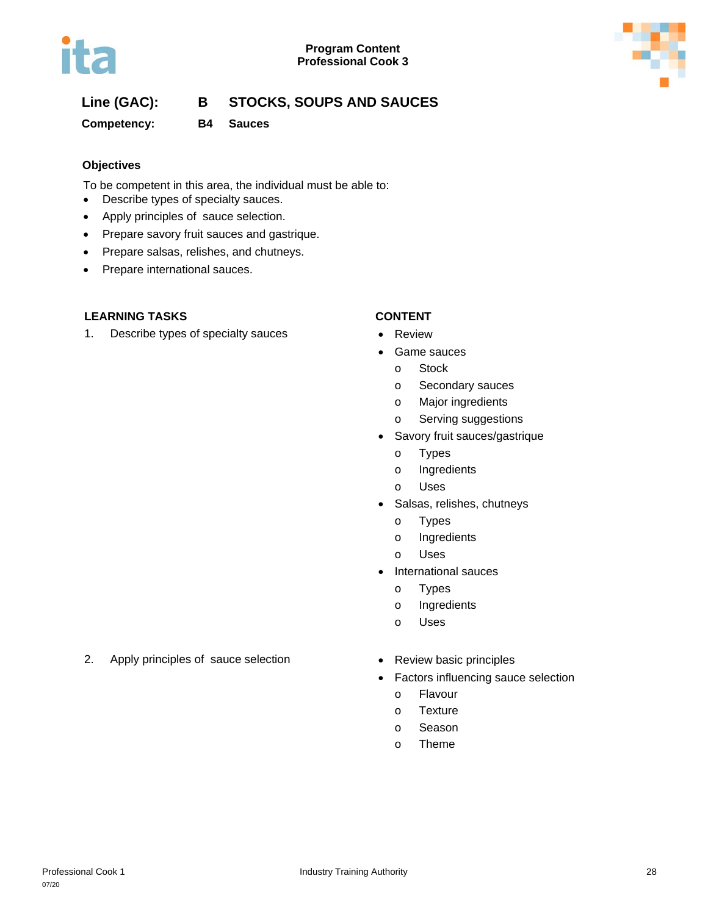**Line (GAC):** **B** **STOCKS, SOUPS AND SAUCES**

**Competency:** **B4** **Sauces**

### Objectives

To be competent in this area, the individual must be able to:

- Describe types of specialty sauces.
- Apply principles of sauce selection.
- Prepare savory fruit sauces and gastrique.
- Prepare salsas, relishes, and chutneys.
- Prepare international sauces.

| LEARNING TASKS | CONTENT |
|---|---|
| 1. Describe types of specialty sauces | • Review<br>• Game sauces<br>&nbsp;&nbsp;o Stock<br>&nbsp;&nbsp;o Secondary sauces<br>&nbsp;&nbsp;o Major ingredients<br>&nbsp;&nbsp;o Serving suggestions<br>• Savory fruit sauces/gastrique<br>&nbsp;&nbsp;o Types<br>&nbsp;&nbsp;o Ingredients<br>&nbsp;&nbsp;o Uses<br>• Salsas, relishes, chutneys<br>&nbsp;&nbsp;o Types<br>&nbsp;&nbsp;o Ingredients<br>&nbsp;&nbsp;o Uses<br>• International sauces<br>&nbsp;&nbsp;o Types<br>&nbsp;&nbsp;o Ingredients<br>&nbsp;&nbsp;o Uses |
| 2. Apply principles of sauce selection | • Review basic principles<br>• Factors influencing sauce selection<br>&nbsp;&nbsp;o Flavour<br>&nbsp;&nbsp;o Texture<br>&nbsp;&nbsp;o Season<br>&nbsp;&nbsp;o Theme |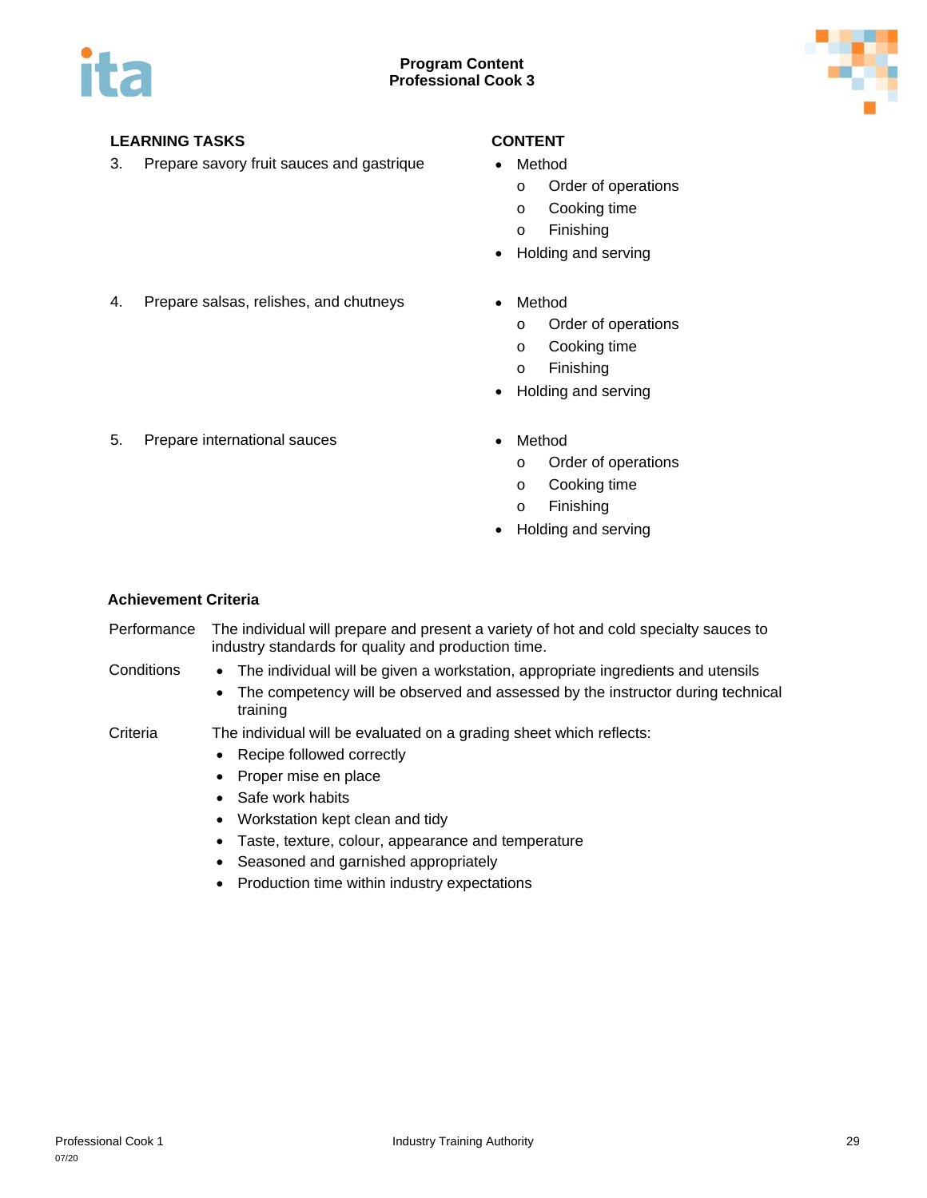| LEARNING TASKS | CONTENT |
|---|---|
| 3. Prepare savory fruit sauces and gastrique | • Method<br>o Order of operations<br>o Cooking time<br>o Finishing<br>• Holding and serving |
| 4. Prepare salsas, relishes, and chutneys | • Method<br>o Order of operations<br>o Cooking time<br>o Finishing<br>• Holding and serving |
| 5. Prepare international sauces | • Method<br>o Order of operations<br>o Cooking time<br>o Finishing<br>• Holding and serving |

**Achievement Criteria**

Performance: The individual will prepare and present a variety of hot and cold specialty sauces to industry standards for quality and production time.

Conditions:

- The individual will be given a workstation, appropriate ingredients and utensils
- The competency will be observed and assessed by the instructor during technical training

Criteria: The individual will be evaluated on a grading sheet which reflects:

- Recipe followed correctly
- Proper mise en place
- Safe work habits
- Workstation kept clean and tidy
- Taste, texture, colour, appearance and temperature
- Seasoned and garnished appropriately
- Production time within industry expectations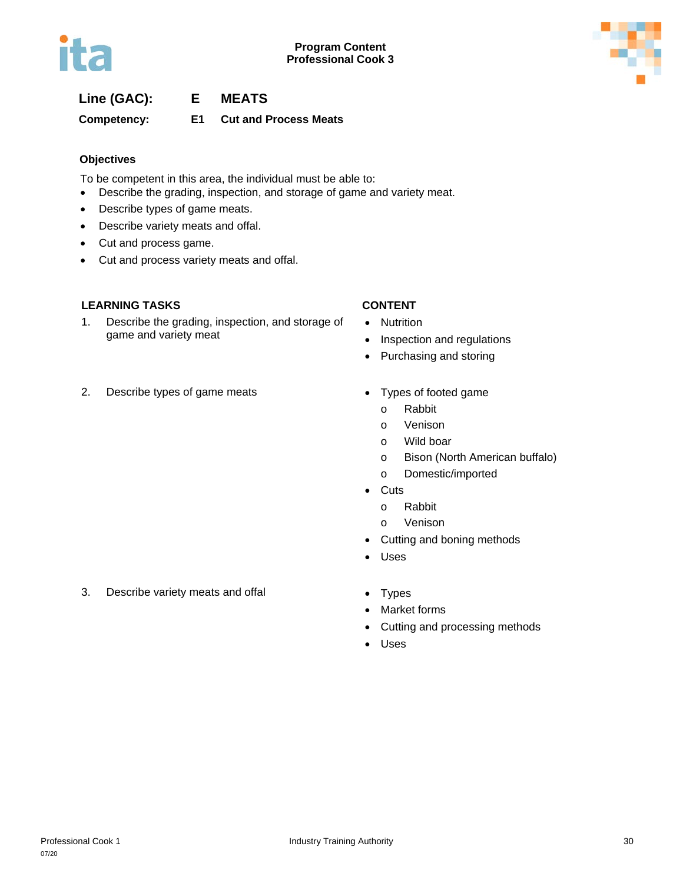**Line (GAC):** E MEATS

**Competency:** E1 Cut and Process Meats

### Objectives

To be competent in this area, the individual must be able to:

- Describe the grading, inspection, and storage of game and variety meat.
- Describe types of game meats.
- Describe variety meats and offal.
- Cut and process game.
- Cut and process variety meats and offal.

| LEARNING TASKS | CONTENT |
|---|---|
| 1. Describe the grading, inspection, and storage of game and variety meat | • Nutrition<br>• Inspection and regulations<br>• Purchasing and storing |
| 2. Describe types of game meats | • Types of footed game<br>  o Rabbit<br>  o Venison<br>  o Wild boar<br>  o Bison (North American buffalo)<br>  o Domestic/imported<br>• Cuts<br>  o Rabbit<br>  o Venison<br>• Cutting and boning methods<br>• Uses |
| 3. Describe variety meats and offal | • Types<br>• Market forms<br>• Cutting and processing methods<br>• Uses |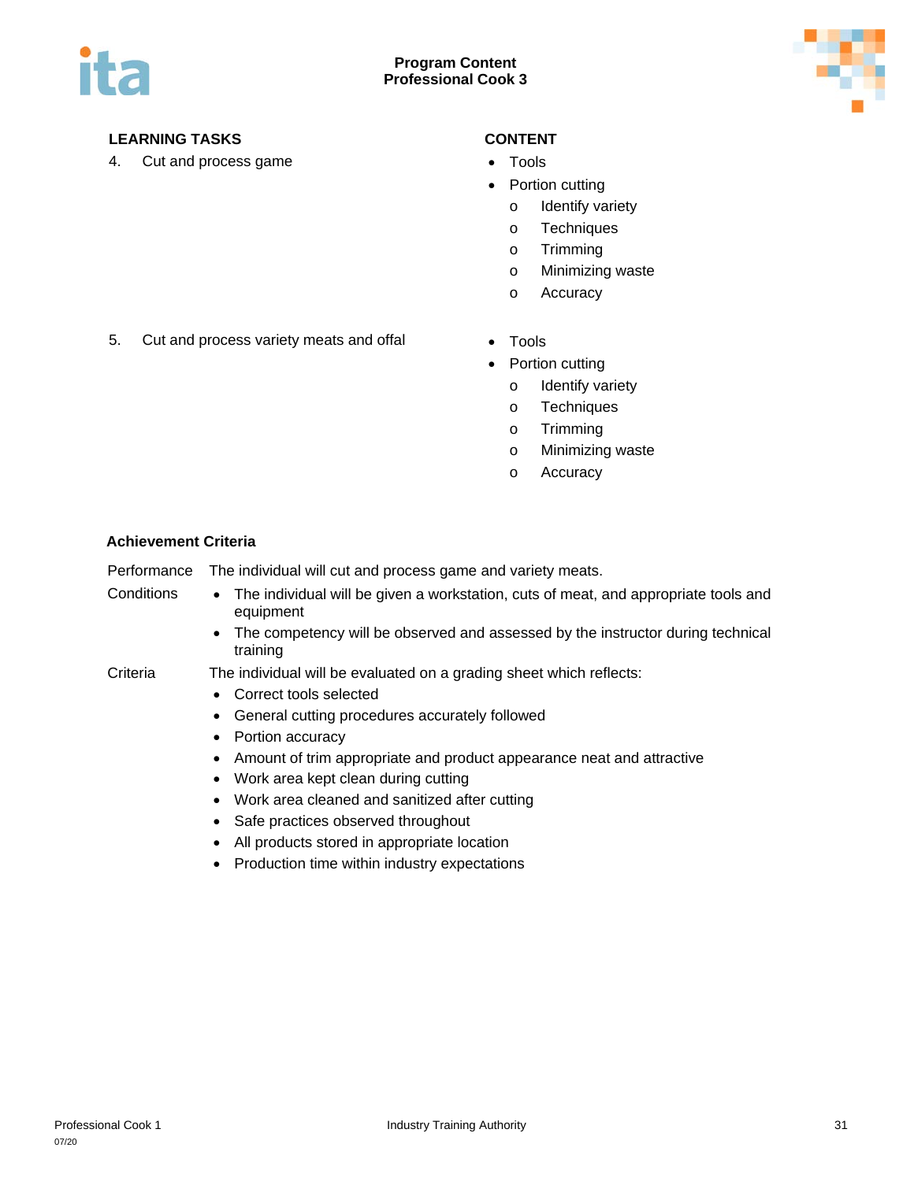| LEARNING TASKS | CONTENT |
|---|---|
| 4. Cut and process game | • Tools<br>• Portion cutting<br>  o Identify variety<br>  o Techniques<br>  o Trimming<br>  o Minimizing waste<br>  o Accuracy |
| 5. Cut and process variety meats and offal | • Tools<br>• Portion cutting<br>  o Identify variety<br>  o Techniques<br>  o Trimming<br>  o Minimizing waste<br>  o Accuracy |

**Achievement Criteria**

Performance The individual will cut and process game and variety meats.

Conditions
- The individual will be given a workstation, cuts of meat, and appropriate tools and equipment
- The competency will be observed and assessed by the instructor during technical training

Criteria The individual will be evaluated on a grading sheet which reflects:
- Correct tools selected
- General cutting procedures accurately followed
- Portion accuracy
- Amount of trim appropriate and product appearance neat and attractive
- Work area kept clean during cutting
- Work area cleaned and sanitized after cutting
- Safe practices observed throughout
- All products stored in appropriate location
- Production time within industry expectations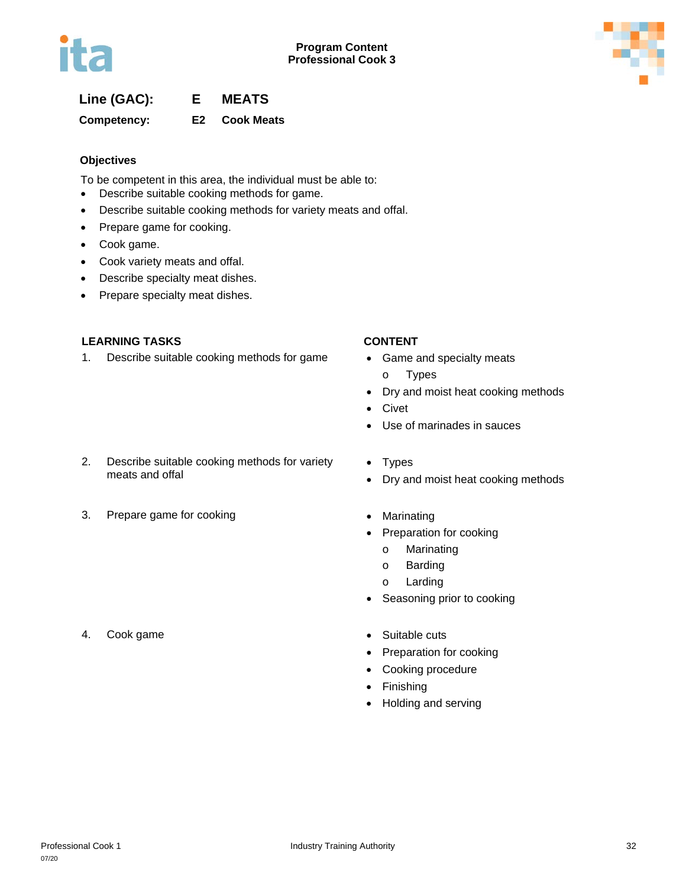**Line (GAC): E MEATS**

**Competency: E2 Cook Meats**

### Objectives

To be competent in this area, the individual must be able to:

- Describe suitable cooking methods for game.
- Describe suitable cooking methods for variety meats and offal.
- Prepare game for cooking.
- Cook game.
- Cook variety meats and offal.
- Describe specialty meat dishes.
- Prepare specialty meat dishes.

| LEARNING TASKS | CONTENT |
|---|---|
| 1. Describe suitable cooking methods for game | • Game and specialty meats<br>  o Types<br>• Dry and moist heat cooking methods<br>• Civet<br>• Use of marinades in sauces |
| 2. Describe suitable cooking methods for variety meats and offal | • Types<br>• Dry and moist heat cooking methods |
| 3. Prepare game for cooking | • Marinating<br>• Preparation for cooking<br>  o Marinating<br>  o Barding<br>  o Larding<br>• Seasoning prior to cooking |
| 4. Cook game | • Suitable cuts<br>• Preparation for cooking<br>• Cooking procedure<br>• Finishing<br>• Holding and serving |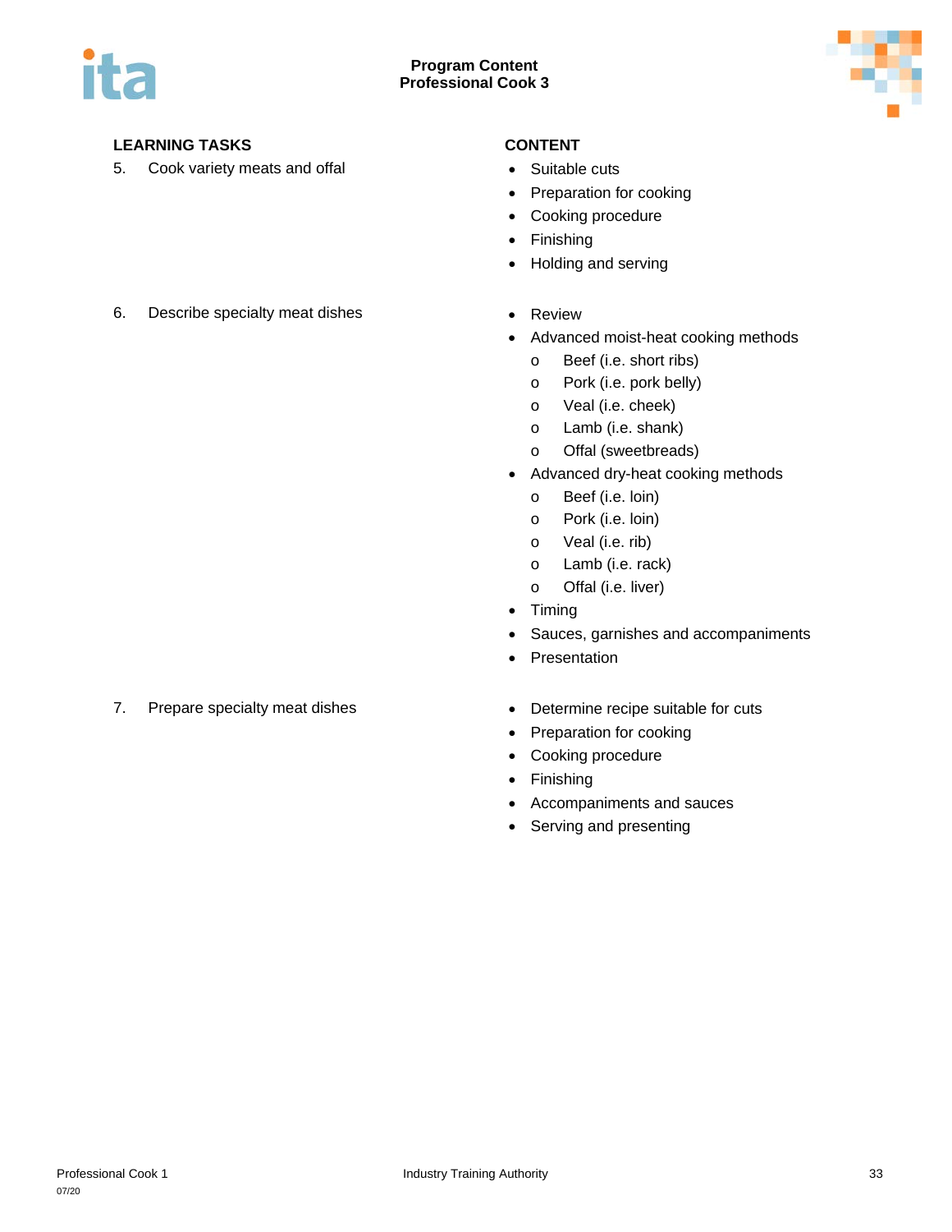| LEARNING TASKS | CONTENT |
|---|---|
| 5. Cook variety meats and offal | • Suitable cuts<br>• Preparation for cooking<br>• Cooking procedure<br>• Finishing<br>• Holding and serving |
| 6. Describe specialty meat dishes | • Review<br>• Advanced moist-heat cooking methods<br>  o Beef (i.e. short ribs)<br>  o Pork (i.e. pork belly)<br>  o Veal (i.e. cheek)<br>  o Lamb (i.e. shank)<br>  o Offal (sweetbreads)<br>• Advanced dry-heat cooking methods<br>  o Beef (i.e. loin)<br>  o Pork (i.e. loin)<br>  o Veal (i.e. rib)<br>  o Lamb (i.e. rack)<br>  o Offal (i.e. liver)<br>• Timing<br>• Sauces, garnishes and accompaniments<br>• Presentation |
| 7. Prepare specialty meat dishes | • Determine recipe suitable for cuts<br>• Preparation for cooking<br>• Cooking procedure<br>• Finishing<br>• Accompaniments and sauces<br>• Serving and presenting |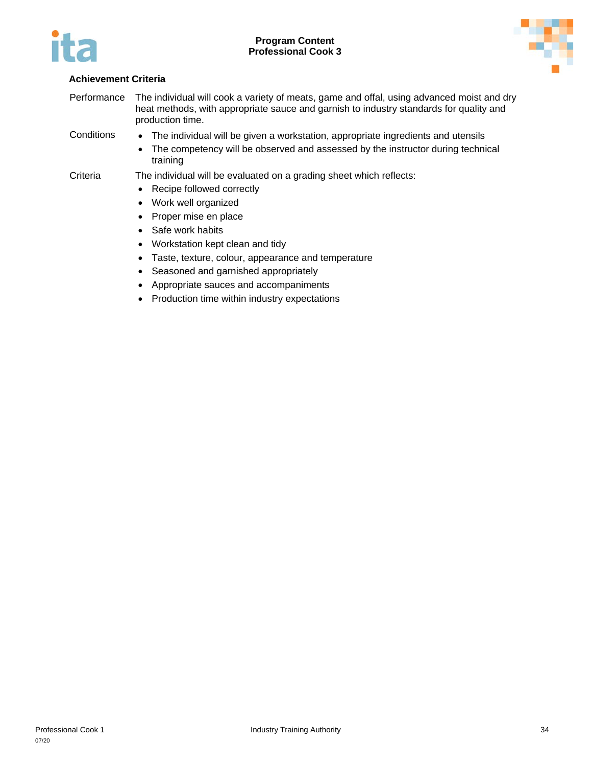### Achievement Criteria

Performance
: The individual will cook a variety of meats, game and offal, using advanced moist and dry heat methods, with appropriate sauce and garnish to industry standards for quality and production time.

Conditions
- The individual will be given a workstation, appropriate ingredients and utensils
- The competency will be observed and assessed by the instructor during technical training

Criteria
: The individual will be evaluated on a grading sheet which reflects:

- Recipe followed correctly
- Work well organized
- Proper mise en place
- Safe work habits
- Workstation kept clean and tidy
- Taste, texture, colour, appearance and temperature
- Seasoned and garnished appropriately
- Appropriate sauces and accompaniments
- Production time within industry expectations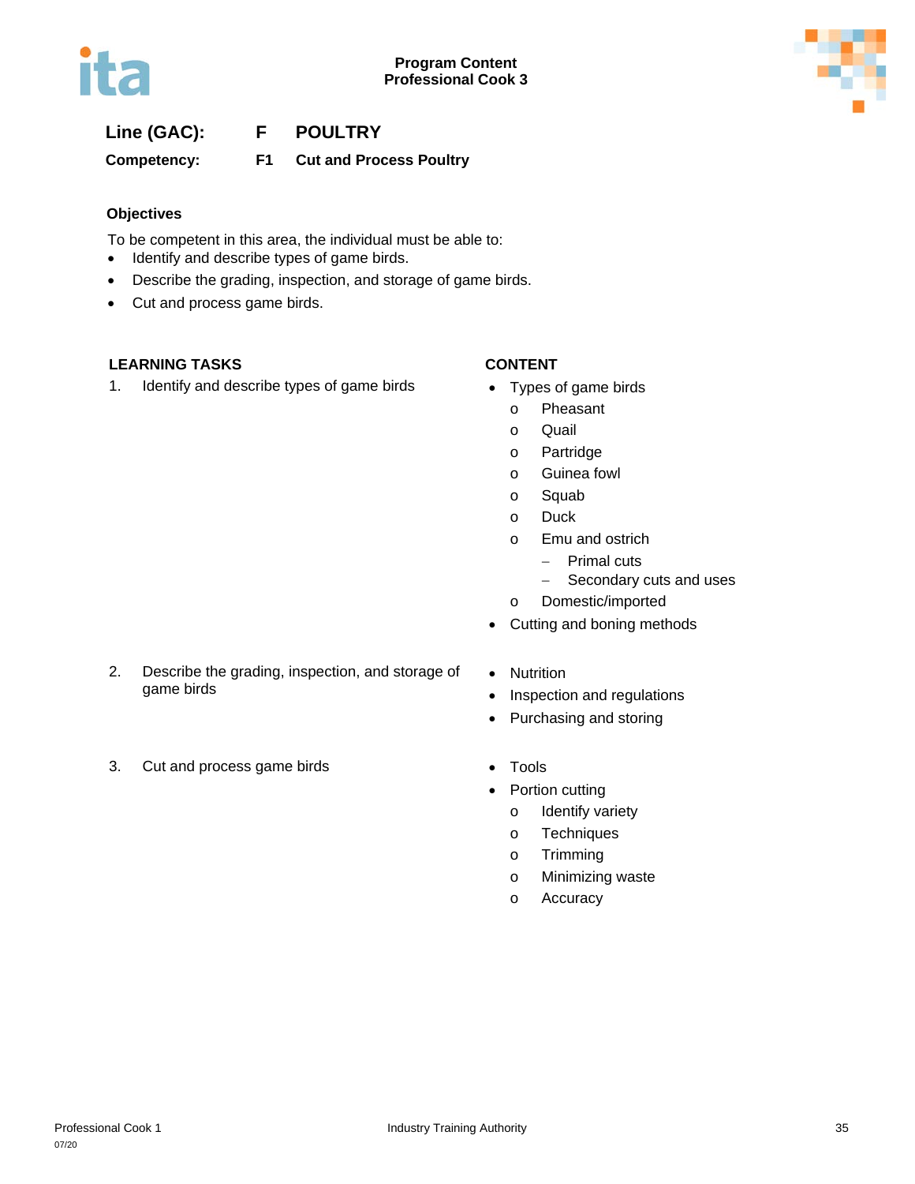**Line (GAC):** F POULTRY

**Competency:** F1 Cut and Process Poultry

### Objectives

To be competent in this area, the individual must be able to:

- Identify and describe types of game birds.
- Describe the grading, inspection, and storage of game birds.
- Cut and process game birds.

| LEARNING TASKS | CONTENT |
|---|---|
| 1. Identify and describe types of game birds | • Types of game birds<br>o Pheasant<br>o Quail<br>o Partridge<br>o Guinea fowl<br>o Squab<br>o Duck<br>o Emu and ostrich<br>– Primal cuts<br>– Secondary cuts and uses<br>o Domestic/imported<br>• Cutting and boning methods |
| 2. Describe the grading, inspection, and storage of game birds | • Nutrition<br>• Inspection and regulations<br>• Purchasing and storing |
| 3. Cut and process game birds | • Tools<br>• Portion cutting<br>o Identify variety<br>o Techniques<br>o Trimming<br>o Minimizing waste<br>o Accuracy |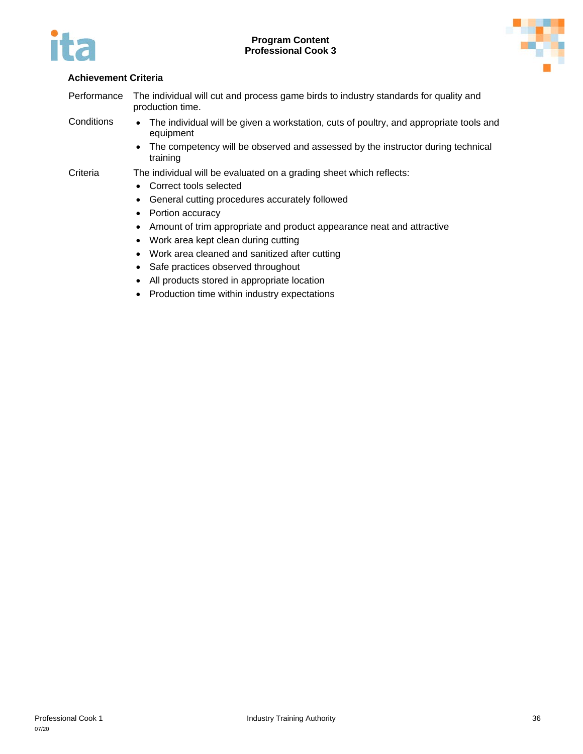### Achievement Criteria

Performance — The individual will cut and process game birds to industry standards for quality and production time.

Conditions
- The individual will be given a workstation, cuts of poultry, and appropriate tools and equipment
- The competency will be observed and assessed by the instructor during technical training

Criteria — The individual will be evaluated on a grading sheet which reflects:
- Correct tools selected
- General cutting procedures accurately followed
- Portion accuracy
- Amount of trim appropriate and product appearance neat and attractive
- Work area kept clean during cutting
- Work area cleaned and sanitized after cutting
- Safe practices observed throughout
- All products stored in appropriate location
- Production time within industry expectations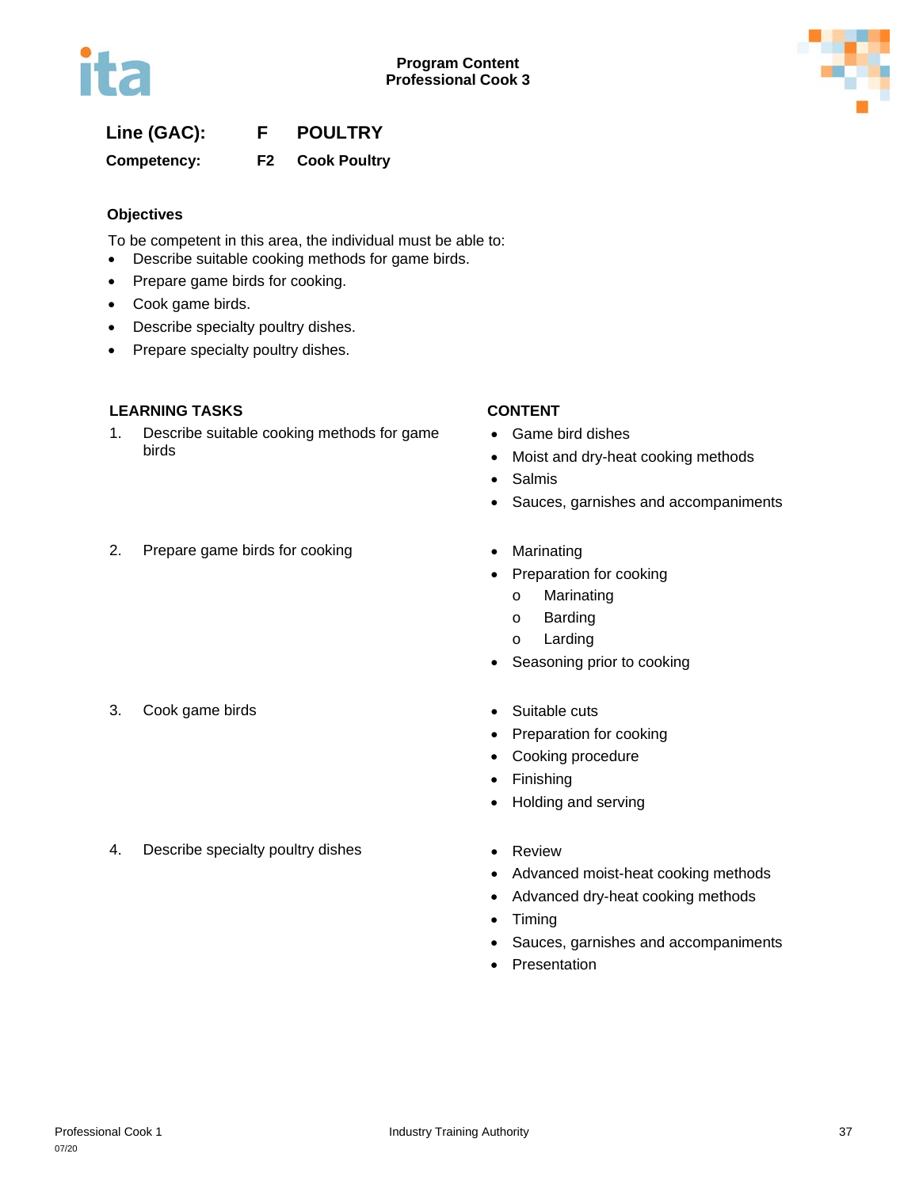**Line (GAC):** F POULTRY

**Competency:** F2 Cook Poultry

### Objectives

To be competent in this area, the individual must be able to:

- Describe suitable cooking methods for game birds.
- Prepare game birds for cooking.
- Cook game birds.
- Describe specialty poultry dishes.
- Prepare specialty poultry dishes.

| LEARNING TASKS | CONTENT |
|---|---|
| 1. Describe suitable cooking methods for game birds | • Game bird dishes<br>• Moist and dry-heat cooking methods<br>• Salmis<br>• Sauces, garnishes and accompaniments |
| 2. Prepare game birds for cooking | • Marinating<br>• Preparation for cooking<br>&nbsp;&nbsp;&nbsp;o Marinating<br>&nbsp;&nbsp;&nbsp;o Barding<br>&nbsp;&nbsp;&nbsp;o Larding<br>• Seasoning prior to cooking |
| 3. Cook game birds | • Suitable cuts<br>• Preparation for cooking<br>• Cooking procedure<br>• Finishing<br>• Holding and serving |
| 4. Describe specialty poultry dishes | • Review<br>• Advanced moist-heat cooking methods<br>• Advanced dry-heat cooking methods<br>• Timing<br>• Sauces, garnishes and accompaniments<br>• Presentation |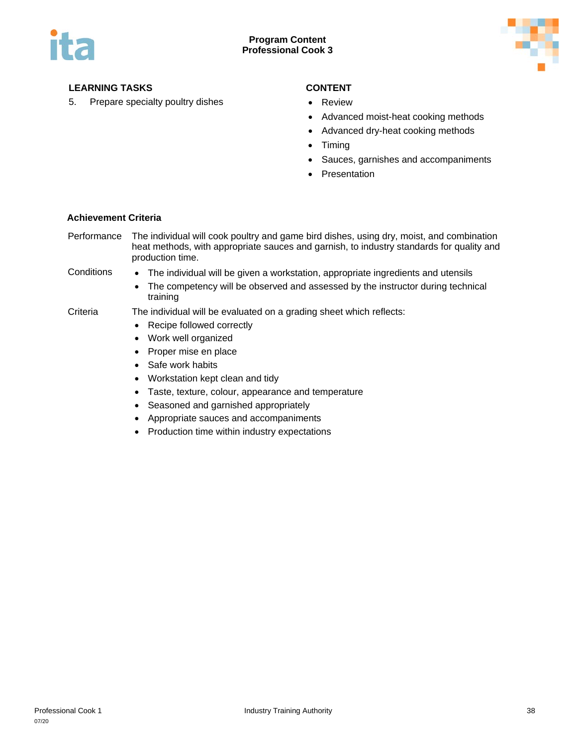### LEARNING TASKS

5. Prepare specialty poultry dishes

### CONTENT

- Review
- Advanced moist-heat cooking methods
- Advanced dry-heat cooking methods
- Timing
- Sauces, garnishes and accompaniments
- Presentation

### Achievement Criteria

**Performance** The individual will cook poultry and game bird dishes, using dry, moist, and combination heat methods, with appropriate sauces and garnish, to industry standards for quality and production time.

**Conditions**

- The individual will be given a workstation, appropriate ingredients and utensils
- The competency will be observed and assessed by the instructor during technical training

**Criteria** The individual will be evaluated on a grading sheet which reflects:

- Recipe followed correctly
- Work well organized
- Proper mise en place
- Safe work habits
- Workstation kept clean and tidy
- Taste, texture, colour, appearance and temperature
- Seasoned and garnished appropriately
- Appropriate sauces and accompaniments
- Production time within industry expectations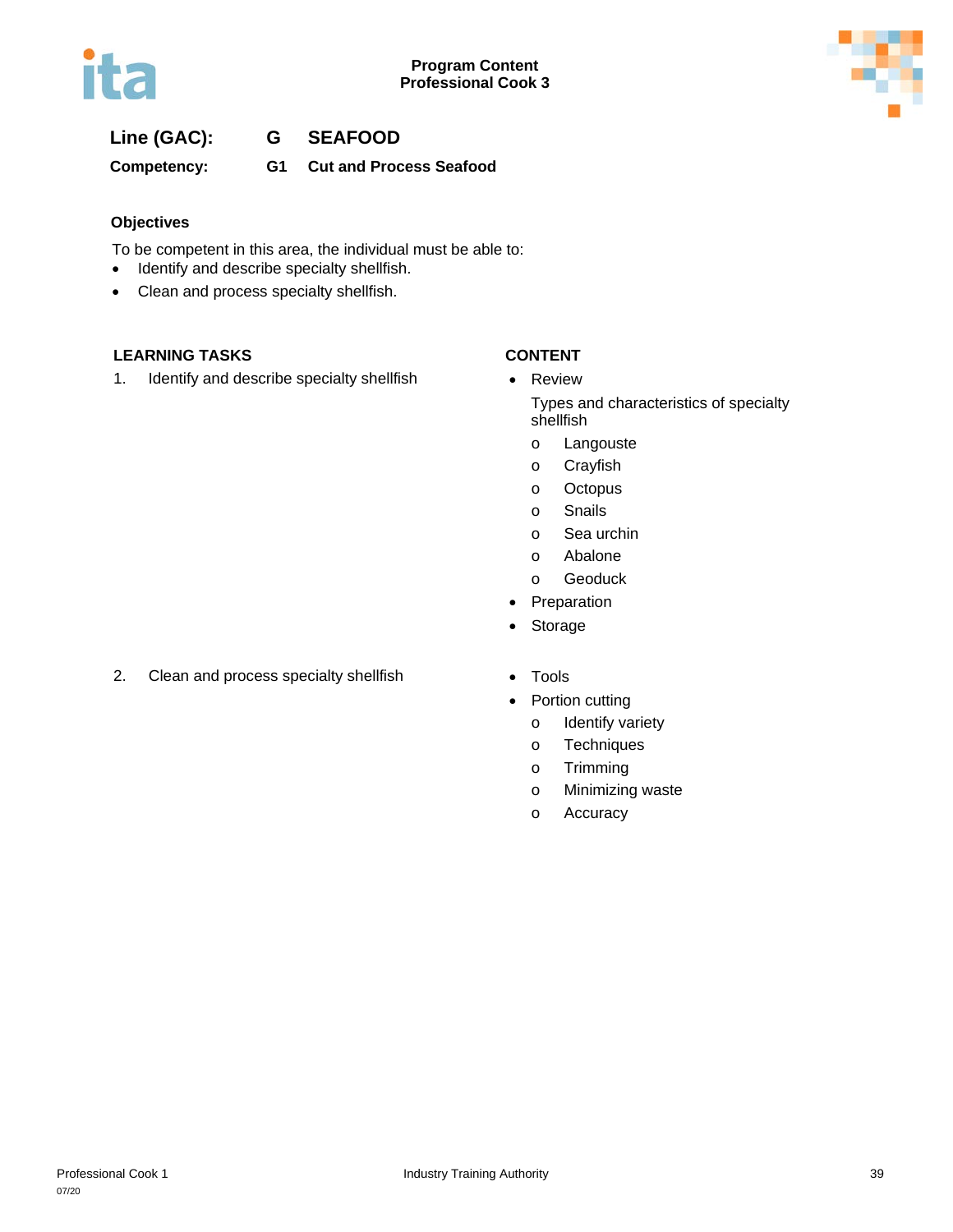**Line (GAC):** G SEAFOOD

**Competency:** G1 Cut and Process Seafood

**Objectives**

To be competent in this area, the individual must be able to:

- Identify and describe specialty shellfish.
- Clean and process specialty shellfish.

| LEARNING TASKS | CONTENT |
|---|---|
| 1. Identify and describe specialty shellfish | • Review<br>Types and characteristics of specialty shellfish<br>o Langouste<br>o Crayfish<br>o Octopus<br>o Snails<br>o Sea urchin<br>o Abalone<br>o Geoduck<br>• Preparation<br>• Storage |
| 2. Clean and process specialty shellfish | • Tools<br>• Portion cutting<br>o Identify variety<br>o Techniques<br>o Trimming<br>o Minimizing waste<br>o Accuracy |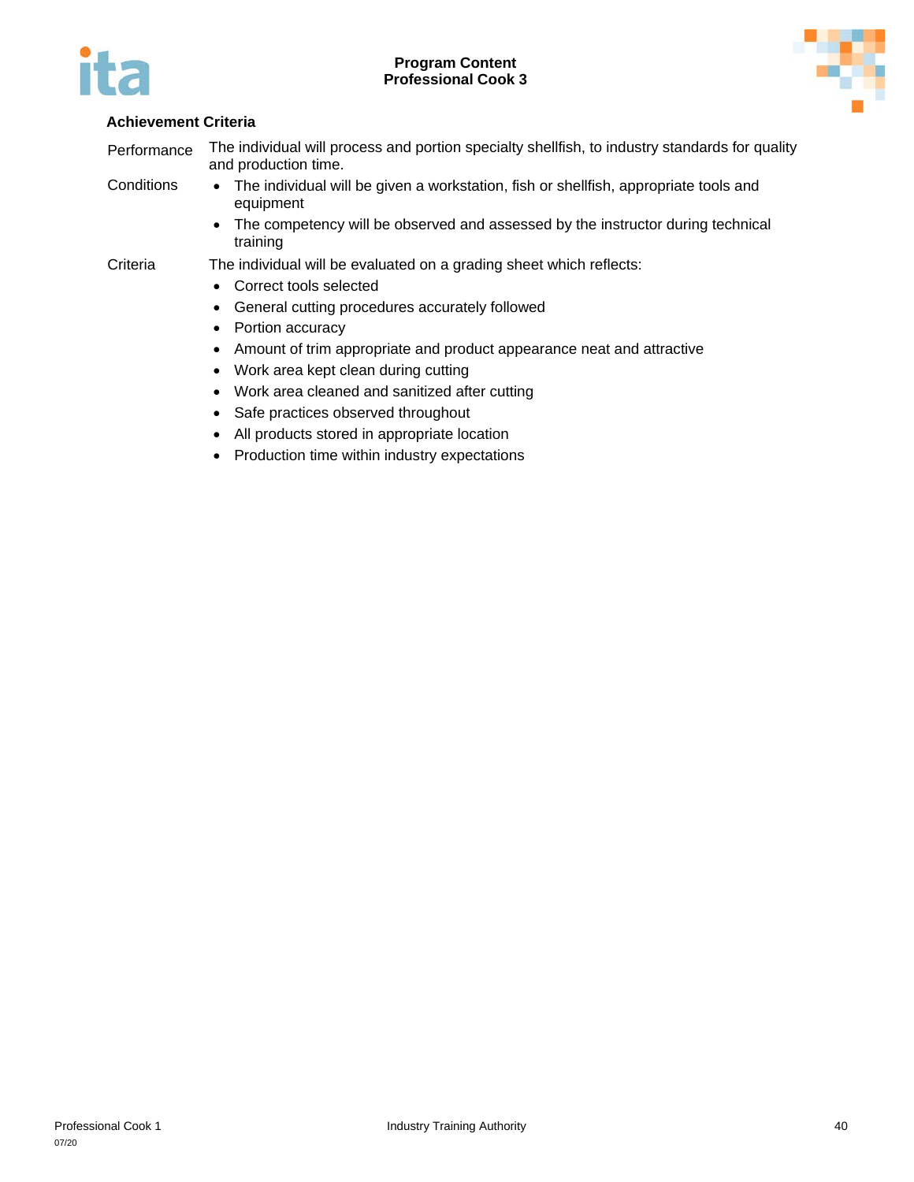#### Achievement Criteria

| | |
|---|---|
| Performance | The individual will process and portion specialty shellfish, to industry standards for quality and production time. |
| Conditions | • The individual will be given a workstation, fish or shellfish, appropriate tools and equipment<br>• The competency will be observed and assessed by the instructor during technical training |
| Criteria | The individual will be evaluated on a grading sheet which reflects:<br>• Correct tools selected<br>• General cutting procedures accurately followed<br>• Portion accuracy<br>• Amount of trim appropriate and product appearance neat and attractive<br>• Work area kept clean during cutting<br>• Work area cleaned and sanitized after cutting<br>• Safe practices observed throughout<br>• All products stored in appropriate location<br>• Production time within industry expectations |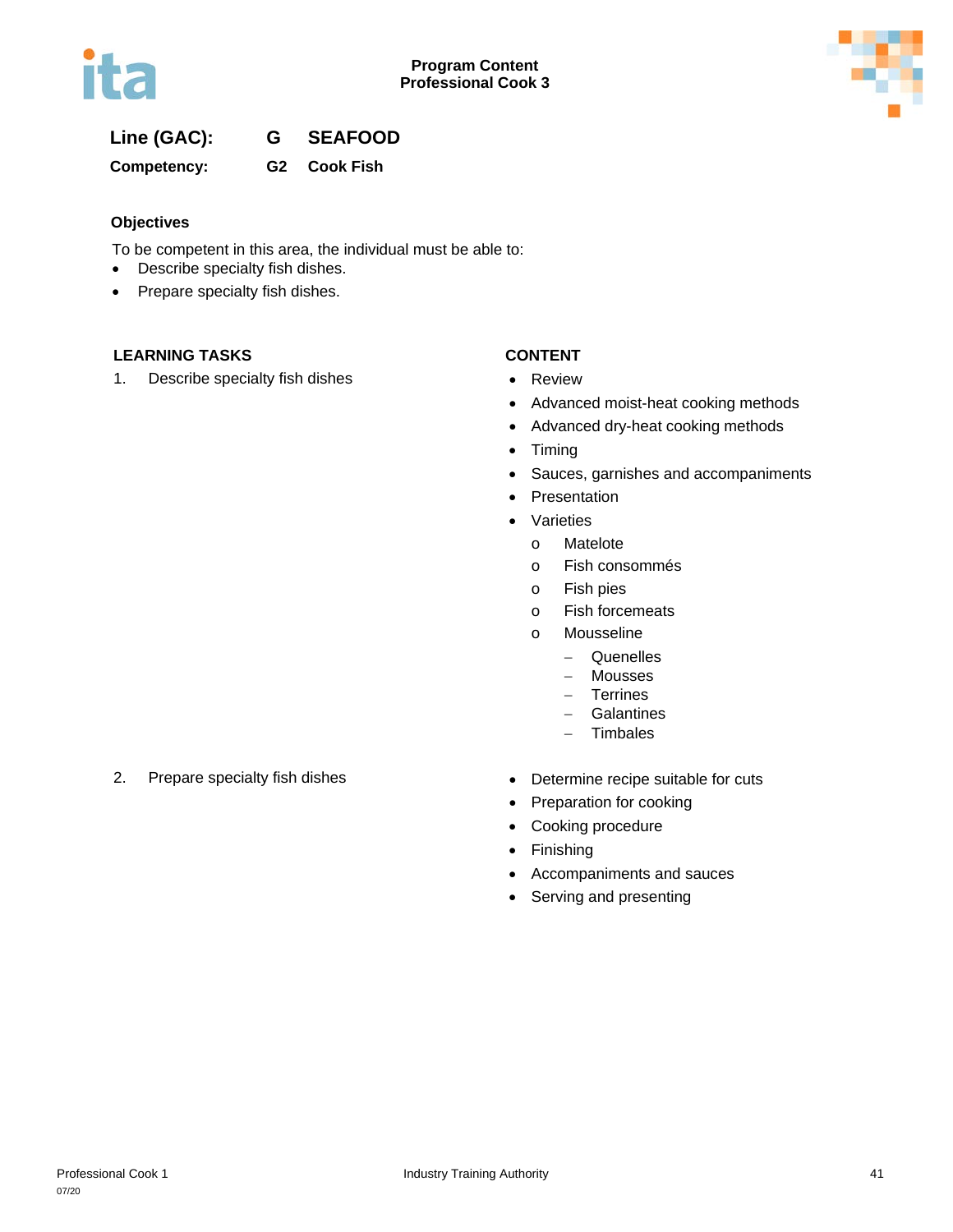**Line (GAC):** G SEAFOOD

**Competency:** G2 Cook Fish

### Objectives

To be competent in this area, the individual must be able to:

- Describe specialty fish dishes.
- Prepare specialty fish dishes.

| LEARNING TASKS | CONTENT |
|---|---|
| 1. Describe specialty fish dishes | • Review<br>• Advanced moist-heat cooking methods<br>• Advanced dry-heat cooking methods<br>• Timing<br>• Sauces, garnishes and accompaniments<br>• Presentation<br>• Varieties<br>&nbsp;&nbsp;o Matelote<br>&nbsp;&nbsp;o Fish consommés<br>&nbsp;&nbsp;o Fish pies<br>&nbsp;&nbsp;o Fish forcemeats<br>&nbsp;&nbsp;o Mousseline<br>&nbsp;&nbsp;&nbsp;&nbsp;– Quenelles<br>&nbsp;&nbsp;&nbsp;&nbsp;– Mousses<br>&nbsp;&nbsp;&nbsp;&nbsp;– Terrines<br>&nbsp;&nbsp;&nbsp;&nbsp;– Galantines<br>&nbsp;&nbsp;&nbsp;&nbsp;– Timbales |
| 2. Prepare specialty fish dishes | • Determine recipe suitable for cuts<br>• Preparation for cooking<br>• Cooking procedure<br>• Finishing<br>• Accompaniments and sauces<br>• Serving and presenting |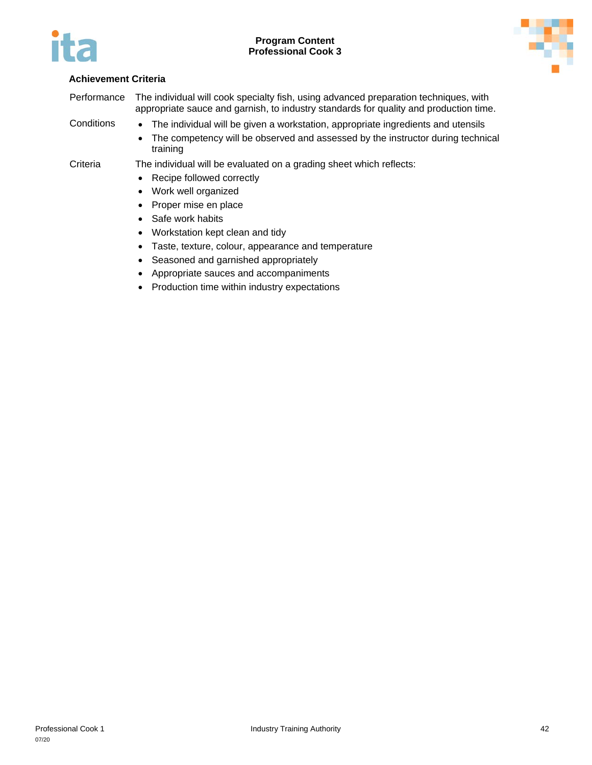### Achievement Criteria

| | |
|---|---|
| Performance | The individual will cook specialty fish, using advanced preparation techniques, with appropriate sauce and garnish, to industry standards for quality and production time. |
| Conditions | • The individual will be given a workstation, appropriate ingredients and utensils<br>• The competency will be observed and assessed by the instructor during technical training |
| Criteria | The individual will be evaluated on a grading sheet which reflects:<br>• Recipe followed correctly<br>• Work well organized<br>• Proper mise en place<br>• Safe work habits<br>• Workstation kept clean and tidy<br>• Taste, texture, colour, appearance and temperature<br>• Seasoned and garnished appropriately<br>• Appropriate sauces and accompaniments<br>• Production time within industry expectations |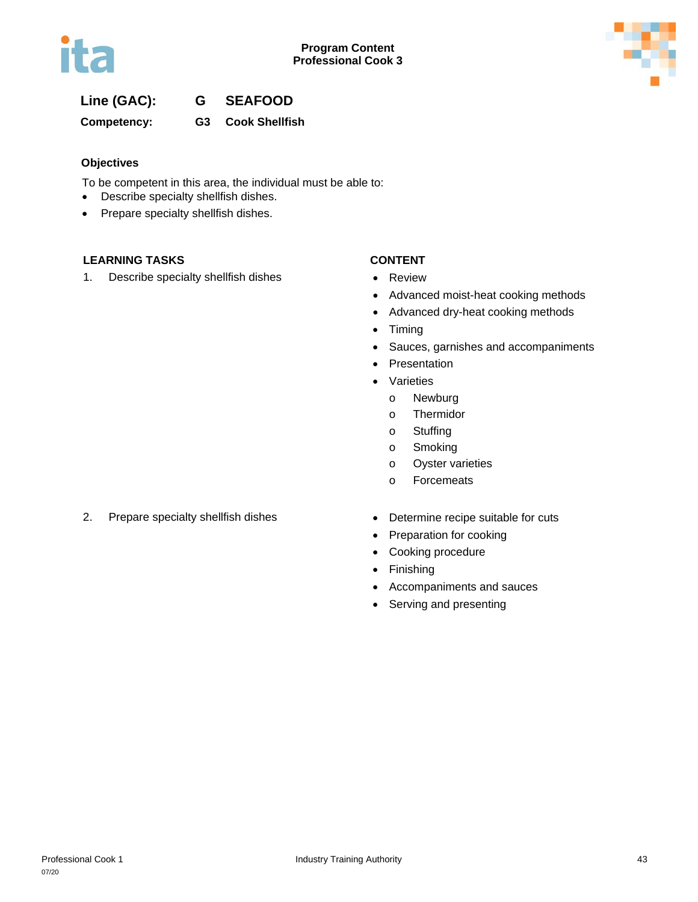**Line (GAC):** G SEAFOOD

**Competency:** G3 Cook Shellfish

**Objectives**

To be competent in this area, the individual must be able to:

- Describe specialty shellfish dishes.
- Prepare specialty shellfish dishes.

| LEARNING TASKS | CONTENT |
|---|---|
| 1. Describe specialty shellfish dishes | • Review<br>• Advanced moist-heat cooking methods<br>• Advanced dry-heat cooking methods<br>• Timing<br>• Sauces, garnishes and accompaniments<br>• Presentation<br>• Varieties<br>  o Newburg<br>  o Thermidor<br>  o Stuffing<br>  o Smoking<br>  o Oyster varieties<br>  o Forcemeats |
| 2. Prepare specialty shellfish dishes | • Determine recipe suitable for cuts<br>• Preparation for cooking<br>• Cooking procedure<br>• Finishing<br>• Accompaniments and sauces<br>• Serving and presenting |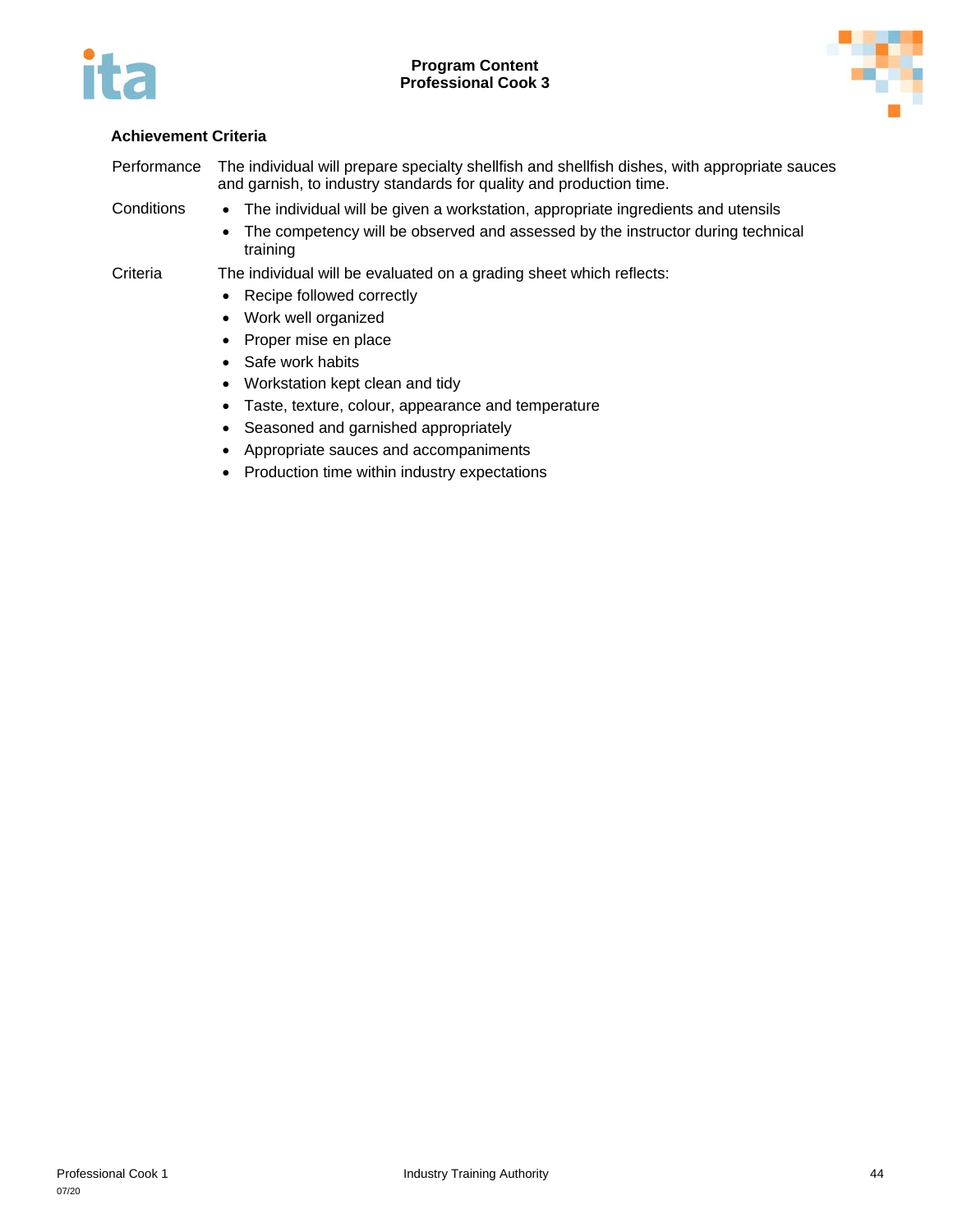### Achievement Criteria

| | |
|---|---|
| Performance | The individual will prepare specialty shellfish and shellfish dishes, with appropriate sauces and garnish, to industry standards for quality and production time. |
| Conditions | • The individual will be given a workstation, appropriate ingredients and utensils<br>• The competency will be observed and assessed by the instructor during technical training |
| Criteria | The individual will be evaluated on a grading sheet which reflects:<br>• Recipe followed correctly<br>• Work well organized<br>• Proper mise en place<br>• Safe work habits<br>• Workstation kept clean and tidy<br>• Taste, texture, colour, appearance and temperature<br>• Seasoned and garnished appropriately<br>• Appropriate sauces and accompaniments<br>• Production time within industry expectations |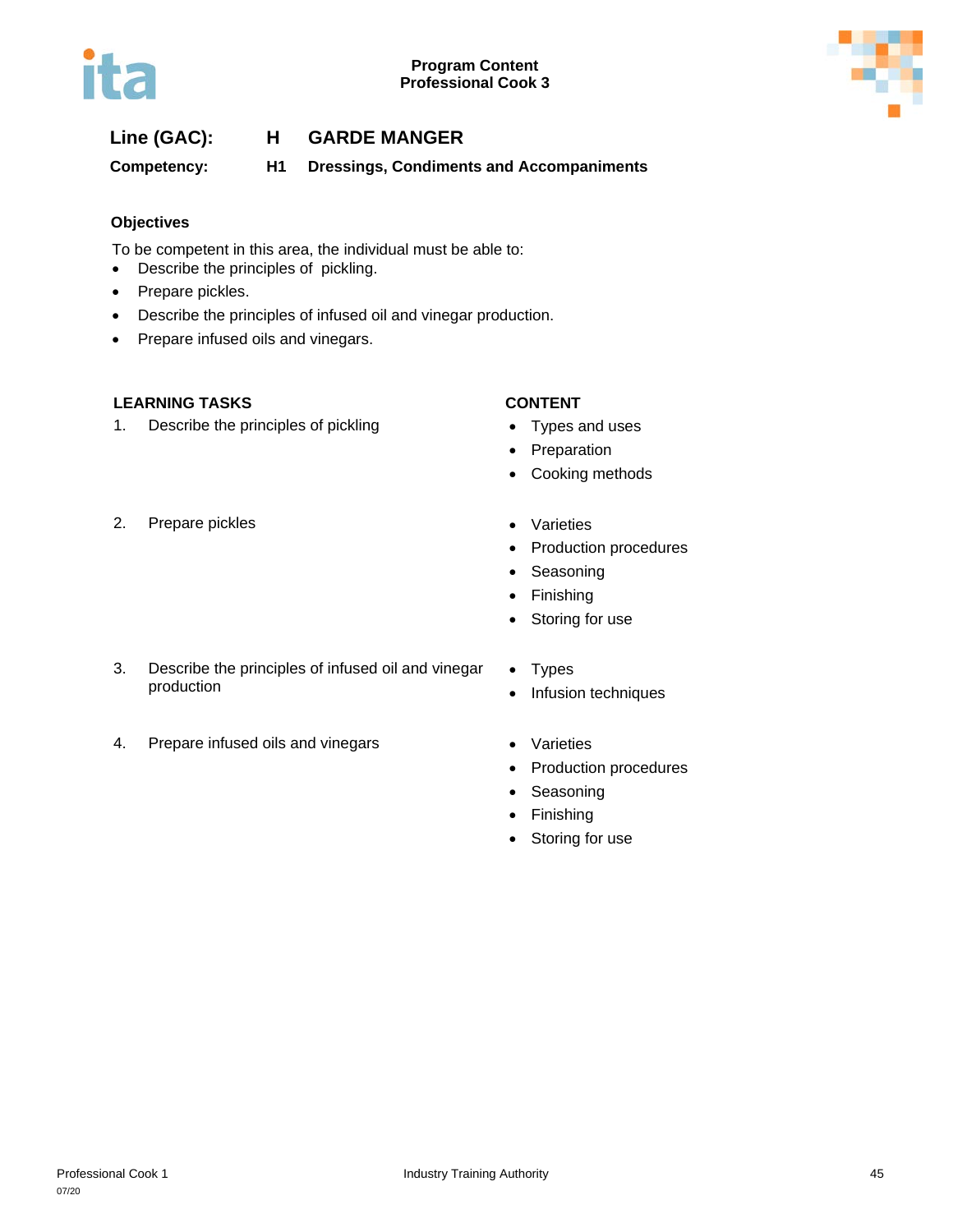**Line (GAC):** **H** **GARDE MANGER**

**Competency:** **H1** **Dressings, Condiments and Accompaniments**

### Objectives

To be competent in this area, the individual must be able to:

- Describe the principles of pickling.
- Prepare pickles.
- Describe the principles of infused oil and vinegar production.
- Prepare infused oils and vinegars.

| LEARNING TASKS | CONTENT |
|---|---|
| 1. Describe the principles of pickling | • Types and uses<br>• Preparation<br>• Cooking methods |
| 2. Prepare pickles | • Varieties<br>• Production procedures<br>• Seasoning<br>• Finishing<br>• Storing for use |
| 3. Describe the principles of infused oil and vinegar production | • Types<br>• Infusion techniques |
| 4. Prepare infused oils and vinegars | • Varieties<br>• Production procedures<br>• Seasoning<br>• Finishing<br>• Storing for use |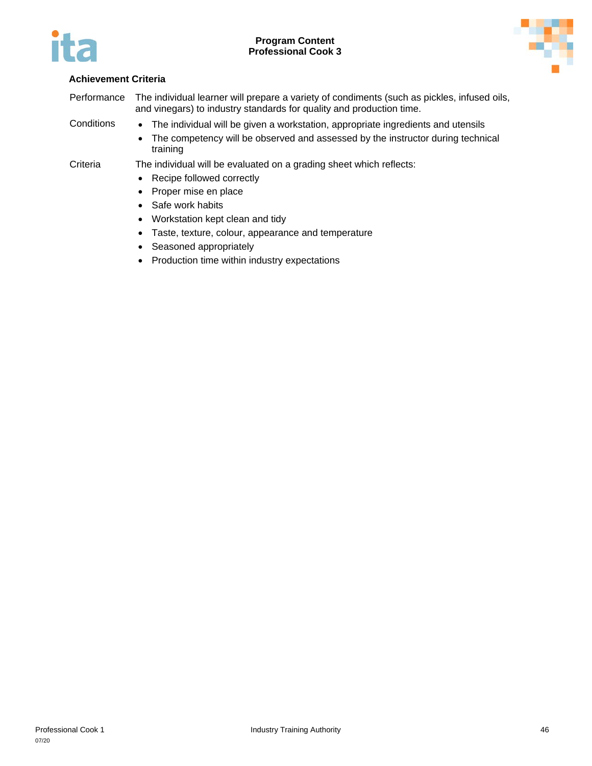### Achievement Criteria

| | |
|---|---|
| Performance | The individual learner will prepare a variety of condiments (such as pickles, infused oils, and vinegars) to industry standards for quality and production time. |
| Conditions | • The individual will be given a workstation, appropriate ingredients and utensils<br>• The competency will be observed and assessed by the instructor during technical training |
| Criteria | The individual will be evaluated on a grading sheet which reflects:<br>• Recipe followed correctly<br>• Proper mise en place<br>• Safe work habits<br>• Workstation kept clean and tidy<br>• Taste, texture, colour, appearance and temperature<br>• Seasoned appropriately<br>• Production time within industry expectations |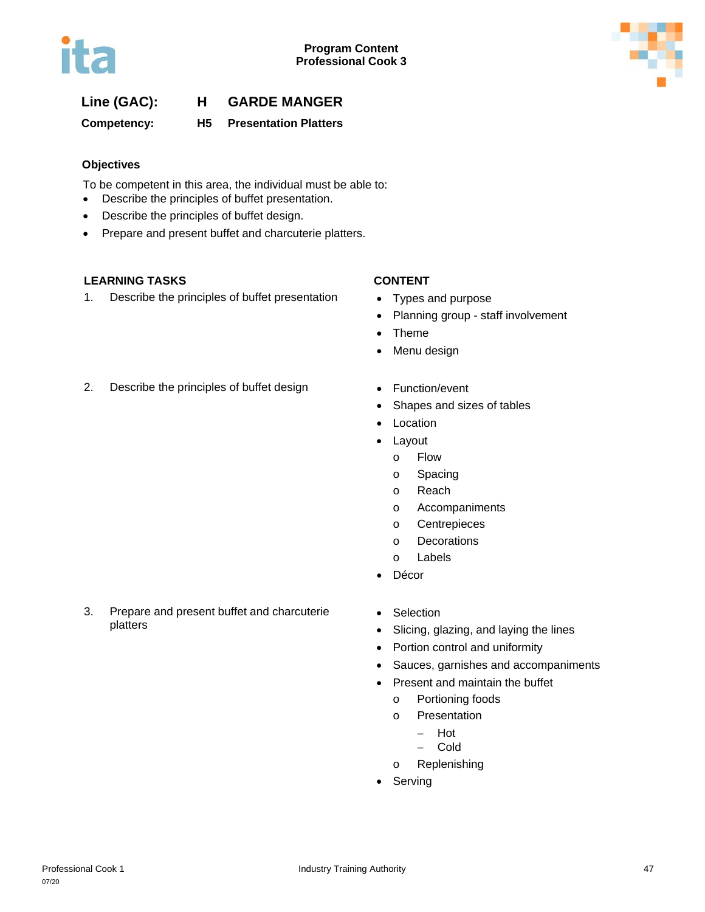**Line (GAC):** **H GARDE MANGER**

**Competency:** **H5 Presentation Platters**

**Objectives**

To be competent in this area, the individual must be able to:

- Describe the principles of buffet presentation.
- Describe the principles of buffet design.
- Prepare and present buffet and charcuterie platters.

| LEARNING TASKS | CONTENT |
|---|---|
| 1. Describe the principles of buffet presentation | • Types and purpose<br>• Planning group - staff involvement<br>• Theme<br>• Menu design |
| 2. Describe the principles of buffet design | • Function/event<br>• Shapes and sizes of tables<br>• Location<br>• Layout<br>&nbsp;&nbsp;o Flow<br>&nbsp;&nbsp;o Spacing<br>&nbsp;&nbsp;o Reach<br>&nbsp;&nbsp;o Accompaniments<br>&nbsp;&nbsp;o Centrepieces<br>&nbsp;&nbsp;o Decorations<br>&nbsp;&nbsp;o Labels<br>• Décor |
| 3. Prepare and present buffet and charcuterie platters | • Selection<br>• Slicing, glazing, and laying the lines<br>• Portion control and uniformity<br>• Sauces, garnishes and accompaniments<br>• Present and maintain the buffet<br>&nbsp;&nbsp;o Portioning foods<br>&nbsp;&nbsp;o Presentation<br>&nbsp;&nbsp;&nbsp;&nbsp;– Hot<br>&nbsp;&nbsp;&nbsp;&nbsp;– Cold<br>&nbsp;&nbsp;o Replenishing<br>• Serving |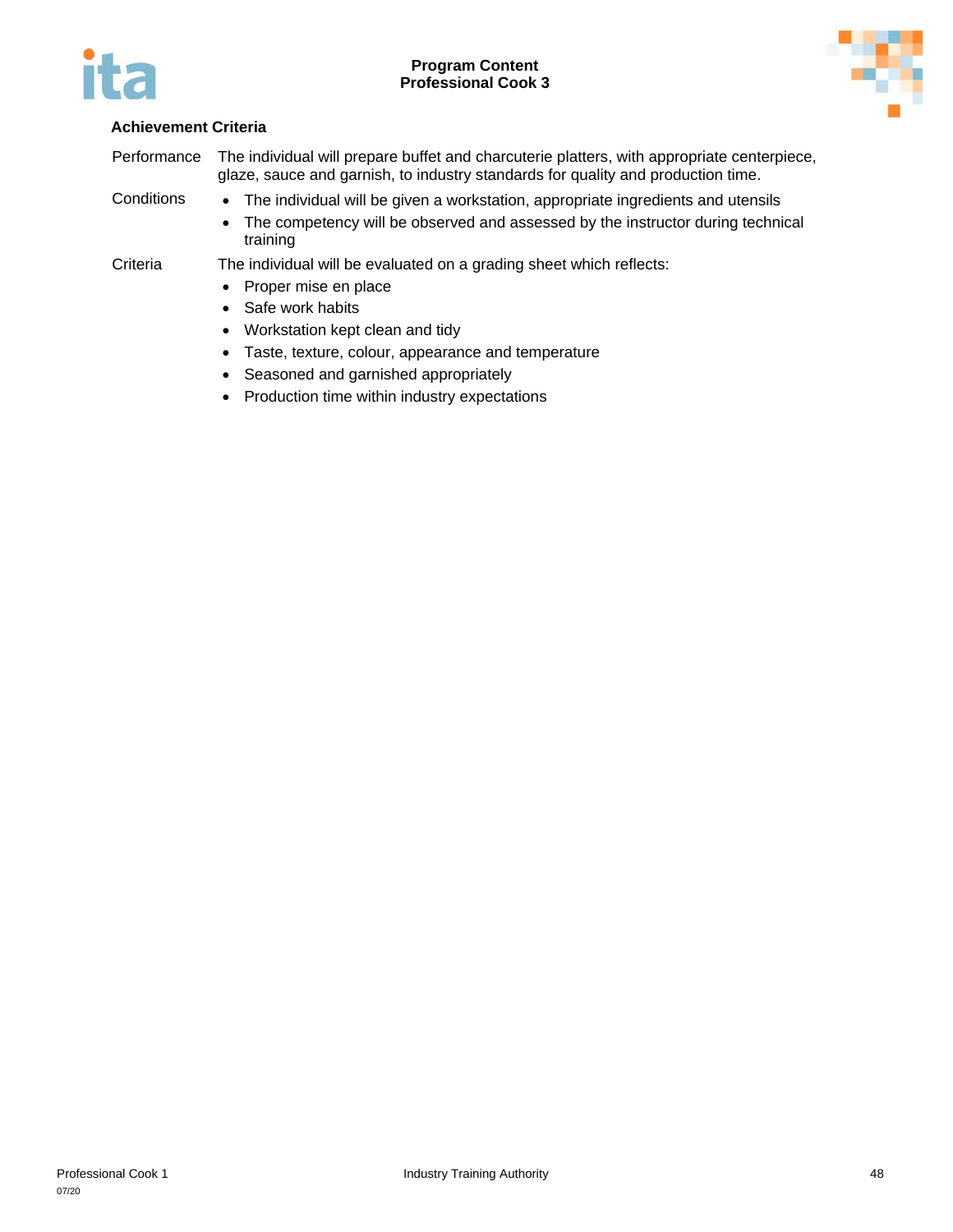### Achievement Criteria

| | |
|---|---|
| Performance | The individual will prepare buffet and charcuterie platters, with appropriate centerpiece, glaze, sauce and garnish, to industry standards for quality and production time. |
| Conditions | • The individual will be given a workstation, appropriate ingredients and utensils<br>• The competency will be observed and assessed by the instructor during technical training |
| Criteria | The individual will be evaluated on a grading sheet which reflects:<br>• Proper mise en place<br>• Safe work habits<br>• Workstation kept clean and tidy<br>• Taste, texture, colour, appearance and temperature<br>• Seasoned and garnished appropriately<br>• Production time within industry expectations |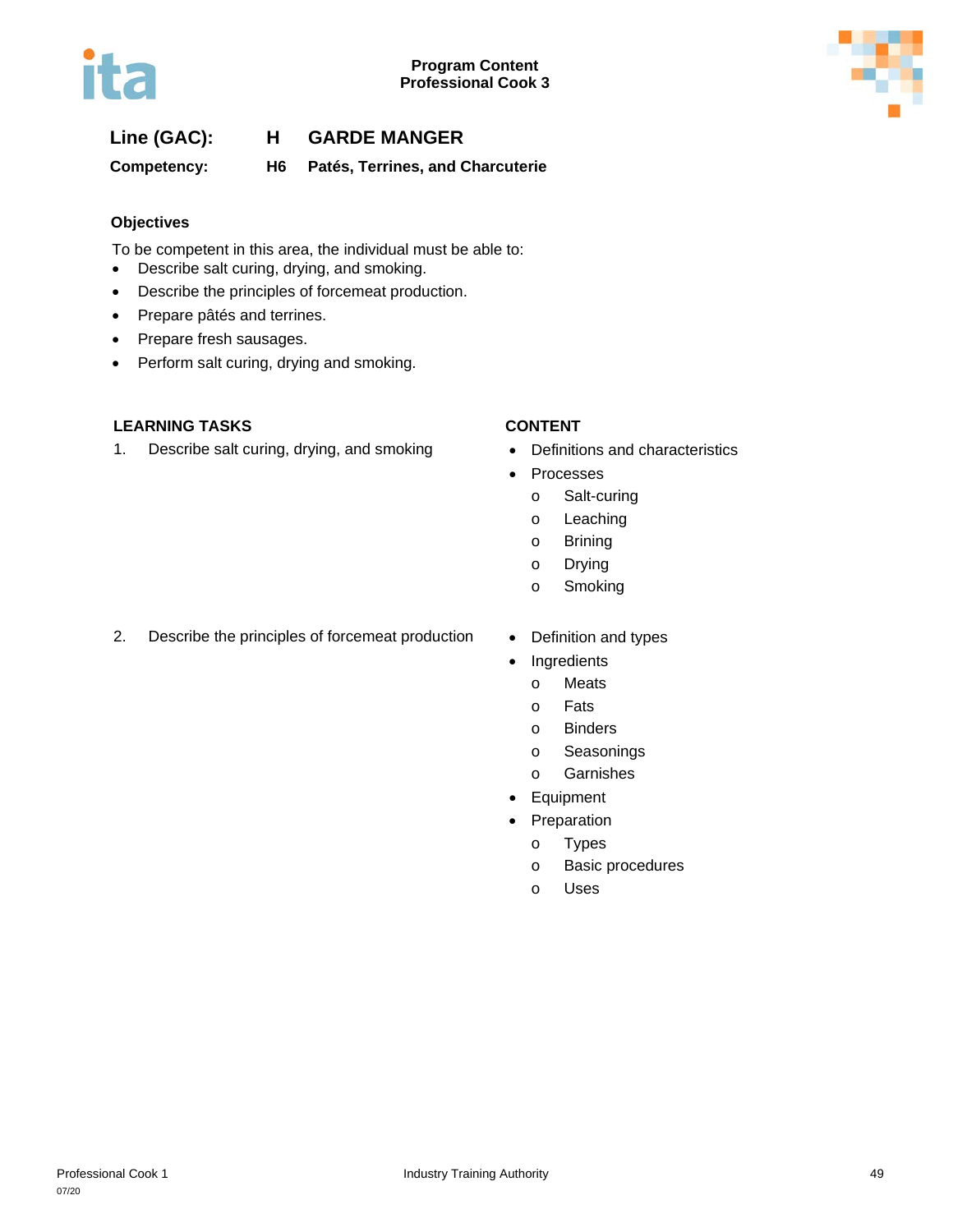**Line (GAC): H GARDE MANGER**

**Competency: H6 Patés, Terrines, and Charcuterie**

**Objectives**

To be competent in this area, the individual must be able to:

- Describe salt curing, drying, and smoking.
- Describe the principles of forcemeat production.
- Prepare pâtés and terrines.
- Prepare fresh sausages.
- Perform salt curing, drying and smoking.

| LEARNING TASKS | CONTENT |
|---|---|
| 1. Describe salt curing, drying, and smoking | • Definitions and characteristics<br>• Processes<br>  o Salt-curing<br>  o Leaching<br>  o Brining<br>  o Drying<br>  o Smoking |
| 2. Describe the principles of forcemeat production | • Definition and types<br>• Ingredients<br>  o Meats<br>  o Fats<br>  o Binders<br>  o Seasonings<br>  o Garnishes<br>• Equipment<br>• Preparation<br>  o Types<br>  o Basic procedures<br>  o Uses |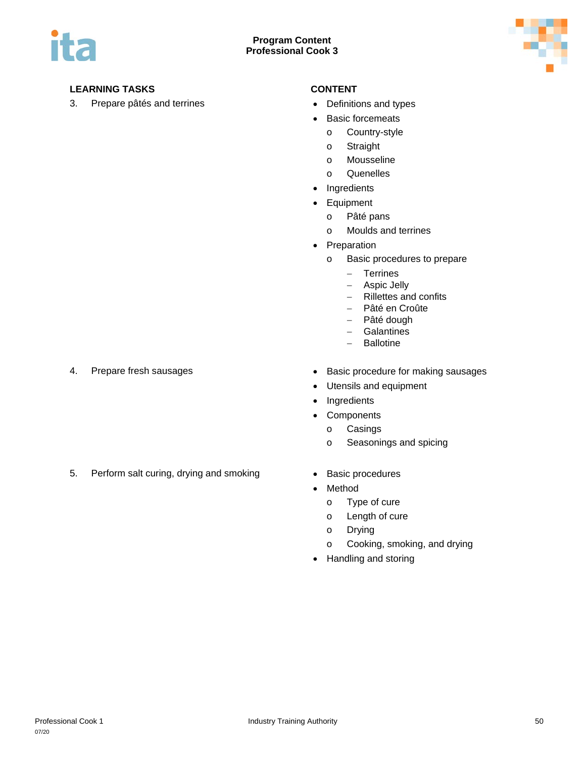| LEARNING TASKS | CONTENT |
|---|---|
| 3. Prepare pâtés and terrines | • Definitions and types<br>• Basic forcemeats<br>  o Country-style<br>  o Straight<br>  o Mousseline<br>  o Quenelles<br>• Ingredients<br>• Equipment<br>  o Pâté pans<br>  o Moulds and terrines<br>• Preparation<br>  o Basic procedures to prepare<br>    – Terrines<br>    – Aspic Jelly<br>    – Rillettes and confits<br>    – Pâté en Croûte<br>    – Pâté dough<br>    – Galantines<br>    – Ballotine |
| 4. Prepare fresh sausages | • Basic procedure for making sausages<br>• Utensils and equipment<br>• Ingredients<br>• Components<br>  o Casings<br>  o Seasonings and spicing |
| 5. Perform salt curing, drying and smoking | • Basic procedures<br>• Method<br>  o Type of cure<br>  o Length of cure<br>  o Drying<br>  o Cooking, smoking, and drying<br>• Handling and storing |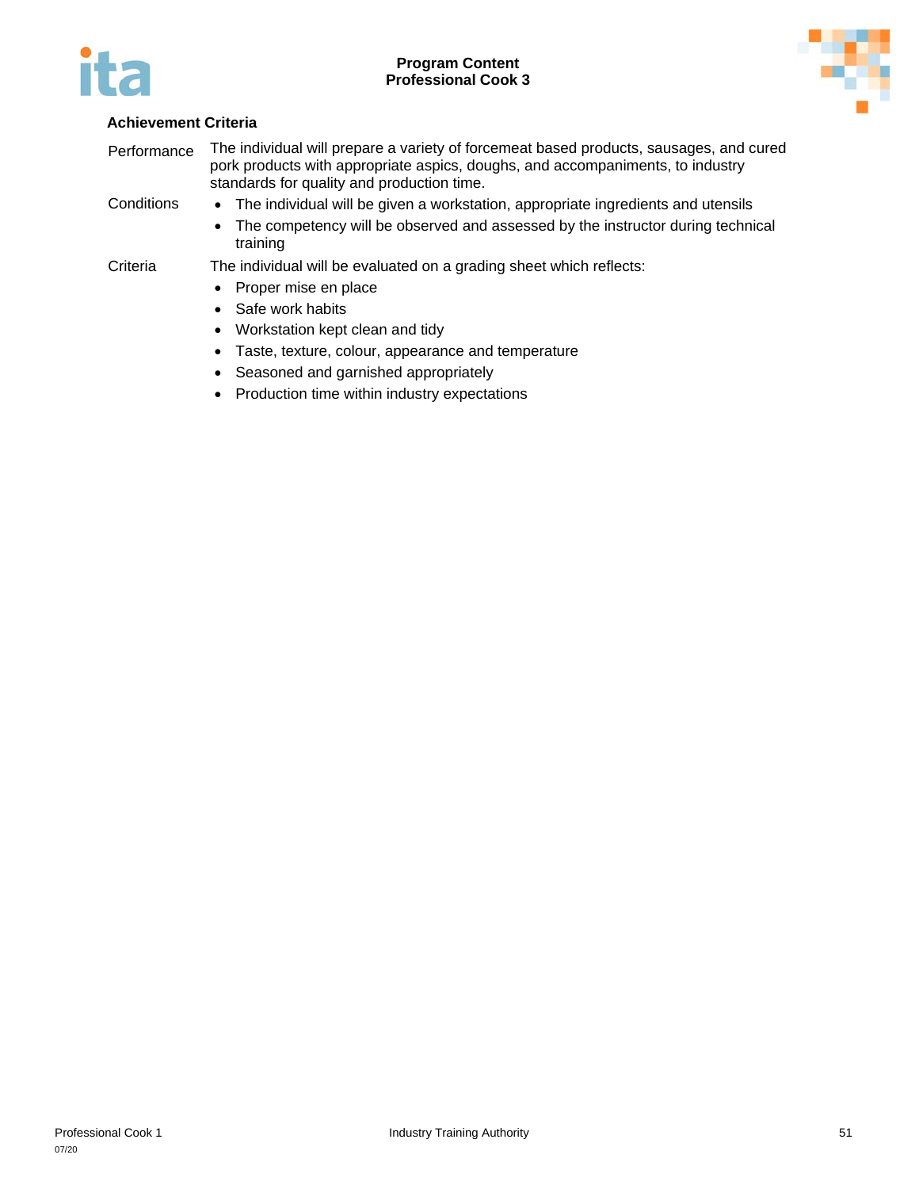**Achievement Criteria**

| | |
|---|---|
| Performance | The individual will prepare a variety of forcemeat based products, sausages, and cured pork products with appropriate aspics, doughs, and accompaniments, to industry standards for quality and production time. |
| Conditions | • The individual will be given a workstation, appropriate ingredients and utensils<br>• The competency will be observed and assessed by the instructor during technical training |
| Criteria | The individual will be evaluated on a grading sheet which reflects:<br>• Proper mise en place<br>• Safe work habits<br>• Workstation kept clean and tidy<br>• Taste, texture, colour, appearance and temperature<br>• Seasoned and garnished appropriately<br>• Production time within industry expectations |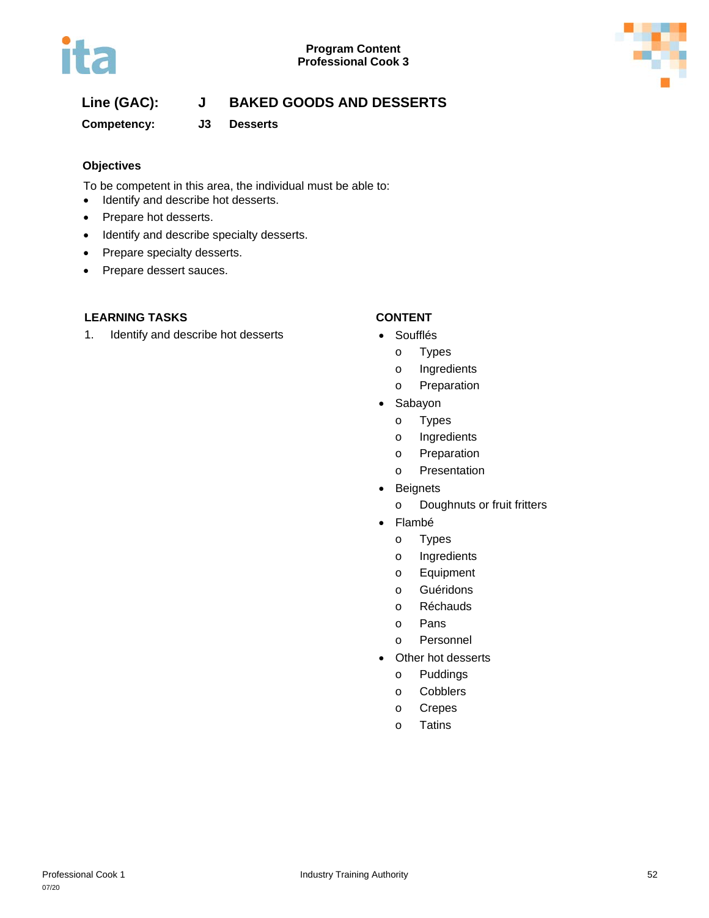## Line (GAC): J BAKED GOODS AND DESSERTS

**Competency: J3 Desserts**

### Objectives

To be competent in this area, the individual must be able to:

- Identify and describe hot desserts.
- Prepare hot desserts.
- Identify and describe specialty desserts.
- Prepare specialty desserts.
- Prepare dessert sauces.

| LEARNING TASKS | CONTENT |
|---|---|
| 1. Identify and describe hot desserts | • Soufflés<br>  o Types<br>  o Ingredients<br>  o Preparation<br>• Sabayon<br>  o Types<br>  o Ingredients<br>  o Preparation<br>  o Presentation<br>• Beignets<br>  o Doughnuts or fruit fritters<br>• Flambé<br>  o Types<br>  o Ingredients<br>  o Equipment<br>  o Guéridons<br>  o Réchauds<br>  o Pans<br>  o Personnel<br>• Other hot desserts<br>  o Puddings<br>  o Cobblers<br>  o Crepes<br>  o Tatins |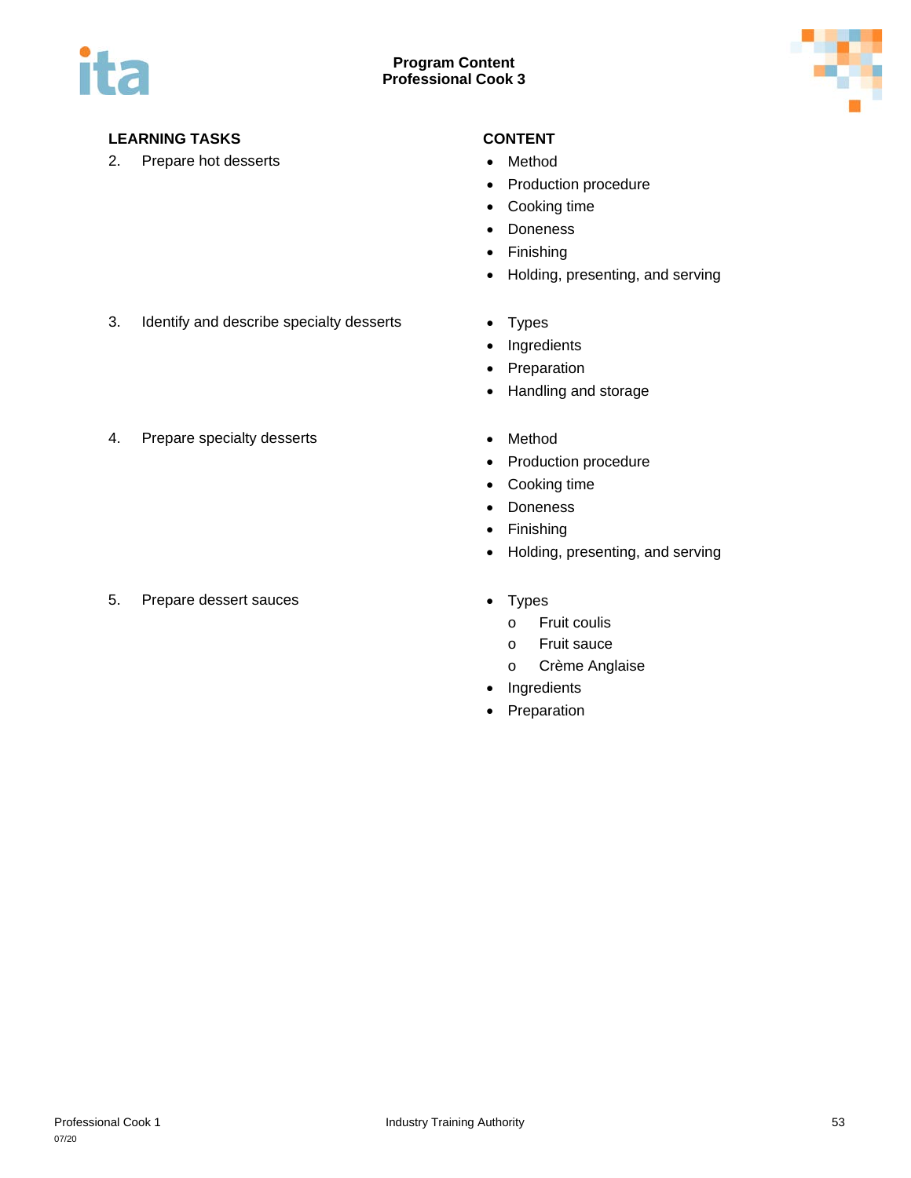| LEARNING TASKS | CONTENT |
|---|---|
| 2. Prepare hot desserts | • Method<br>• Production procedure<br>• Cooking time<br>• Doneness<br>• Finishing<br>• Holding, presenting, and serving |
| 3. Identify and describe specialty desserts | • Types<br>• Ingredients<br>• Preparation<br>• Handling and storage |
| 4. Prepare specialty desserts | • Method<br>• Production procedure<br>• Cooking time<br>• Doneness<br>• Finishing<br>• Holding, presenting, and serving |
| 5. Prepare dessert sauces | • Types<br>&nbsp;&nbsp;&nbsp;o Fruit coulis<br>&nbsp;&nbsp;&nbsp;o Fruit sauce<br>&nbsp;&nbsp;&nbsp;o Crème Anglaise<br>• Ingredients<br>• Preparation |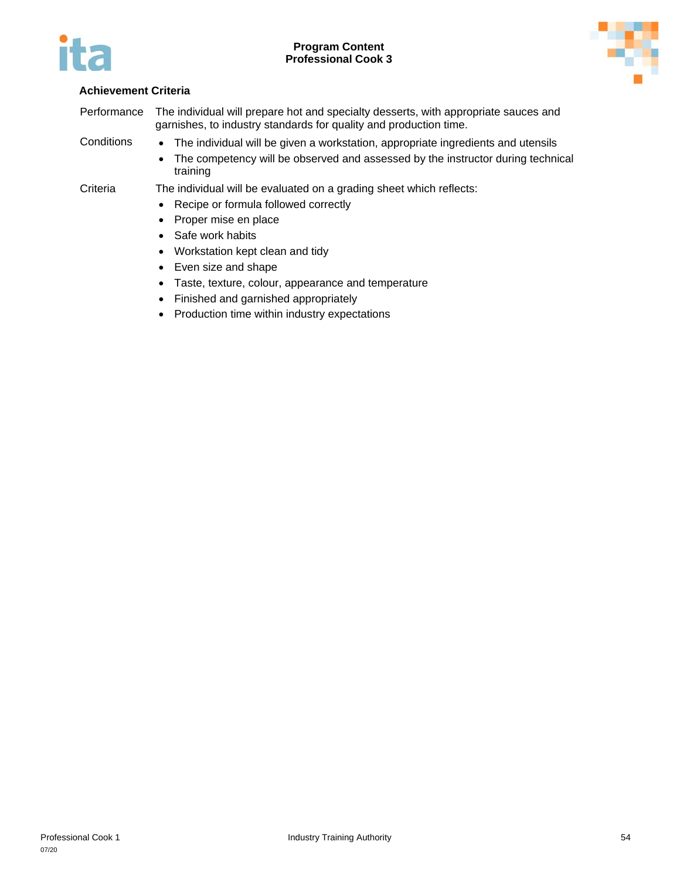**Achievement Criteria**

| | |
|---|---|
| Performance | The individual will prepare hot and specialty desserts, with appropriate sauces and garnishes, to industry standards for quality and production time. |
| Conditions | • The individual will be given a workstation, appropriate ingredients and utensils<br>• The competency will be observed and assessed by the instructor during technical training |
| Criteria | The individual will be evaluated on a grading sheet which reflects:<br>• Recipe or formula followed correctly<br>• Proper mise en place<br>• Safe work habits<br>• Workstation kept clean and tidy<br>• Even size and shape<br>• Taste, texture, colour, appearance and temperature<br>• Finished and garnished appropriately<br>• Production time within industry expectations |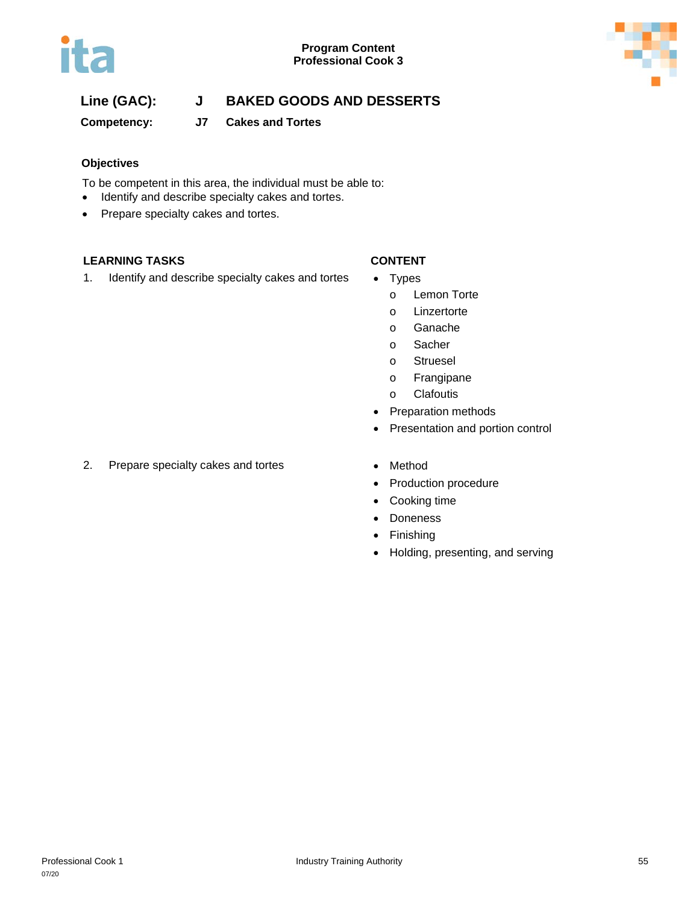**Line (GAC):** **J** **BAKED GOODS AND DESSERTS**

**Competency:** **J7** **Cakes and Tortes**

**Objectives**

To be competent in this area, the individual must be able to:

- Identify and describe specialty cakes and tortes.
- Prepare specialty cakes and tortes.

| LEARNING TASKS | CONTENT |
|---|---|
| 1. Identify and describe specialty cakes and tortes | • Types<br>o Lemon Torte<br>o Linzertorte<br>o Ganache<br>o Sacher<br>o Struesel<br>o Frangipane<br>o Clafoutis<br>• Preparation methods<br>• Presentation and portion control |
| 2. Prepare specialty cakes and tortes | • Method<br>• Production procedure<br>• Cooking time<br>• Doneness<br>• Finishing<br>• Holding, presenting, and serving |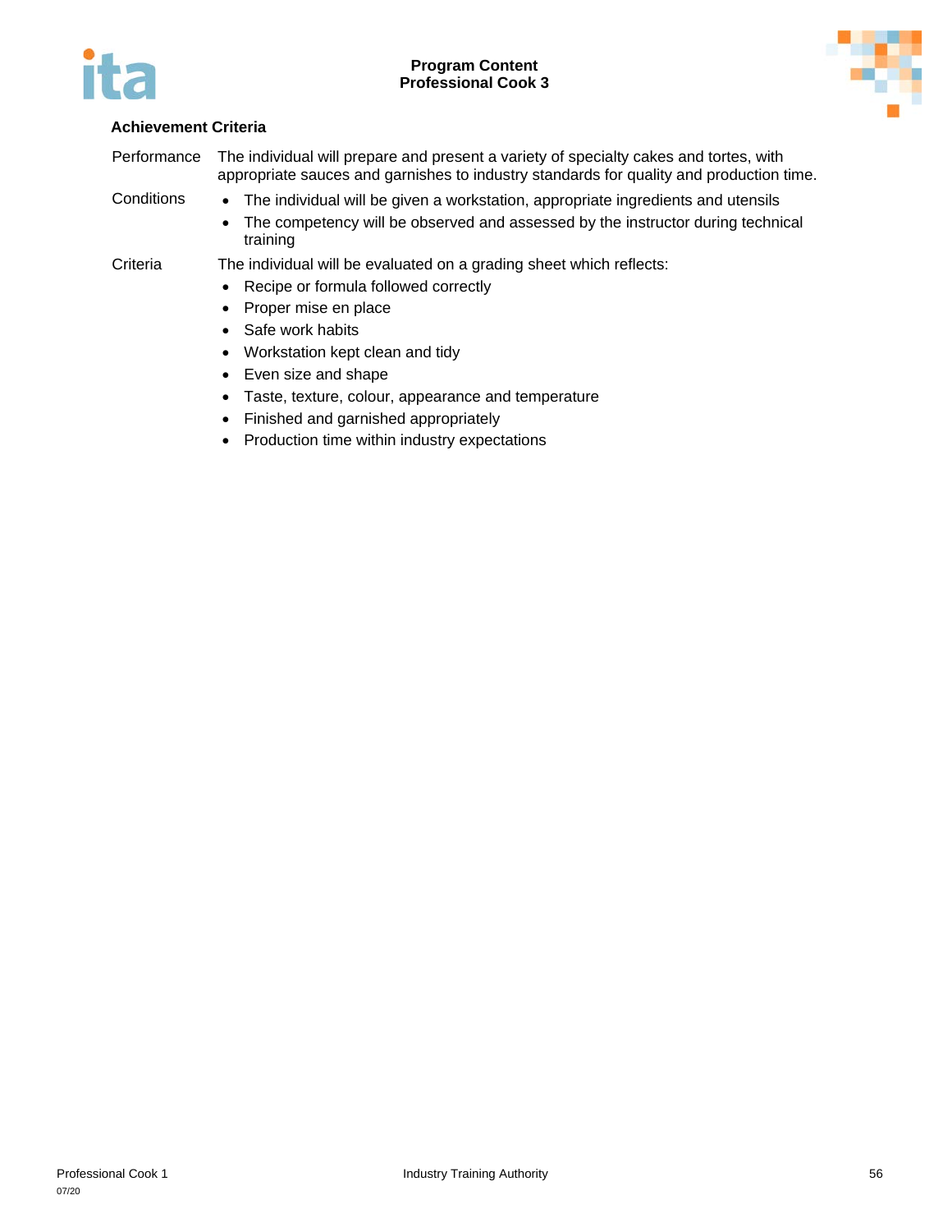### Achievement Criteria

| | |
|---|---|
| Performance | The individual will prepare and present a variety of specialty cakes and tortes, with appropriate sauces and garnishes to industry standards for quality and production time. |
| Conditions | • The individual will be given a workstation, appropriate ingredients and utensils<br>• The competency will be observed and assessed by the instructor during technical training |
| Criteria | The individual will be evaluated on a grading sheet which reflects:<br>• Recipe or formula followed correctly<br>• Proper mise en place<br>• Safe work habits<br>• Workstation kept clean and tidy<br>• Even size and shape<br>• Taste, texture, colour, appearance and temperature<br>• Finished and garnished appropriately<br>• Production time within industry expectations |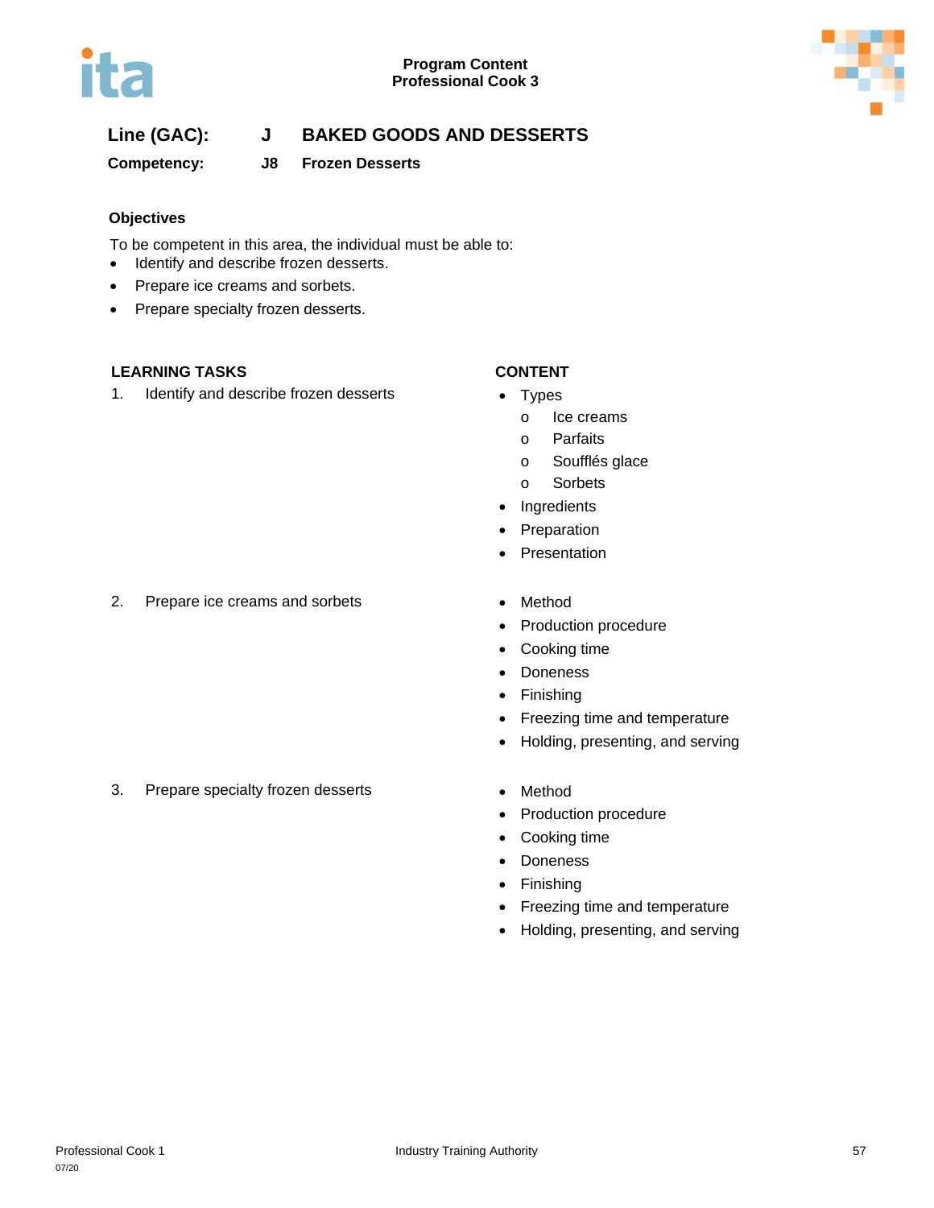**Line (GAC):** J BAKED GOODS AND DESSERTS

**Competency:** J8 Frozen Desserts

### Objectives

To be competent in this area, the individual must be able to:

- Identify and describe frozen desserts.
- Prepare ice creams and sorbets.
- Prepare specialty frozen desserts.

| LEARNING TASKS | CONTENT |
| --- | --- |
| 1. Identify and describe frozen desserts | • Types<br>  o Ice creams<br>  o Parfaits<br>  o Soufflés glace<br>  o Sorbets<br>• Ingredients<br>• Preparation<br>• Presentation |
| 2. Prepare ice creams and sorbets | • Method<br>• Production procedure<br>• Cooking time<br>• Doneness<br>• Finishing<br>• Freezing time and temperature<br>• Holding, presenting, and serving |
| 3. Prepare specialty frozen desserts | • Method<br>• Production procedure<br>• Cooking time<br>• Doneness<br>• Finishing<br>• Freezing time and temperature<br>• Holding, presenting, and serving |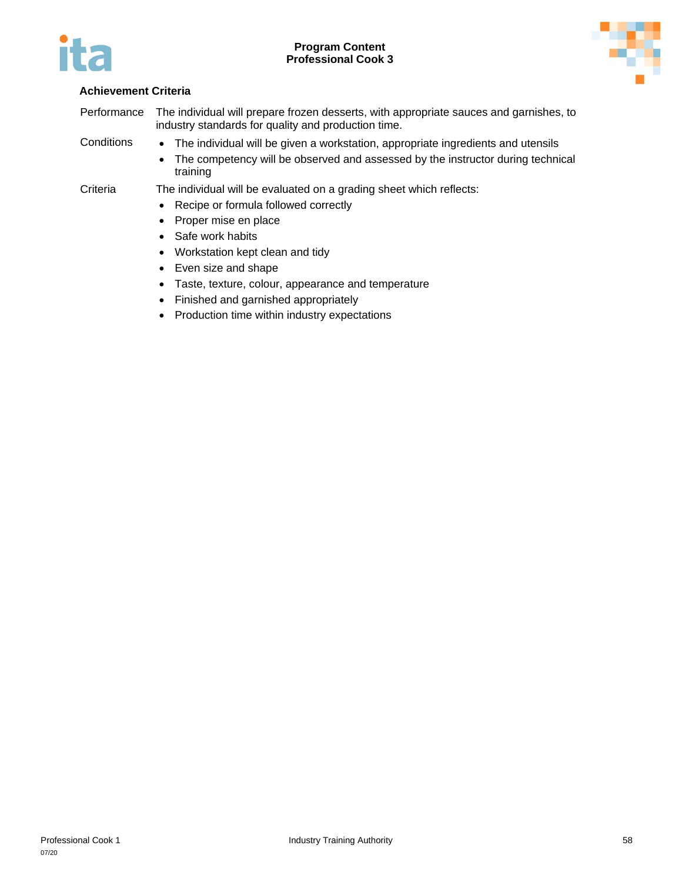### Achievement Criteria

Performance: The individual will prepare frozen desserts, with appropriate sauces and garnishes, to industry standards for quality and production time.

Conditions:

- The individual will be given a workstation, appropriate ingredients and utensils
- The competency will be observed and assessed by the instructor during technical training

Criteria: The individual will be evaluated on a grading sheet which reflects:

- Recipe or formula followed correctly
- Proper mise en place
- Safe work habits
- Workstation kept clean and tidy
- Even size and shape
- Taste, texture, colour, appearance and temperature
- Finished and garnished appropriately
- Production time within industry expectations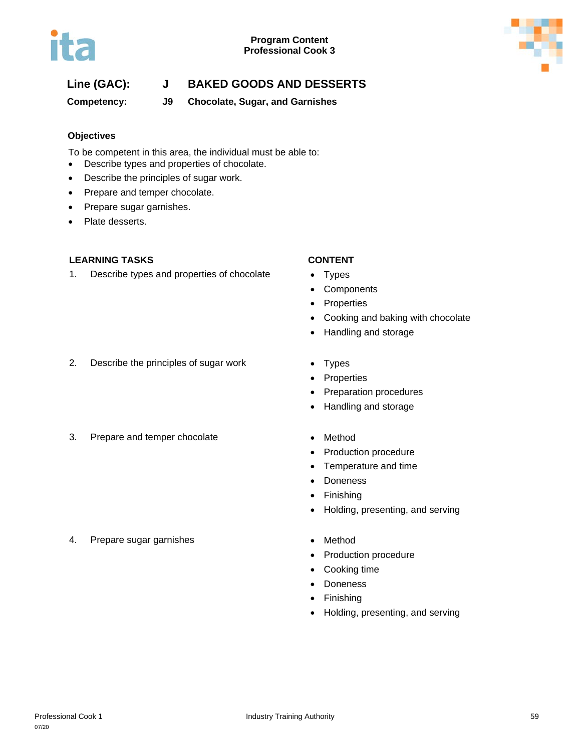**Line (GAC): J BAKED GOODS AND DESSERTS**

**Competency: J9 Chocolate, Sugar, and Garnishes**

**Objectives**

To be competent in this area, the individual must be able to:

- Describe types and properties of chocolate.
- Describe the principles of sugar work.
- Prepare and temper chocolate.
- Prepare sugar garnishes.
- Plate desserts.

| LEARNING TASKS | CONTENT |
| --- | --- |
| 1. Describe types and properties of chocolate | • Types<br>• Components<br>• Properties<br>• Cooking and baking with chocolate<br>• Handling and storage |
| 2. Describe the principles of sugar work | • Types<br>• Properties<br>• Preparation procedures<br>• Handling and storage |
| 3. Prepare and temper chocolate | • Method<br>• Production procedure<br>• Temperature and time<br>• Doneness<br>• Finishing<br>• Holding, presenting, and serving |
| 4. Prepare sugar garnishes | • Method<br>• Production procedure<br>• Cooking time<br>• Doneness<br>• Finishing<br>• Holding, presenting, and serving |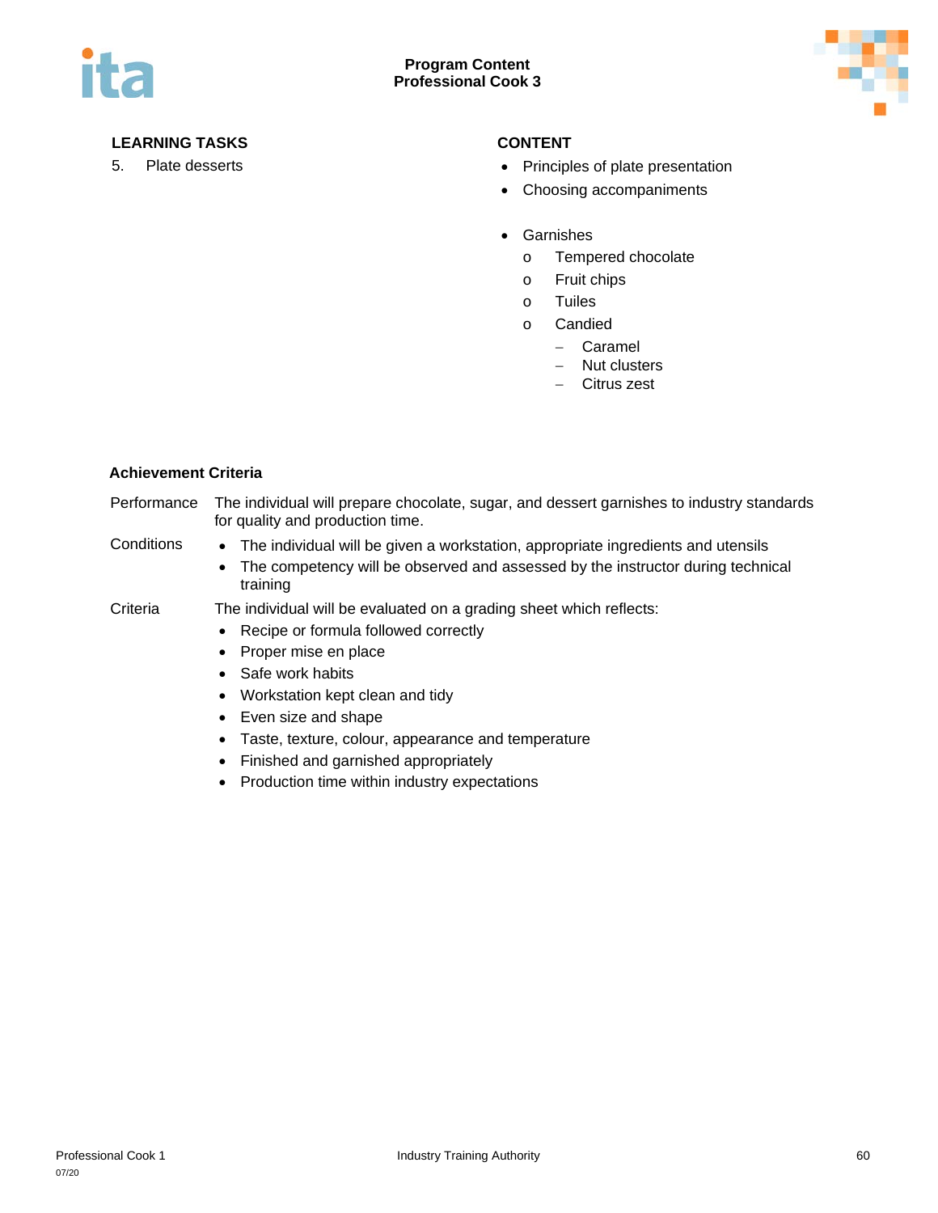| LEARNING TASKS | CONTENT |
|---|---|
| 5. Plate desserts | • Principles of plate presentation<br>• Choosing accompaniments<br>• Garnishes<br>  o Tempered chocolate<br>  o Fruit chips<br>  o Tuiles<br>  o Candied<br>    – Caramel<br>    – Nut clusters<br>    – Citrus zest |

**Achievement Criteria**

Performance: The individual will prepare chocolate, sugar, and dessert garnishes to industry standards for quality and production time.

Conditions:
- The individual will be given a workstation, appropriate ingredients and utensils
- The competency will be observed and assessed by the instructor during technical training

Criteria: The individual will be evaluated on a grading sheet which reflects:
- Recipe or formula followed correctly
- Proper mise en place
- Safe work habits
- Workstation kept clean and tidy
- Even size and shape
- Taste, texture, colour, appearance and temperature
- Finished and garnished appropriately
- Production time within industry expectations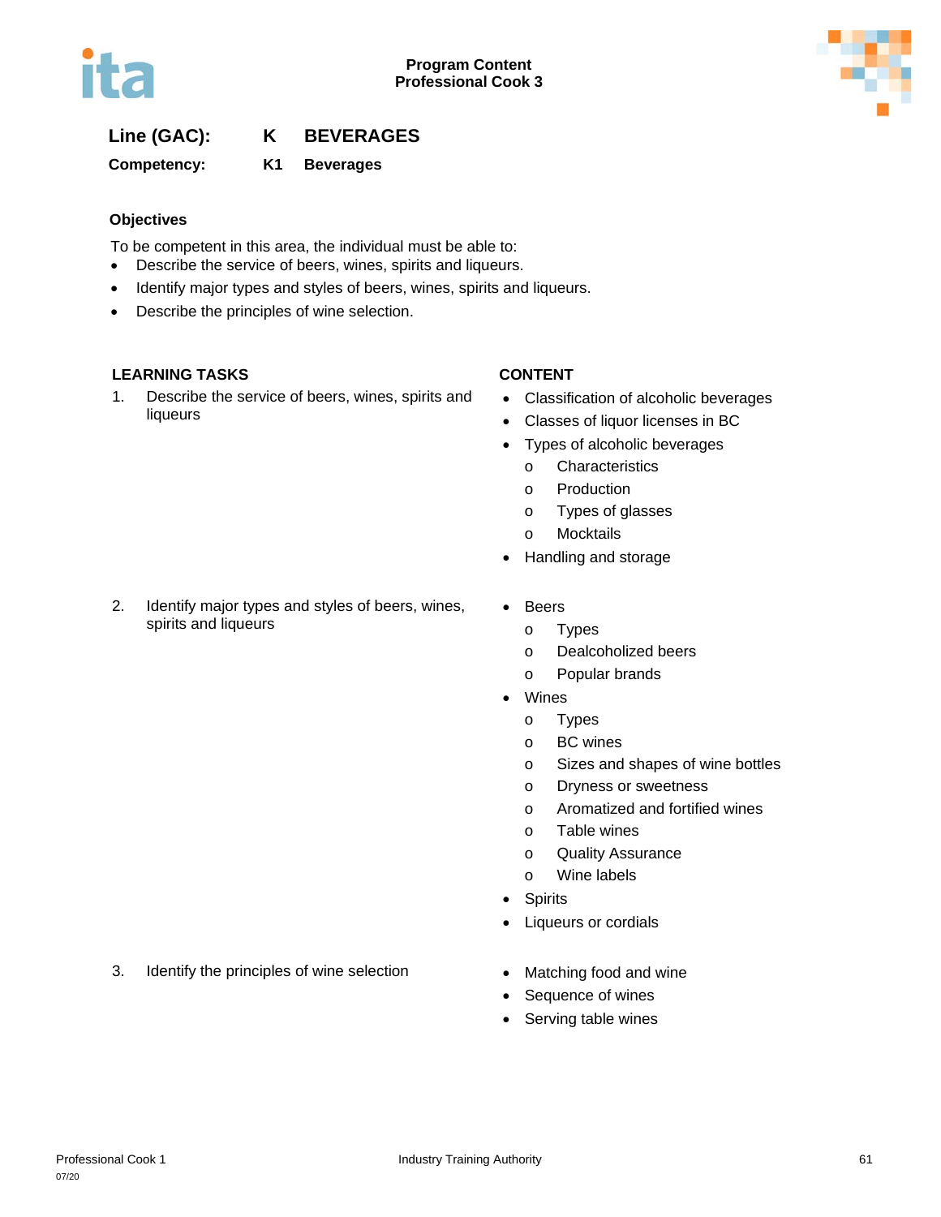**Line (GAC):** K BEVERAGES

**Competency:** K1 Beverages

### Objectives

To be competent in this area, the individual must be able to:

- Describe the service of beers, wines, spirits and liqueurs.
- Identify major types and styles of beers, wines, spirits and liqueurs.
- Describe the principles of wine selection.

| LEARNING TASKS | CONTENT |
| --- | --- |
| 1. Describe the service of beers, wines, spirits and liqueurs | • Classification of alcoholic beverages<br>• Classes of liquor licenses in BC<br>• Types of alcoholic beverages<br>  o Characteristics<br>  o Production<br>  o Types of glasses<br>  o Mocktails<br>• Handling and storage |
| 2. Identify major types and styles of beers, wines, spirits and liqueurs | • Beers<br>  o Types<br>  o Dealcoholized beers<br>  o Popular brands<br>• Wines<br>  o Types<br>  o BC wines<br>  o Sizes and shapes of wine bottles<br>  o Dryness or sweetness<br>  o Aromatized and fortified wines<br>  o Table wines<br>  o Quality Assurance<br>  o Wine labels<br>• Spirits<br>• Liqueurs or cordials |
| 3. Identify the principles of wine selection | • Matching food and wine<br>• Sequence of wines<br>• Serving table wines |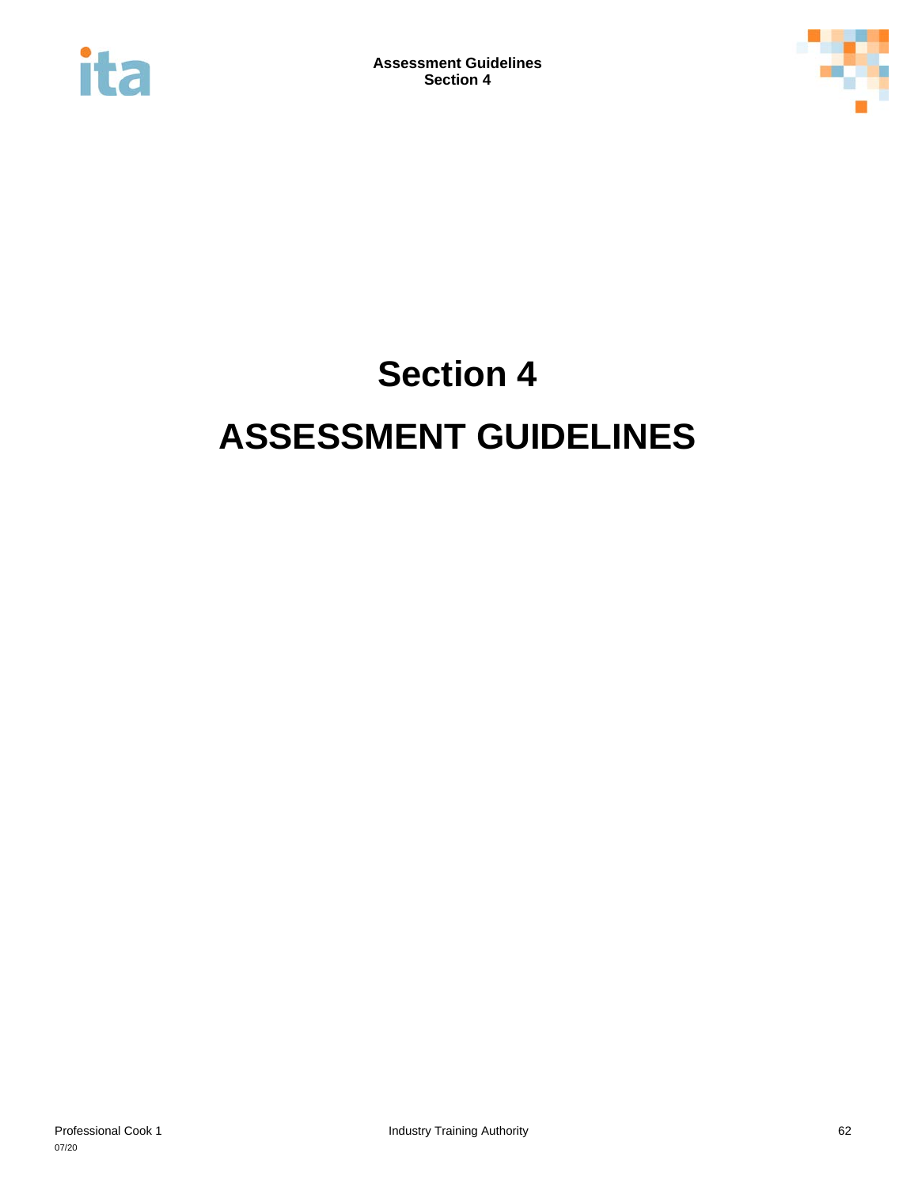# Section 4

# ASSESSMENT GUIDELINES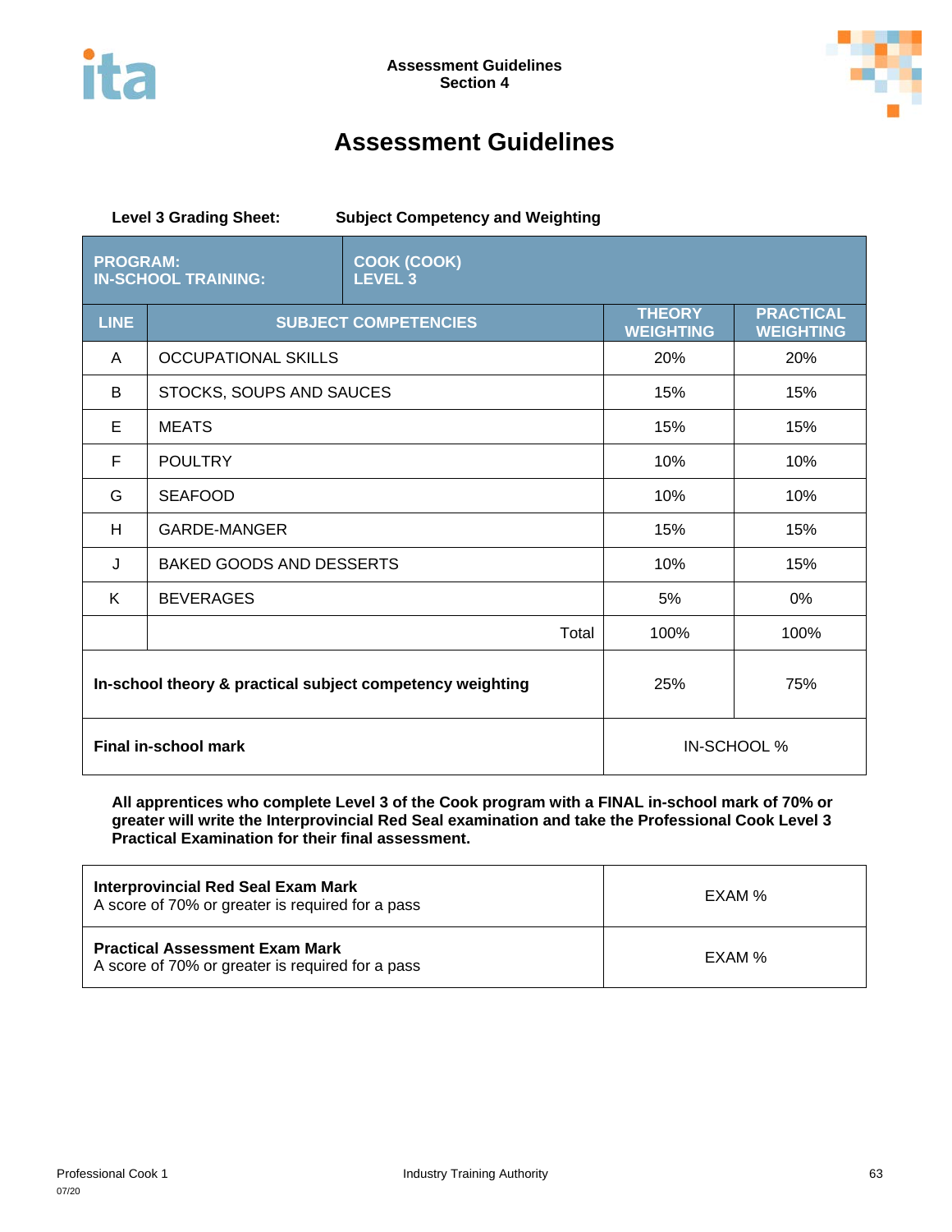# Assessment Guidelines

**Level 3 Grading Sheet: Subject Competency and Weighting**

| **PROGRAM:** **IN-SCHOOL TRAINING:** | **COOK (COOK)** **LEVEL 3** | | |
|---|---|---|---|
| **LINE** | **SUBJECT COMPETENCIES** | **THEORY WEIGHTING** | **PRACTICAL WEIGHTING** |
| A | OCCUPATIONAL SKILLS | 20% | 20% |
| B | STOCKS, SOUPS AND SAUCES | 15% | 15% |
| E | MEATS | 15% | 15% |
| F | POULTRY | 10% | 10% |
| G | SEAFOOD | 10% | 10% |
| H | GARDE-MANGER | 15% | 15% |
| J | BAKED GOODS AND DESSERTS | 10% | 15% |
| K | BEVERAGES | 5% | 0% |
| | Total | 100% | 100% |
| **In-school theory & practical subject competency weighting** | | 25% | 75% |
| **Final in-school mark** | | IN-SCHOOL % | |

**All apprentices who complete Level 3 of the Cook program with a FINAL in-school mark of 70% or greater will write the Interprovincial Red Seal examination and take the Professional Cook Level 3 Practical Examination for their final assessment.**

| | |
|---|---|
| **Interprovincial Red Seal Exam Mark** A score of 70% or greater is required for a pass | EXAM % |
| **Practical Assessment Exam Mark** A score of 70% or greater is required for a pass | EXAM % |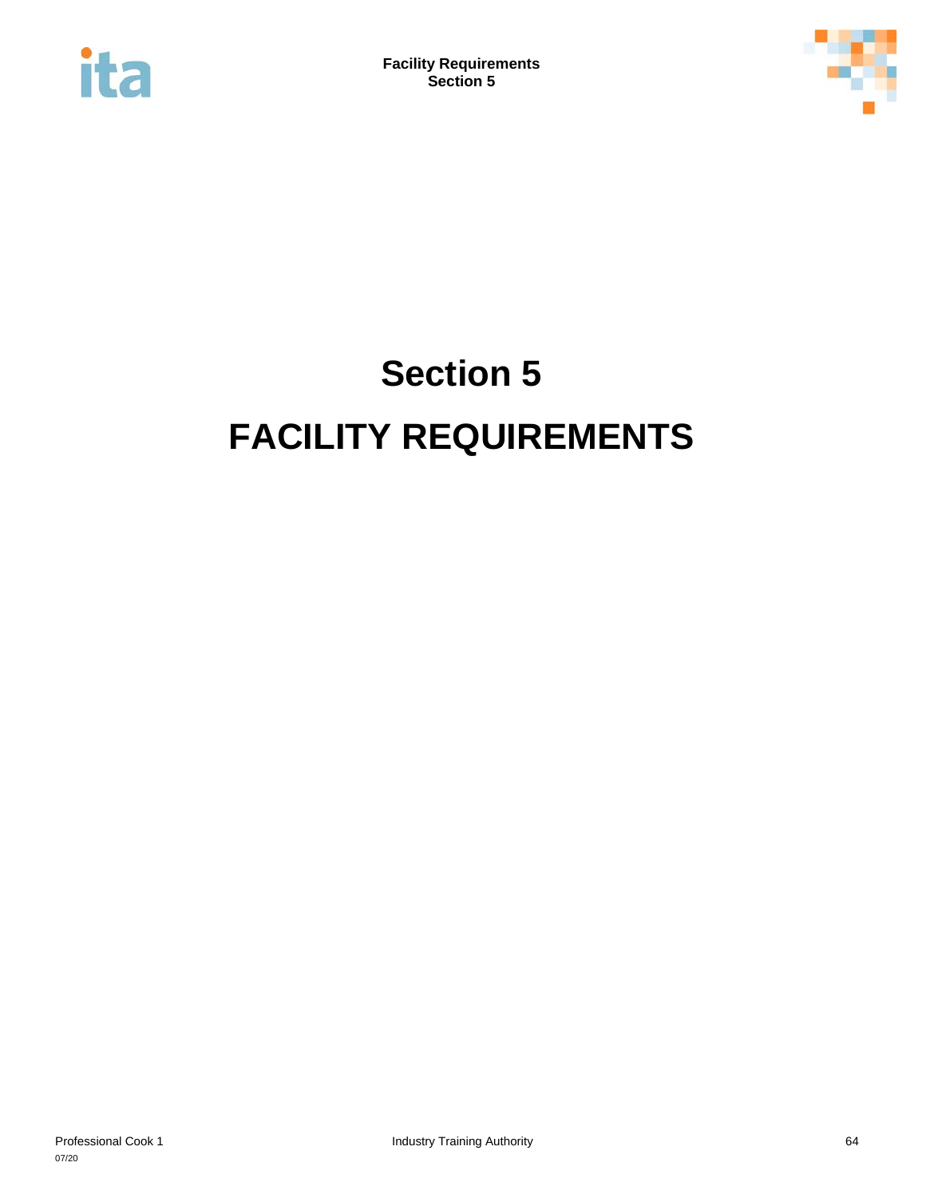# Section 5

# FACILITY REQUIREMENTS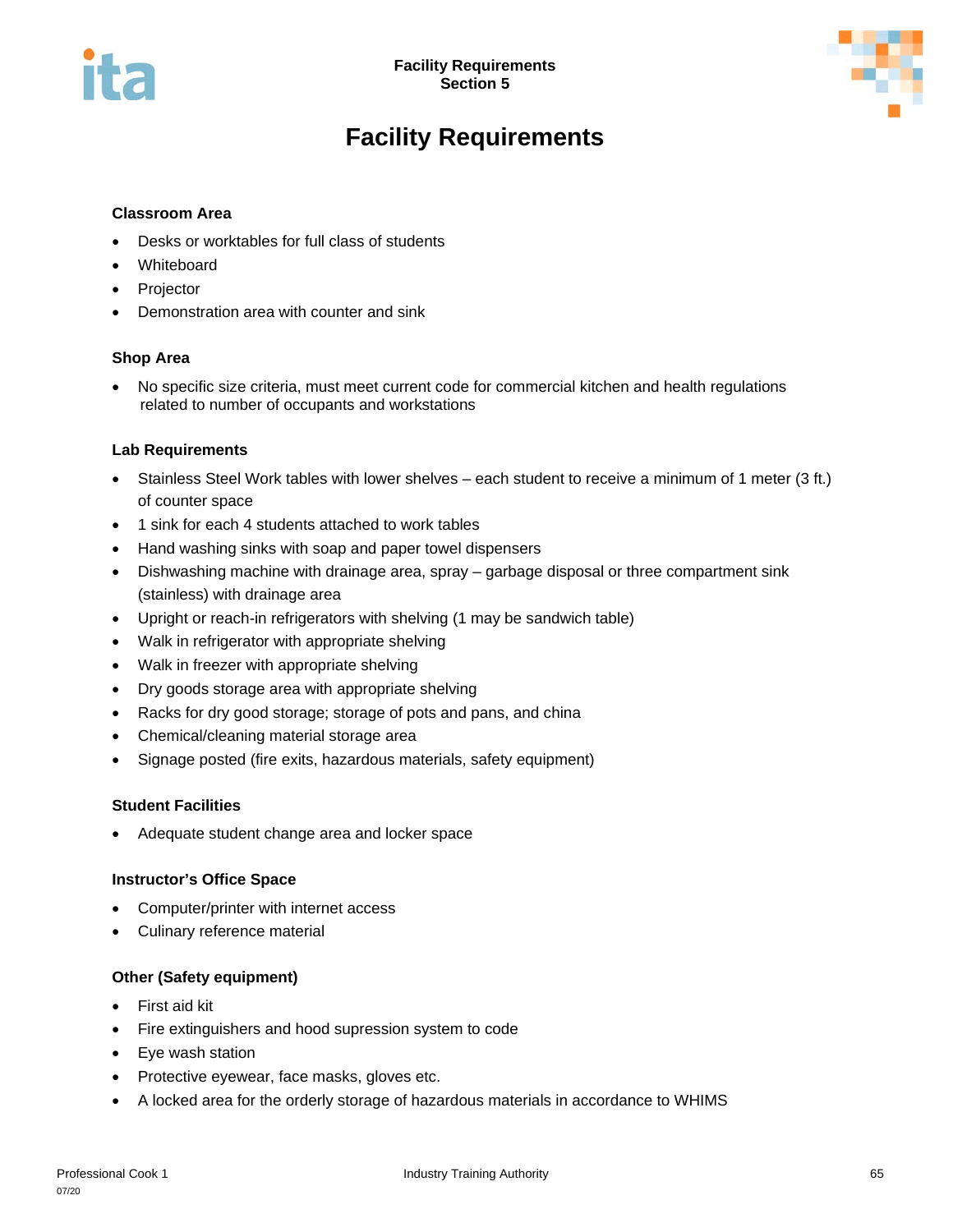# Facility Requirements

### Classroom Area

- Desks or worktables for full class of students
- Whiteboard
- Projector
- Demonstration area with counter and sink

### Shop Area

- No specific size criteria, must meet current code for commercial kitchen and health regulations related to number of occupants and workstations

### Lab Requirements

- Stainless Steel Work tables with lower shelves – each student to receive a minimum of 1 meter (3 ft.) of counter space
- 1 sink for each 4 students attached to work tables
- Hand washing sinks with soap and paper towel dispensers
- Dishwashing machine with drainage area, spray – garbage disposal or three compartment sink (stainless) with drainage area
- Upright or reach-in refrigerators with shelving (1 may be sandwich table)
- Walk in refrigerator with appropriate shelving
- Walk in freezer with appropriate shelving
- Dry goods storage area with appropriate shelving
- Racks for dry good storage; storage of pots and pans, and china
- Chemical/cleaning material storage area
- Signage posted (fire exits, hazardous materials, safety equipment)

### Student Facilities

- Adequate student change area and locker space

### Instructor's Office Space

- Computer/printer with internet access
- Culinary reference material

### Other (Safety equipment)

- First aid kit
- Fire extinguishers and hood supression system to code
- Eye wash station
- Protective eyewear, face masks, gloves etc.
- A locked area for the orderly storage of hazardous materials in accordance to WHIMS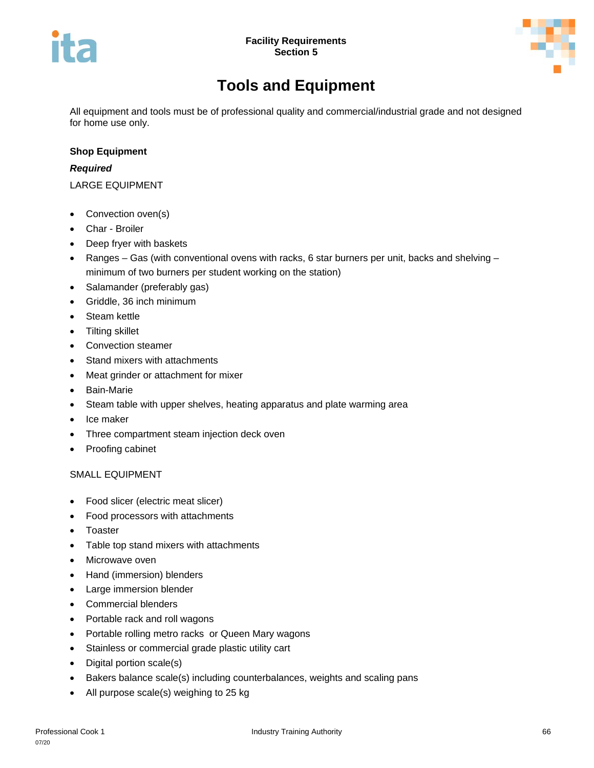# Tools and Equipment

All equipment and tools must be of professional quality and commercial/industrial grade and not designed for home use only.

**Shop Equipment**

***Required***

LARGE EQUIPMENT

- Convection oven(s)
- Char - Broiler
- Deep fryer with baskets
- Ranges – Gas (with conventional ovens with racks, 6 star burners per unit, backs and shelving – minimum of two burners per student working on the station)
- Salamander (preferably gas)
- Griddle, 36 inch minimum
- Steam kettle
- Tilting skillet
- Convection steamer
- Stand mixers with attachments
- Meat grinder or attachment for mixer
- Bain-Marie
- Steam table with upper shelves, heating apparatus and plate warming area
- Ice maker
- Three compartment steam injection deck oven
- Proofing cabinet

SMALL EQUIPMENT

- Food slicer (electric meat slicer)
- Food processors with attachments
- Toaster
- Table top stand mixers with attachments
- Microwave oven
- Hand (immersion) blenders
- Large immersion blender
- Commercial blenders
- Portable rack and roll wagons
- Portable rolling metro racks or Queen Mary wagons
- Stainless or commercial grade plastic utility cart
- Digital portion scale(s)
- Bakers balance scale(s) including counterbalances, weights and scaling pans
- All purpose scale(s) weighing to 25 kg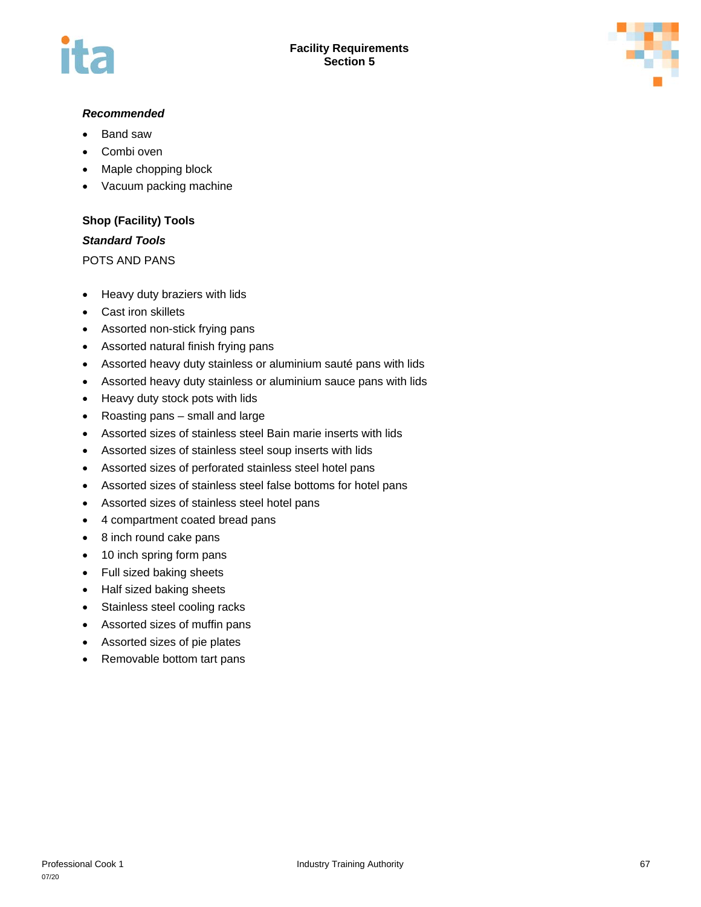***Recommended***

- Band saw
- Combi oven
- Maple chopping block
- Vacuum packing machine

**Shop (Facility) Tools**

***Standard Tools***

POTS AND PANS

- Heavy duty braziers with lids
- Cast iron skillets
- Assorted non-stick frying pans
- Assorted natural finish frying pans
- Assorted heavy duty stainless or aluminium sauté pans with lids
- Assorted heavy duty stainless or aluminium sauce pans with lids
- Heavy duty stock pots with lids
- Roasting pans – small and large
- Assorted sizes of stainless steel Bain marie inserts with lids
- Assorted sizes of stainless steel soup inserts with lids
- Assorted sizes of perforated stainless steel hotel pans
- Assorted sizes of stainless steel false bottoms for hotel pans
- Assorted sizes of stainless steel hotel pans
- 4 compartment coated bread pans
- 8 inch round cake pans
- 10 inch spring form pans
- Full sized baking sheets
- Half sized baking sheets
- Stainless steel cooling racks
- Assorted sizes of muffin pans
- Assorted sizes of pie plates
- Removable bottom tart pans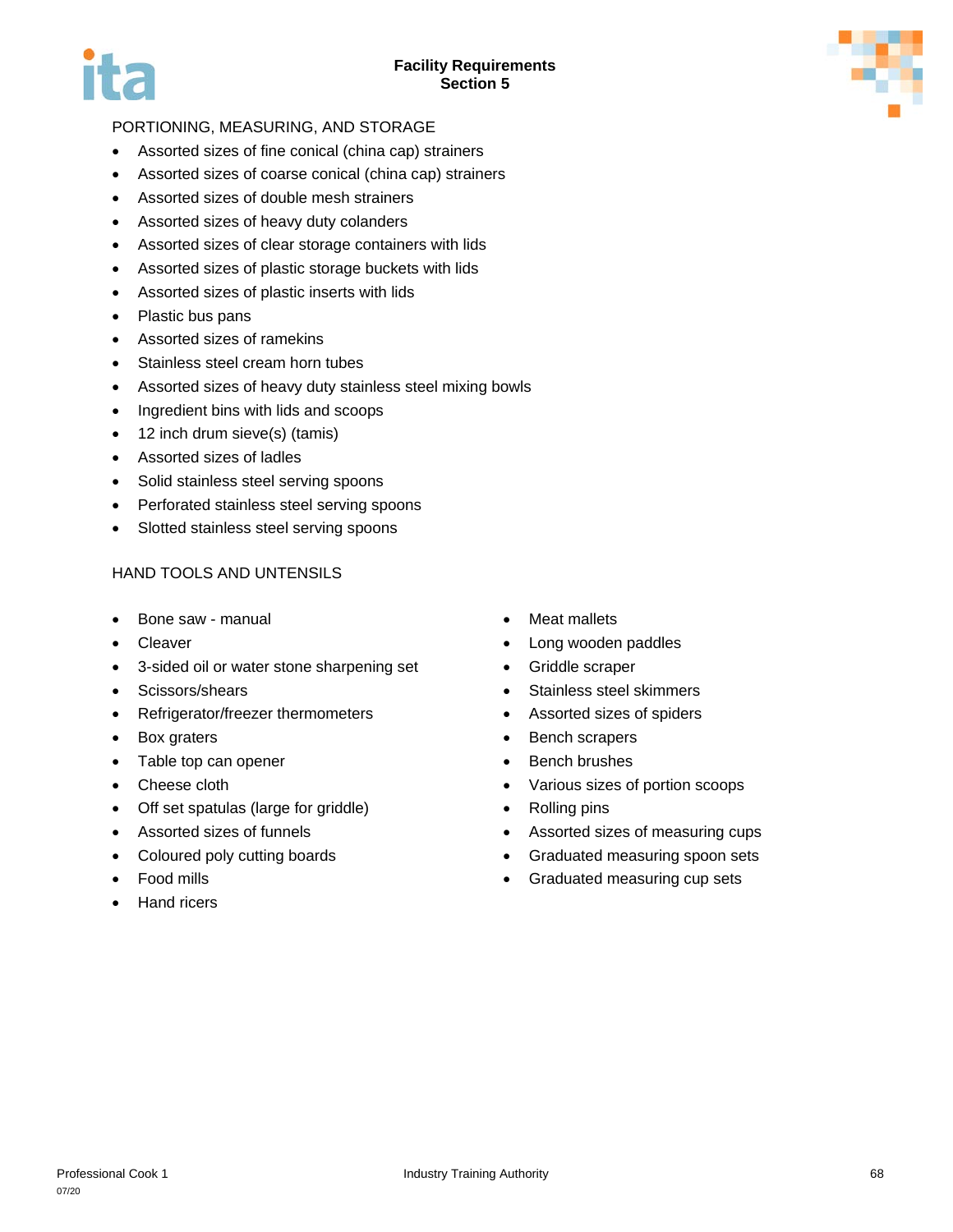PORTIONING, MEASURING, AND STORAGE

- Assorted sizes of fine conical (china cap) strainers
- Assorted sizes of coarse conical (china cap) strainers
- Assorted sizes of double mesh strainers
- Assorted sizes of heavy duty colanders
- Assorted sizes of clear storage containers with lids
- Assorted sizes of plastic storage buckets with lids
- Assorted sizes of plastic inserts with lids
- Plastic bus pans
- Assorted sizes of ramekins
- Stainless steel cream horn tubes
- Assorted sizes of heavy duty stainless steel mixing bowls
- Ingredient bins with lids and scoops
- 12 inch drum sieve(s) (tamis)
- Assorted sizes of ladles
- Solid stainless steel serving spoons
- Perforated stainless steel serving spoons
- Slotted stainless steel serving spoons

HAND TOOLS AND UNTENSILS

- Bone saw - manual
- Cleaver
- 3-sided oil or water stone sharpening set
- Scissors/shears
- Refrigerator/freezer thermometers
- Box graters
- Table top can opener
- Cheese cloth
- Off set spatulas (large for griddle)
- Assorted sizes of funnels
- Coloured poly cutting boards
- Food mills
- Hand ricers
- Meat mallets
- Long wooden paddles
- Griddle scraper
- Stainless steel skimmers
- Assorted sizes of spiders
- Bench scrapers
- Bench brushes
- Various sizes of portion scoops
- Rolling pins
- Assorted sizes of measuring cups
- Graduated measuring spoon sets
- Graduated measuring cup sets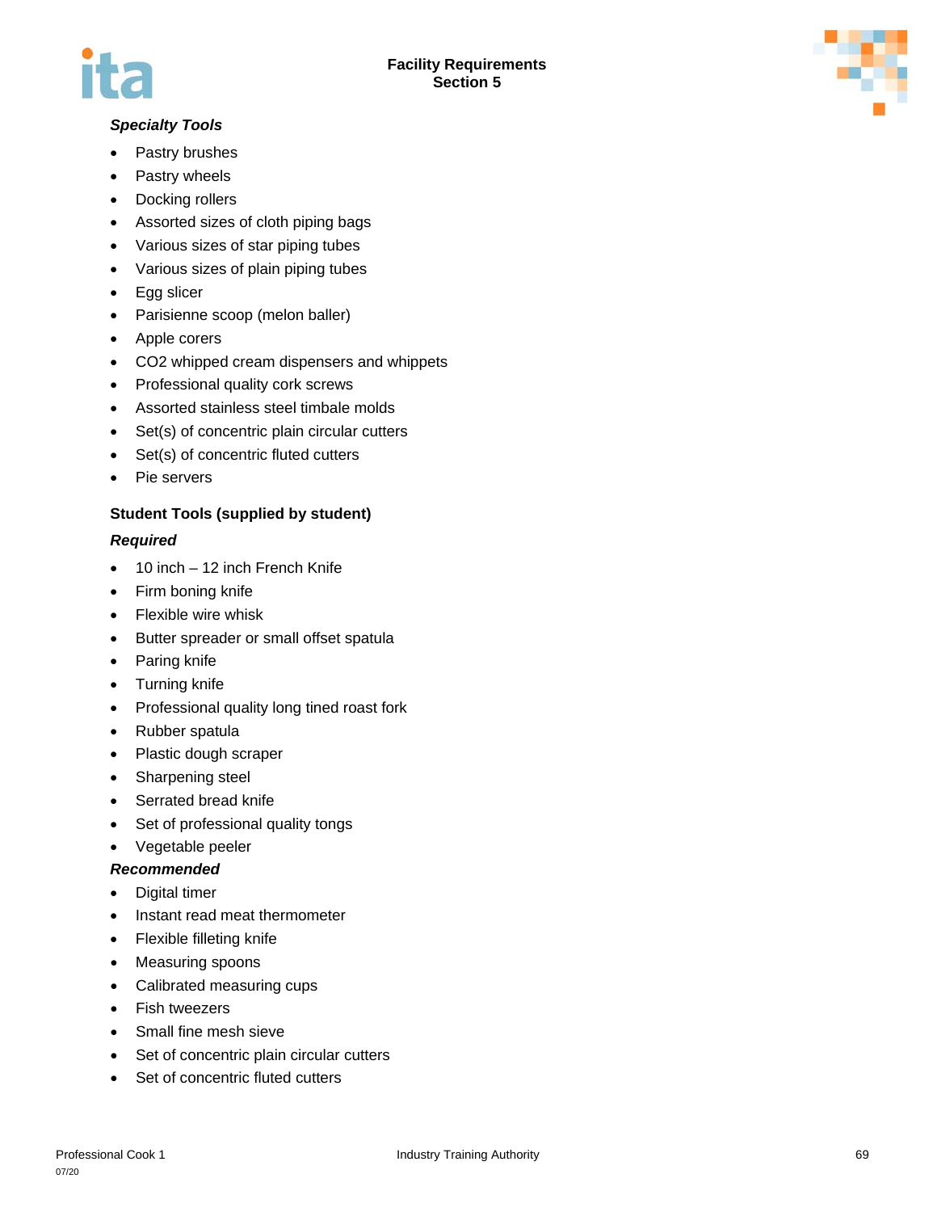***Specialty Tools***

- Pastry brushes
- Pastry wheels
- Docking rollers
- Assorted sizes of cloth piping bags
- Various sizes of star piping tubes
- Various sizes of plain piping tubes
- Egg slicer
- Parisienne scoop (melon baller)
- Apple corers
- $CO_2$ whipped cream dispensers and whippets
- Professional quality cork screws
- Assorted stainless steel timbale molds
- Set(s) of concentric plain circular cutters
- Set(s) of concentric fluted cutters
- Pie servers

**Student Tools (supplied by student)**

***Required***

- 10 inch – 12 inch French Knife
- Firm boning knife
- Flexible wire whisk
- Butter spreader or small offset spatula
- Paring knife
- Turning knife
- Professional quality long tined roast fork
- Rubber spatula
- Plastic dough scraper
- Sharpening steel
- Serrated bread knife
- Set of professional quality tongs
- Vegetable peeler

***Recommended***

- Digital timer
- Instant read meat thermometer
- Flexible filleting knife
- Measuring spoons
- Calibrated measuring cups
- Fish tweezers
- Small fine mesh sieve
- Set of concentric plain circular cutters
- Set of concentric fluted cutters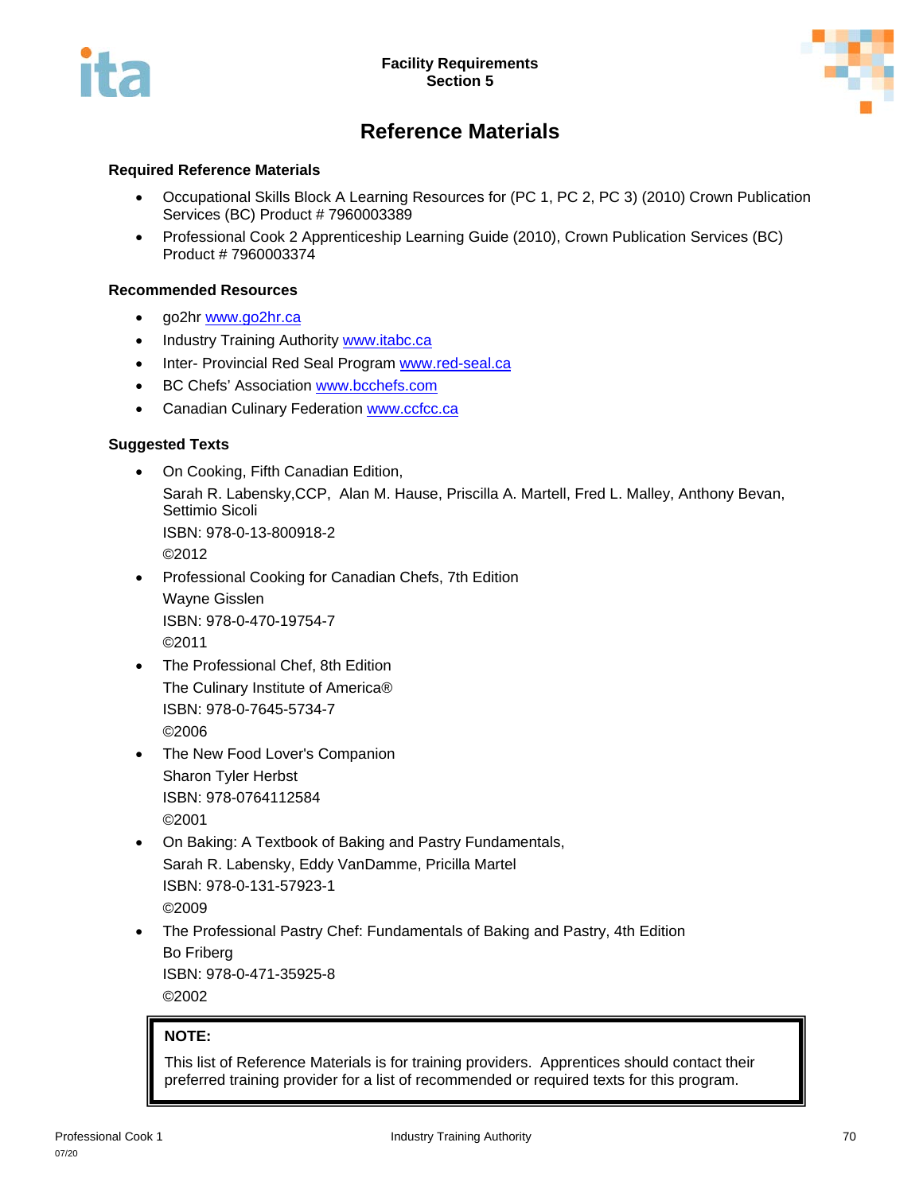# Reference Materials

### Required Reference Materials

- Occupational Skills Block A Learning Resources for (PC 1, PC 2, PC 3) (2010) Crown Publication Services (BC) Product # 7960003389
- Professional Cook 2 Apprenticeship Learning Guide (2010), Crown Publication Services (BC) Product # 7960003374

### Recommended Resources

- go2hr www.go2hr.ca
- Industry Training Authority www.itabc.ca
- Inter- Provincial Red Seal Program www.red-seal.ca
- BC Chefs' Association www.bcchefs.com
- Canadian Culinary Federation www.ccfcc.ca

### Suggested Texts

- On Cooking, Fifth Canadian Edition,
  Sarah R. Labensky,CCP, Alan M. Hause, Priscilla A. Martell, Fred L. Malley, Anthony Bevan, Settimio Sicoli
  ISBN: 978-0-13-800918-2
  ©2012
- Professional Cooking for Canadian Chefs, 7th Edition
  Wayne Gisslen
  ISBN: 978-0-470-19754-7
  ©2011
- The Professional Chef, 8th Edition
  The Culinary Institute of America®
  ISBN: 978-0-7645-5734-7
  ©2006
- The New Food Lover's Companion
  Sharon Tyler Herbst
  ISBN: 978-0764112584
  ©2001
- On Baking: A Textbook of Baking and Pastry Fundamentals,
  Sarah R. Labensky, Eddy VanDamme, Pricilla Martel
  ISBN: 978-0-131-57923-1
  ©2009
- The Professional Pastry Chef: Fundamentals of Baking and Pastry, 4th Edition
  Bo Friberg
  ISBN: 978-0-471-35925-8
  ©2002

**NOTE:**

This list of Reference Materials is for training providers. Apprentices should contact their preferred training provider for a list of recommended or required texts for this program.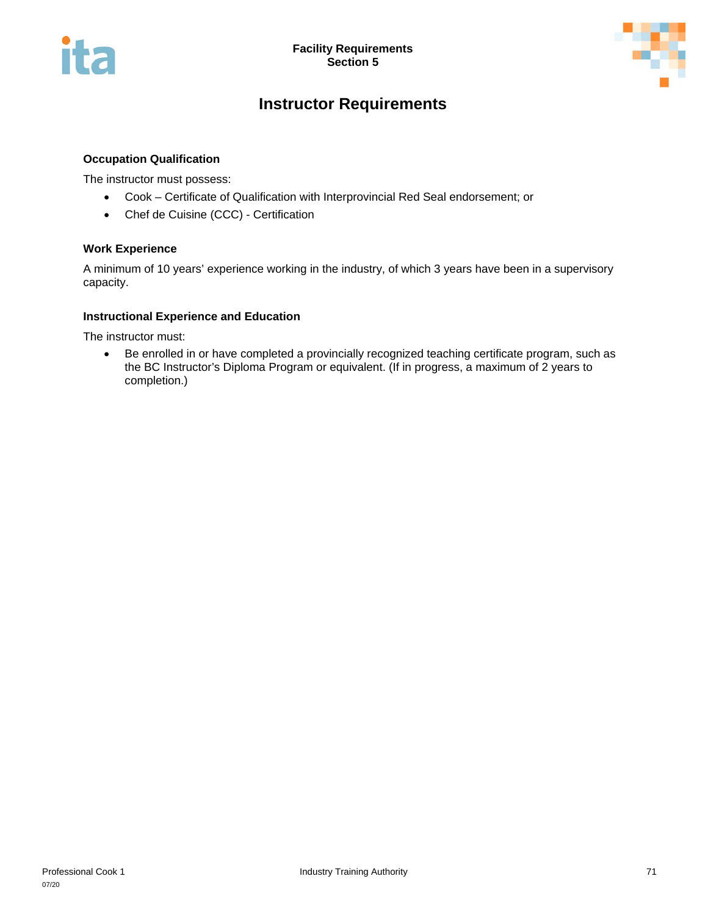# Instructor Requirements

### Occupation Qualification

The instructor must possess:

- Cook – Certificate of Qualification with Interprovincial Red Seal endorsement; or
- Chef de Cuisine (CCC) - Certification

### Work Experience

A minimum of 10 years' experience working in the industry, of which 3 years have been in a supervisory capacity.

### Instructional Experience and Education

The instructor must:

- Be enrolled in or have completed a provincially recognized teaching certificate program, such as the BC Instructor's Diploma Program or equivalent. (If in progress, a maximum of 2 years to completion.)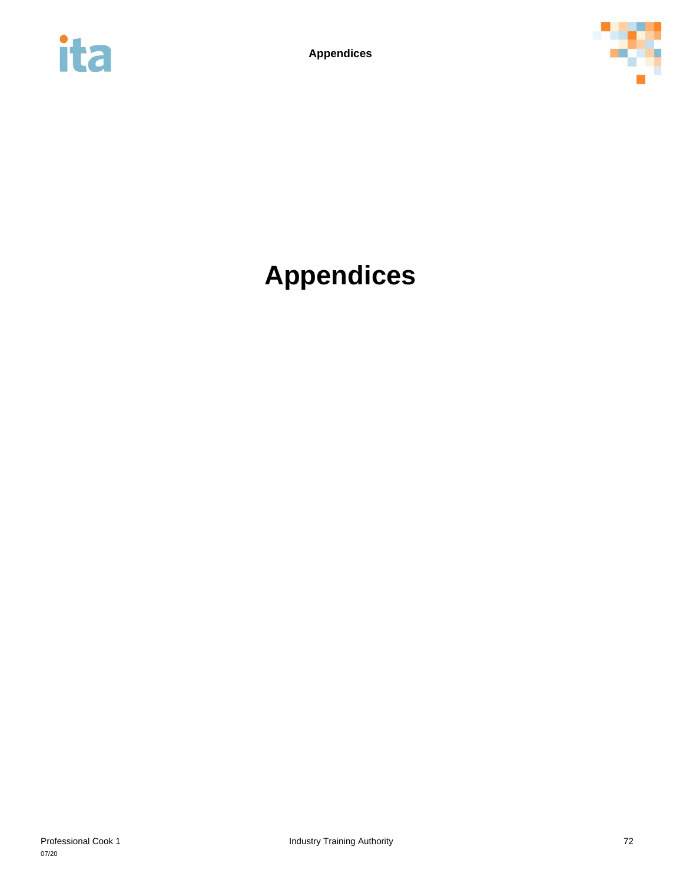# Appendices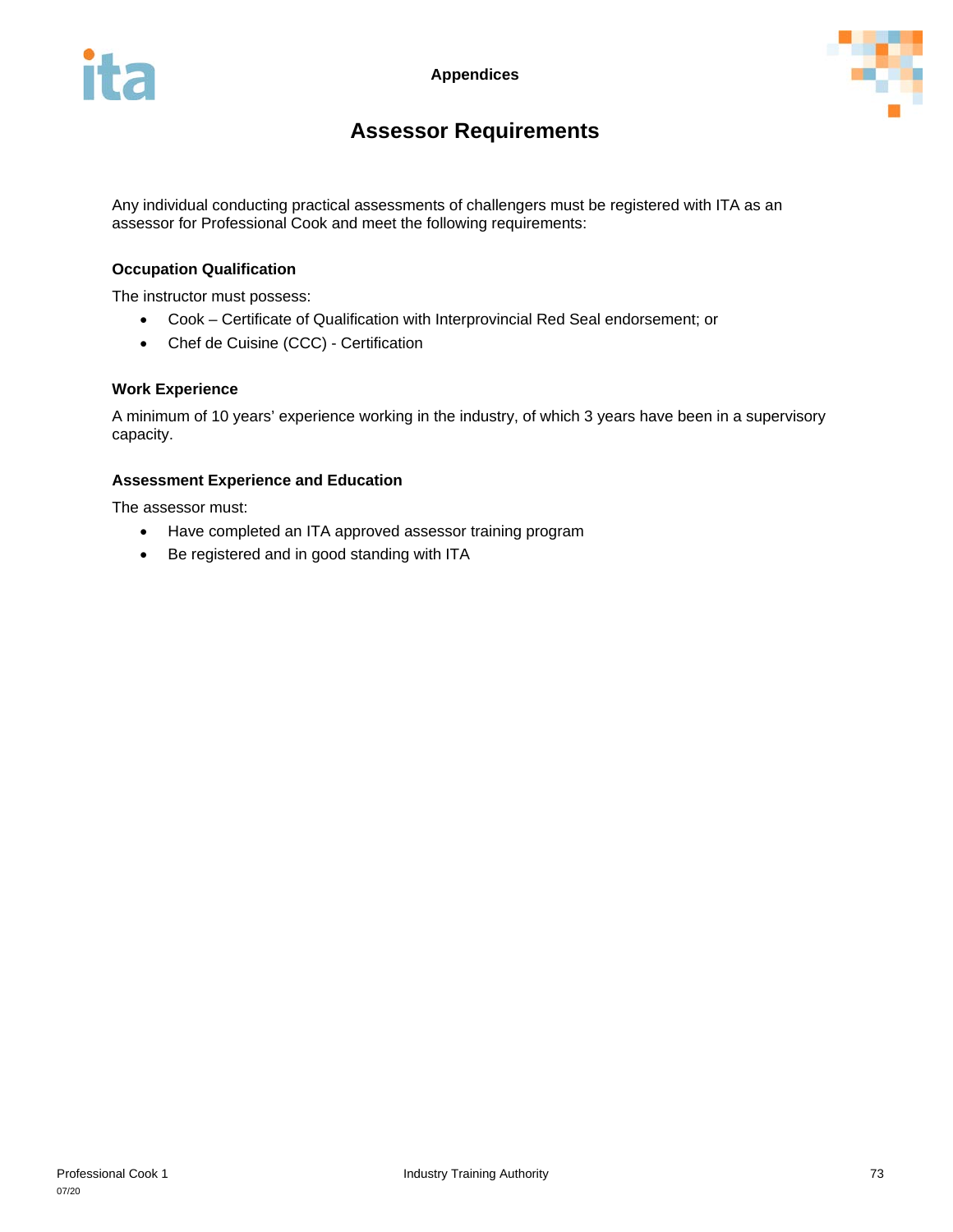# Assessor Requirements

Any individual conducting practical assessments of challengers must be registered with ITA as an assessor for Professional Cook and meet the following requirements:

### Occupation Qualification

The instructor must possess:

- Cook – Certificate of Qualification with Interprovincial Red Seal endorsement; or
- Chef de Cuisine (CCC) - Certification

### Work Experience

A minimum of 10 years' experience working in the industry, of which 3 years have been in a supervisory capacity.

### Assessment Experience and Education

The assessor must:

- Have completed an ITA approved assessor training program
- Be registered and in good standing with ITA